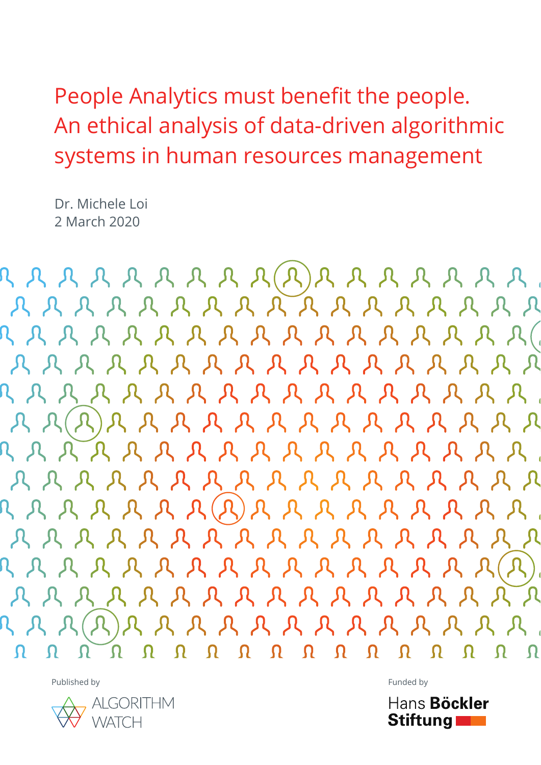# People Analytics must benefit the people. An ethical analysis of data-driven algorithmic systems in human resources management

Dr. Michele Loi
2 March 2020

Published by

ALGORITHM WATCH

Funded by

Hans Böckler Stiftung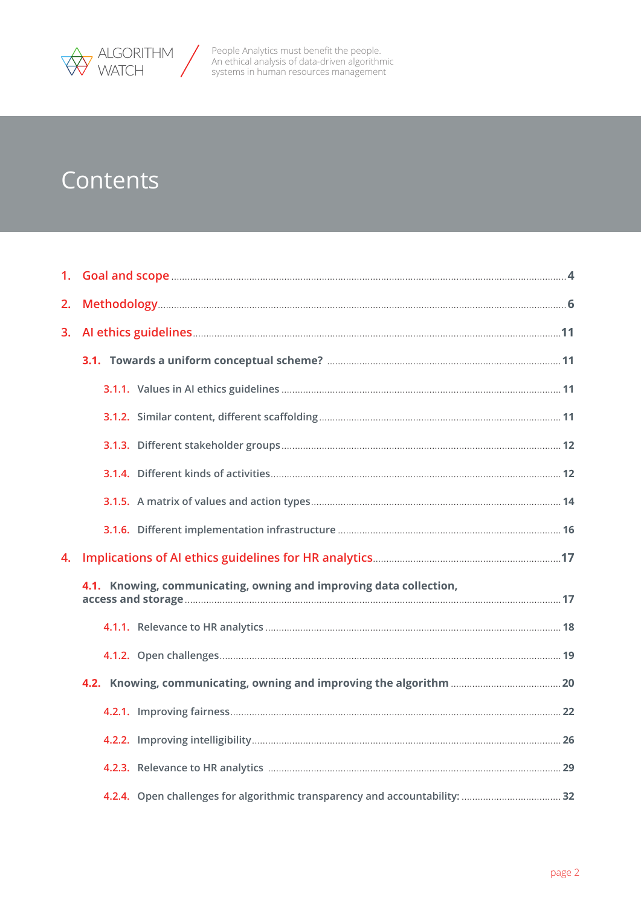# Contents

1. Goal and scope ..... 4
2. Methodology ..... 6
3. AI ethics guidelines ..... 11
   - 3.1. Towards a uniform conceptual scheme? ..... 11
     - 3.1.1. Values in AI ethics guidelines ..... 11
     - 3.1.2. Similar content, different scaffolding ..... 11
     - 3.1.3. Different stakeholder groups ..... 12
     - 3.1.4. Different kinds of activities ..... 12
     - 3.1.5. A matrix of values and action types ..... 14
     - 3.1.6. Different implementation infrastructure ..... 16
4. Implications of AI ethics guidelines for HR analytics ..... 17
   - 4.1. Knowing, communicating, owning and improving data collection, access and storage ..... 17
     - 4.1.1. Relevance to HR analytics ..... 18
     - 4.1.2. Open challenges ..... 19
   - 4.2. Knowing, communicating, owning and improving the algorithm ..... 20
     - 4.2.1. Improving fairness ..... 22
     - 4.2.2. Improving intelligibility ..... 26
     - 4.2.3. Relevance to HR analytics ..... 29
     - 4.2.4. Open challenges for algorithmic transparency and accountability: ..... 32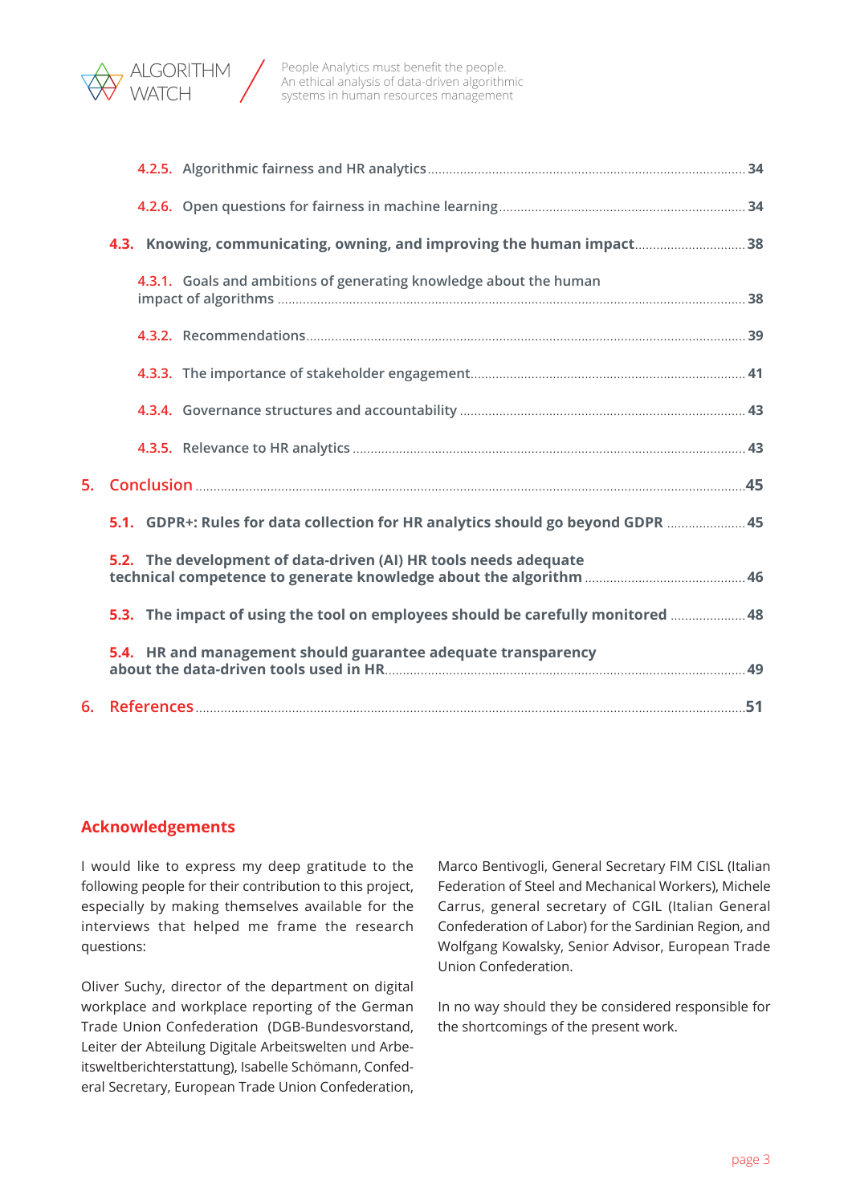- 4.2.5. Algorithmic fairness and HR analytics ... 34
- 4.2.6. Open questions for fairness in machine learning ... 34
- **4.3. Knowing, communicating, owning, and improving the human impact ... 38**
  - 4.3.1. Goals and ambitions of generating knowledge about the human impact of algorithms ... 38
  - 4.3.2. Recommendations ... 39
  - 4.3.3. The importance of stakeholder engagement ... 41
  - 4.3.4. Governance structures and accountability ... 43
  - 4.3.5. Relevance to HR analytics ... 43
- **5. Conclusion ... 45**
  - **5.1. GDPR+: Rules for data collection for HR analytics should go beyond GDPR ... 45**
  - **5.2. The development of data-driven (AI) HR tools needs adequate technical competence to generate knowledge about the algorithm ... 46**
  - **5.3. The impact of using the tool on employees should be carefully monitored ... 48**
  - **5.4. HR and management should guarantee adequate transparency about the data-driven tools used in HR ... 49**
- **6. References ... 51**

## Acknowledgements

I would like to express my deep gratitude to the following people for their contribution to this project, especially by making themselves available for the interviews that helped me frame the research questions:

Oliver Suchy, director of the department on digital workplace and workplace reporting of the German Trade Union Confederation (DGB-Bundesvorstand, Leiter der Abteilung Digitale Arbeitswelten und Arbeitsweltberichterstattung), Isabelle Schömann, Confederal Secretary, European Trade Union Confederation, Marco Bentivogli, General Secretary FIM CISL (Italian Federation of Steel and Mechanical Workers), Michele Carrus, general secretary of CGIL (Italian General Confederation of Labor) for the Sardinian Region, and Wolfgang Kowalsky, Senior Advisor, European Trade Union Confederation.

In no way should they be considered responsible for the shortcomings of the present work.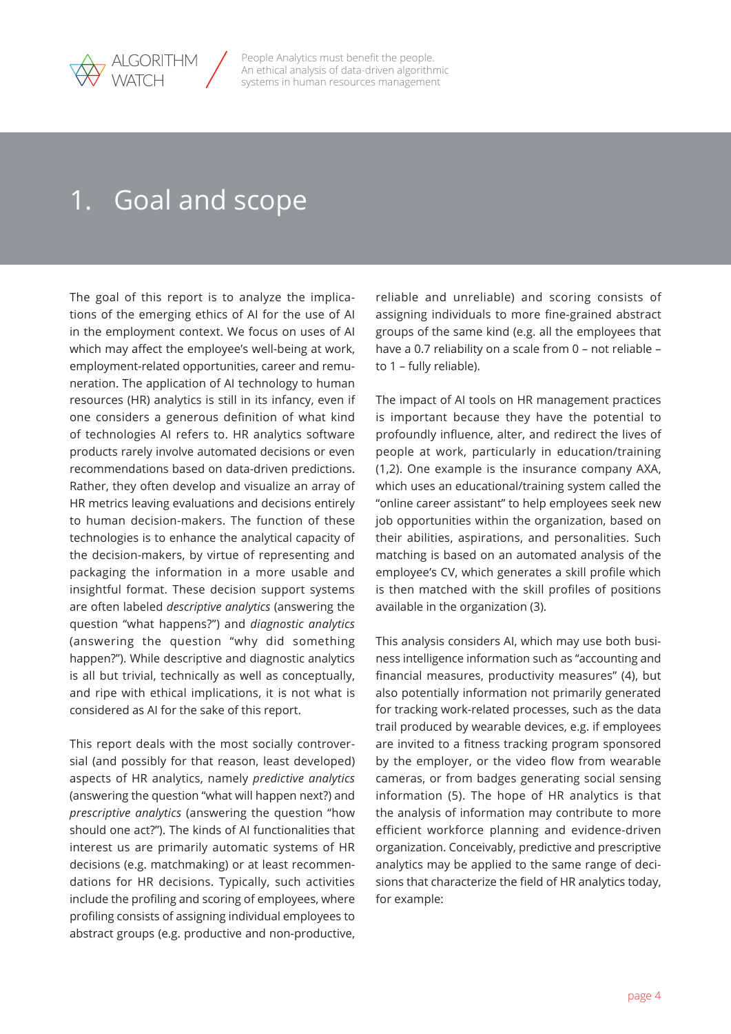# 1. Goal and scope

The goal of this report is to analyze the implications of the emerging ethics of AI for the use of AI in the employment context. We focus on uses of AI which may affect the employee's well-being at work, employment-related opportunities, career and remuneration. The application of AI technology to human resources (HR) analytics is still in its infancy, even if one considers a generous definition of what kind of technologies AI refers to. HR analytics software products rarely involve automated decisions or even recommendations based on data-driven predictions. Rather, they often develop and visualize an array of HR metrics leaving evaluations and decisions entirely to human decision-makers. The function of these technologies is to enhance the analytical capacity of the decision-makers, by virtue of representing and packaging the information in a more usable and insightful format. These decision support systems are often labeled *descriptive analytics* (answering the question "what happens?") and *diagnostic analytics* (answering the question "why did something happen?"). While descriptive and diagnostic analytics is all but trivial, technically as well as conceptually, and ripe with ethical implications, it is not what is considered as AI for the sake of this report.

This report deals with the most socially controversial (and possibly for that reason, least developed) aspects of HR analytics, namely *predictive analytics* (answering the question "what will happen next?) and *prescriptive analytics* (answering the question "how should one act?"). The kinds of AI functionalities that interest us are primarily automatic systems of HR decisions (e.g. matchmaking) or at least recommendations for HR decisions. Typically, such activities include the profiling and scoring of employees, where profiling consists of assigning individual employees to abstract groups (e.g. productive and non-productive, reliable and unreliable) and scoring consists of assigning individuals to more fine-grained abstract groups of the same kind (e.g. all the employees that have a 0.7 reliability on a scale from 0 – not reliable – to 1 – fully reliable).

The impact of AI tools on HR management practices is important because they have the potential to profoundly influence, alter, and redirect the lives of people at work, particularly in education/training (1,2). One example is the insurance company AXA, which uses an educational/training system called the "online career assistant" to help employees seek new job opportunities within the organization, based on their abilities, aspirations, and personalities. Such matching is based on an automated analysis of the employee's CV, which generates a skill profile which is then matched with the skill profiles of positions available in the organization (3).

This analysis considers AI, which may use both business intelligence information such as "accounting and financial measures, productivity measures" (4), but also potentially information not primarily generated for tracking work-related processes, such as the data trail produced by wearable devices, e.g. if employees are invited to a fitness tracking program sponsored by the employer, or the video flow from wearable cameras, or from badges generating social sensing information (5). The hope of HR analytics is that the analysis of information may contribute to more efficient workforce planning and evidence-driven organization. Conceivably, predictive and prescriptive analytics may be applied to the same range of decisions that characterize the field of HR analytics today, for example: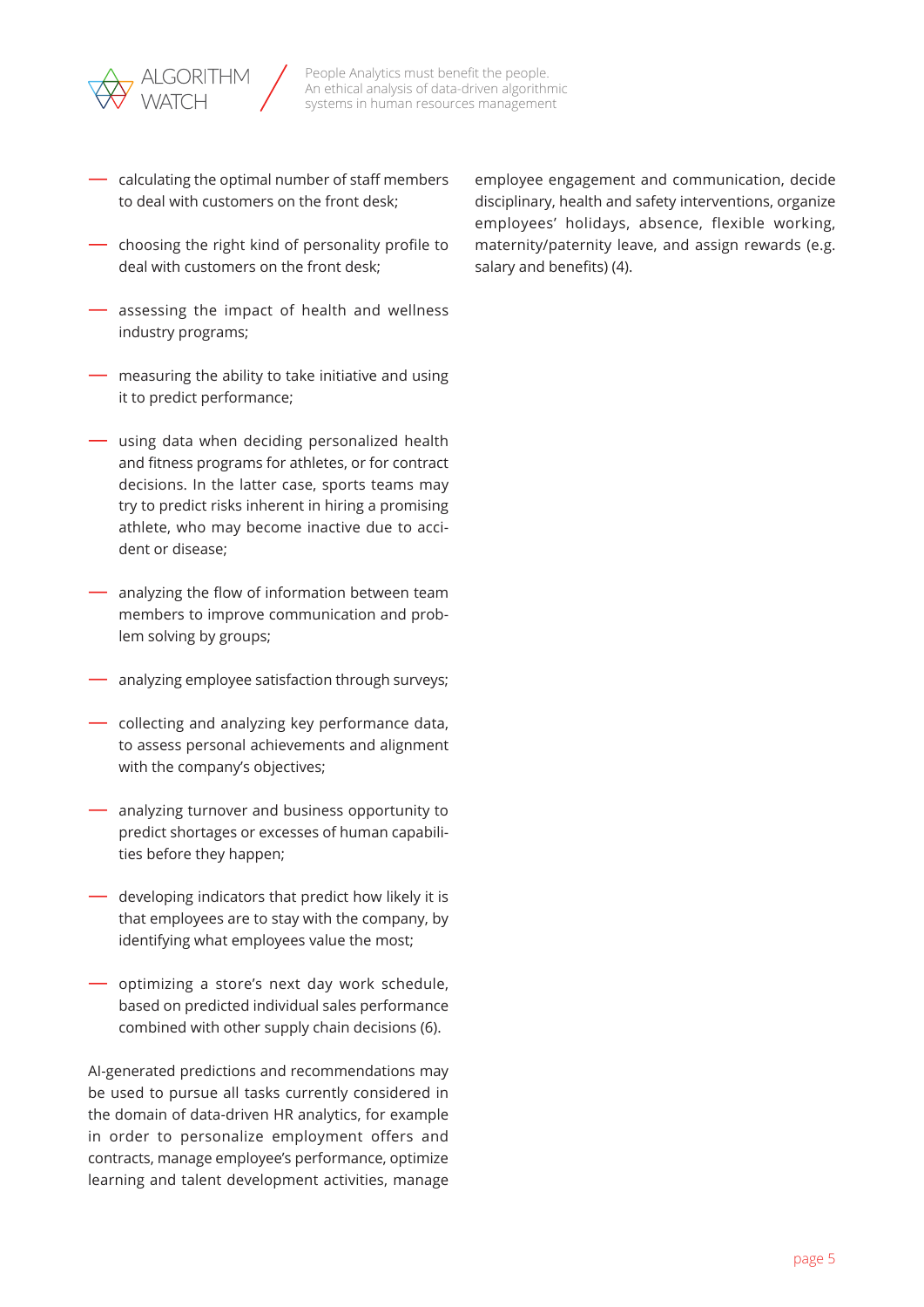- calculating the optimal number of staff members to deal with customers on the front desk;
- choosing the right kind of personality profile to deal with customers on the front desk;
- assessing the impact of health and wellness industry programs;
- measuring the ability to take initiative and using it to predict performance;
- using data when deciding personalized health and fitness programs for athletes, or for contract decisions. In the latter case, sports teams may try to predict risks inherent in hiring a promising athlete, who may become inactive due to accident or disease;
- analyzing the flow of information between team members to improve communication and problem solving by groups;
- analyzing employee satisfaction through surveys;
- collecting and analyzing key performance data, to assess personal achievements and alignment with the company's objectives;
- analyzing turnover and business opportunity to predict shortages or excesses of human capabilities before they happen;
- developing indicators that predict how likely it is that employees are to stay with the company, by identifying what employees value the most;
- optimizing a store's next day work schedule, based on predicted individual sales performance combined with other supply chain decisions (6).

AI-generated predictions and recommendations may be used to pursue all tasks currently considered in the domain of data-driven HR analytics, for example in order to personalize employment offers and contracts, manage employee's performance, optimize learning and talent development activities, manage employee engagement and communication, decide disciplinary, health and safety interventions, organize employees' holidays, absence, flexible working, maternity/paternity leave, and assign rewards (e.g. salary and benefits) (4).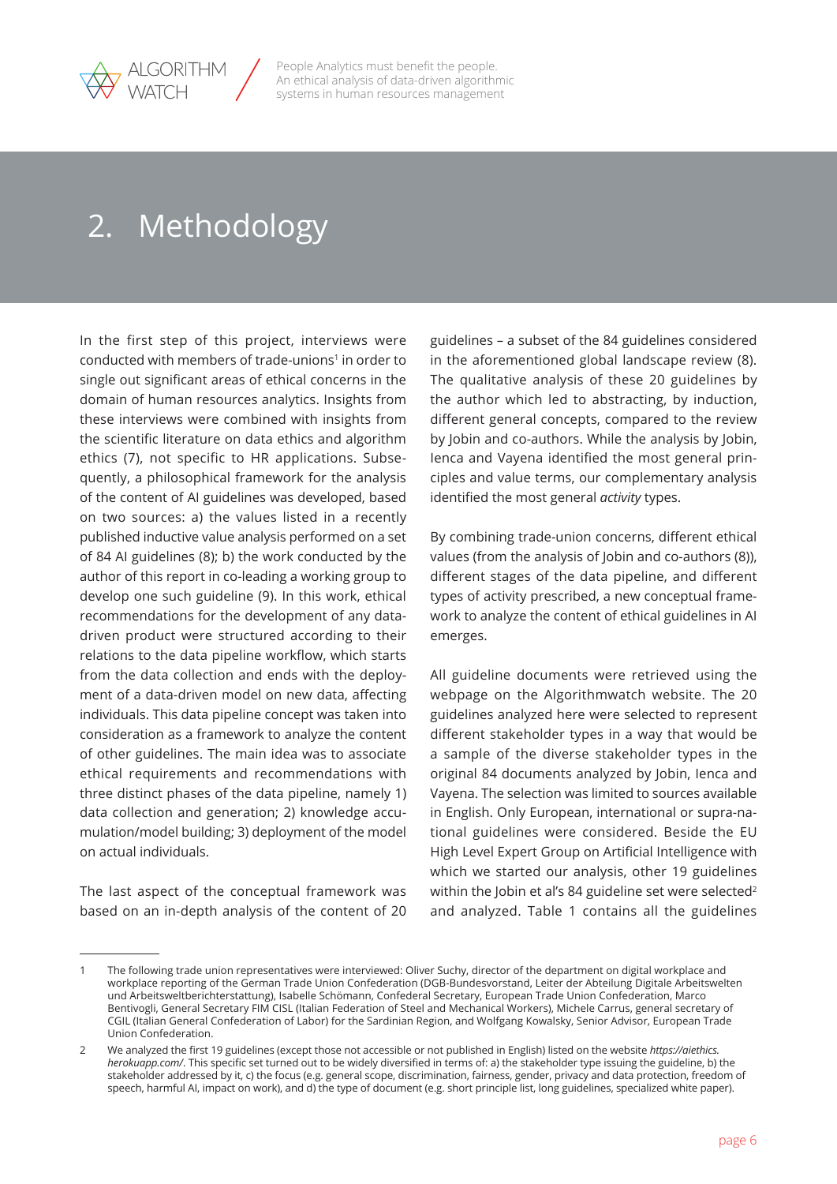# 2. Methodology

In the first step of this project, interviews were conducted with members of trade-unions[1] in order to single out significant areas of ethical concerns in the domain of human resources analytics. Insights from these interviews were combined with insights from the scientific literature on data ethics and algorithm ethics (7), not specific to HR applications. Subsequently, a philosophical framework for the analysis of the content of AI guidelines was developed, based on two sources: a) the values listed in a recently published inductive value analysis performed on a set of 84 AI guidelines (8); b) the work conducted by the author of this report in co-leading a working group to develop one such guideline (9). In this work, ethical recommendations for the development of any data-driven product were structured according to their relations to the data pipeline workflow, which starts from the data collection and ends with the deployment of a data-driven model on new data, affecting individuals. This data pipeline concept was taken into consideration as a framework to analyze the content of other guidelines. The main idea was to associate ethical requirements and recommendations with three distinct phases of the data pipeline, namely 1) data collection and generation; 2) knowledge accumulation/model building; 3) deployment of the model on actual individuals.

The last aspect of the conceptual framework was based on an in-depth analysis of the content of 20 guidelines – a subset of the 84 guidelines considered in the aforementioned global landscape review (8). The qualitative analysis of these 20 guidelines by the author which led to abstracting, by induction, different general concepts, compared to the review by Jobin and co-authors. While the analysis by Jobin, Ienca and Vayena identified the most general principles and value terms, our complementary analysis identified the most general *activity* types.

By combining trade-union concerns, different ethical values (from the analysis of Jobin and co-authors (8)), different stages of the data pipeline, and different types of activity prescribed, a new conceptual framework to analyze the content of ethical guidelines in AI emerges.

All guideline documents were retrieved using the webpage on the Algorithmwatch website. The 20 guidelines analyzed here were selected to represent different stakeholder types in a way that would be a sample of the diverse stakeholder types in the original 84 documents analyzed by Jobin, Ienca and Vayena. The selection was limited to sources available in English. Only European, international or supra-national guidelines were considered. Beside the EU High Level Expert Group on Artificial Intelligence with which we started our analysis, other 19 guidelines within the Jobin et al's 84 guideline set were selected[2] and analyzed. Table 1 contains all the guidelines

---

1 The following trade union representatives were interviewed: Oliver Suchy, director of the department on digital workplace and workplace reporting of the German Trade Union Confederation (DGB-Bundesvorstand, Leiter der Abteilung Digitale Arbeitswelten und Arbeitsweltberichterstattung), Isabelle Schömann, Confederal Secretary, European Trade Union Confederation, Marco Bentivogli, General Secretary FIM CISL (Italian Federation of Steel and Mechanical Workers), Michele Carrus, general secretary of CGIL (Italian General Confederation of Labor) for the Sardinian Region, and Wolfgang Kowalsky, Senior Advisor, European Trade Union Confederation.

2 We analyzed the first 19 guidelines (except those not accessible or not published in English) listed on the website *https://aiethics.herokuapp.com/*. This specific set turned out to be widely diversified in terms of: a) the stakeholder type issuing the guideline, b) the stakeholder addressed by it, c) the focus (e.g. general scope, discrimination, fairness, gender, privacy and data protection, freedom of speech, harmful AI, impact on work), and d) the type of document (e.g. short principle list, long guidelines, specialized white paper).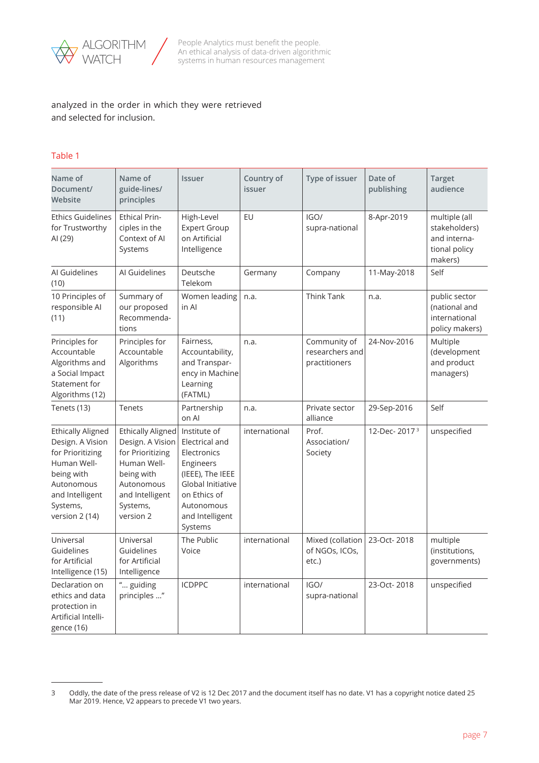analyzed in the order in which they were retrieved and selected for inclusion.

Table 1

| Name of Document/ Website | Name of guide-lines/ principles | Issuer | Country of issuer | Type of issuer | Date of publishing | Target audience |
|---|---|---|---|---|---|---|
| Ethics Guidelines for Trustworthy AI (29) | Ethical Prin-ciples in the Context of AI Systems | High-Level Expert Group on Artificial Intelligence | EU | IGO/ supra-national | 8-Apr-2019 | multiple (all stakeholders) and interna-tional policy makers) |
| AI Guidelines (10) | AI Guidelines | Deutsche Telekom | Germany | Company | 11-May-2018 | Self |
| 10 Principles of responsible AI (11) | Summary of our proposed Recommenda-tions | Women leading in AI | n.a. | Think Tank | n.a. | public sector (national and international policy makers) |
| Principles for Accountable Algorithms and a Social Impact Statement for Algorithms (12) | Principles for Accountable Algorithms | Fairness, Accountability, and Transpar-ency in Machine Learning (FATML) | n.a. | Community of researchers and practitioners | 24-Nov-2016 | Multiple (development and product managers) |
| Tenets (13) | Tenets | Partnership on AI | n.a. | Private sector alliance | 29-Sep-2016 | Self |
| Ethically Aligned Design. A Vision for Prioritizing Human Well-being with Autonomous and Intelligent Systems, version 2 (14) | Ethically Aligned Design. A Vision for Prioritizing Human Well-being with Autonomous and Intelligent Systems, version 2 | Institute of Electrical and Electronics Engineers (IEEE), The IEEE Global Initiative on Ethics of Autonomous and Intelligent Systems | international | Prof. Association/ Society | 12-Dec- 2017 [3] | unspecified |
| Universal Guidelines for Artificial Intelligence (15) | Universal Guidelines for Artificial Intelligence | The Public Voice | international | Mixed (collation of NGOs, ICOs, etc.) | 23-Oct- 2018 | multiple (institutions, governments) |
| Declaration on ethics and data protection in Artificial Intelli-gence (16) | "… guiding principles …" | ICDPPC | international | IGO/ supra-national | 23-Oct- 2018 | unspecified |

3 Oddly, the date of the press release of V2 is 12 Dec 2017 and the document itself has no date. V1 has a copyright notice dated 25 Mar 2019. Hence, V2 appears to precede V1 two years.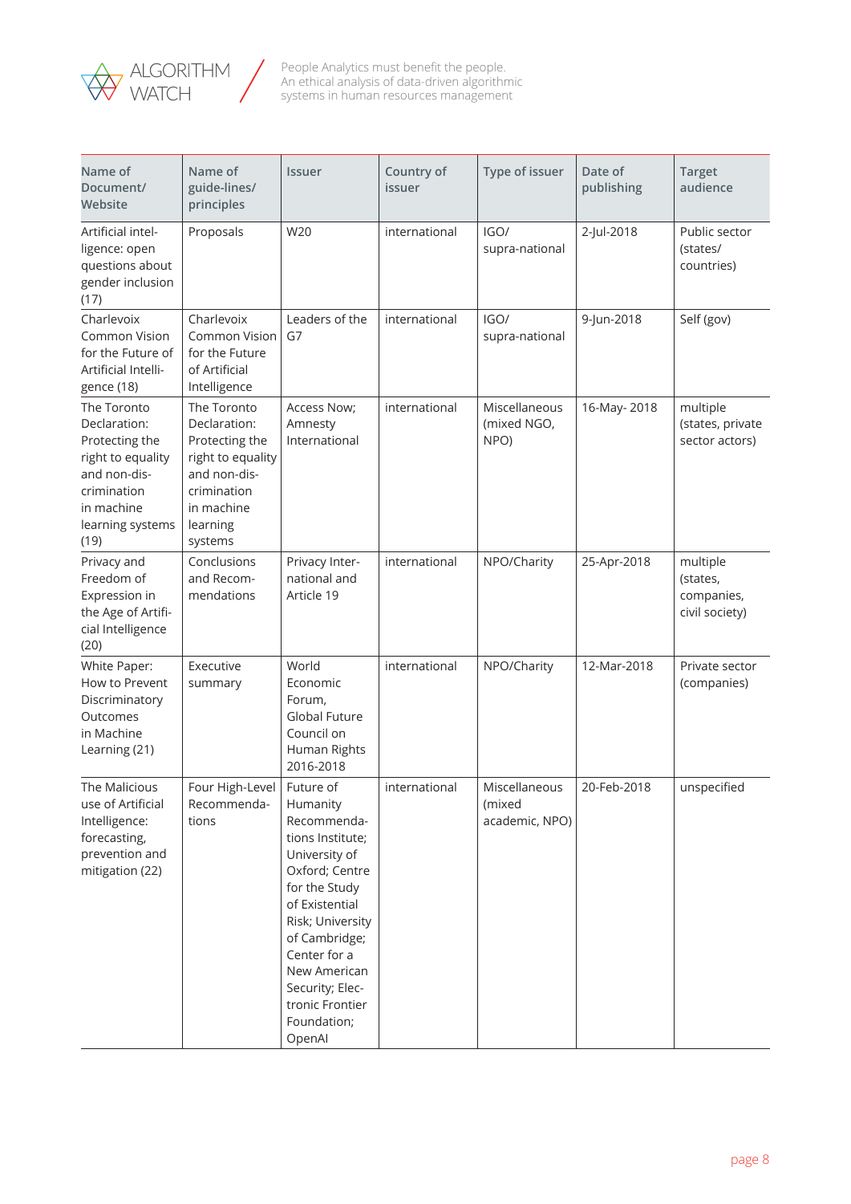| Name of Document/ Website | Name of guide-lines/ principles | Issuer | Country of issuer | Type of issuer | Date of publishing | Target audience |
|---|---|---|---|---|---|---|
| Artificial intel-ligence: open questions about gender inclusion (17) | Proposals | W20 | international | IGO/ supra-national | 2-Jul-2018 | Public sector (states/ countries) |
| Charlevoix Common Vision for the Future of Artificial Intelli-gence (18) | Charlevoix Common Vision for the Future of Artificial Intelligence | Leaders of the G7 | international | IGO/ supra-national | 9-Jun-2018 | Self (gov) |
| The Toronto Declaration: Protecting the right to equality and non-dis-crimination in machine learning systems (19) | The Toronto Declaration: Protecting the right to equality and non-dis-crimination in machine learning systems | Access Now; Amnesty International | international | Miscellaneous (mixed NGO, NPO) | 16-May- 2018 | multiple (states, private sector actors) |
| Privacy and Freedom of Expression in the Age of Artifi-cial Intelligence (20) | Conclusions and Recom-mendations | Privacy Inter-national and Article 19 | international | NPO/Charity | 25-Apr-2018 | multiple (states, companies, civil society) |
| White Paper: How to Prevent Discriminatory Outcomes in Machine Learning (21) | Executive summary | World Economic Forum, Global Future Council on Human Rights 2016-2018 | international | NPO/Charity | 12-Mar-2018 | Private sector (companies) |
| The Malicious use of Artificial Intelligence: forecasting, prevention and mitigation (22) | Four High-Level Recommenda-tions | Future of Humanity Recommenda-tions Institute; University of Oxford; Centre for the Study of Existential Risk; University of Cambridge; Center for a New American Security; Elec-tronic Frontier Foundation; OpenAI | international | Miscellaneous (mixed academic, NPO) | 20-Feb-2018 | unspecified |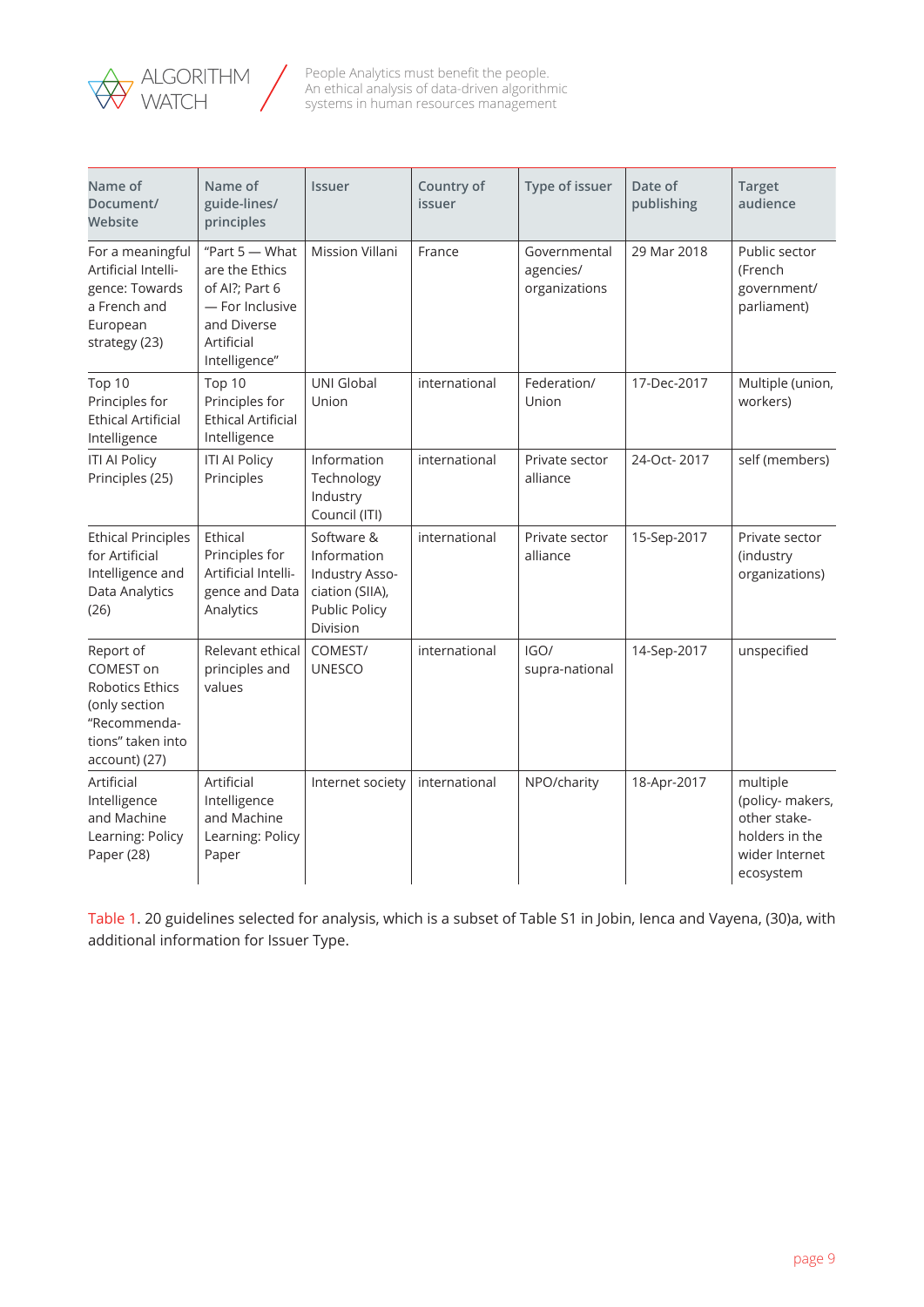| Name of Document/ Website | Name of guide-lines/ principles | Issuer | Country of issuer | Type of issuer | Date of publishing | Target audience |
|---|---|---|---|---|---|---|
| For a meaningful Artificial Intelligence: Towards a French and European strategy (23) | "Part 5 — What are the Ethics of AI?; Part 6 — For Inclusive and Diverse Artificial Intelligence" | Mission Villani | France | Governmental agencies/ organizations | 29 Mar 2018 | Public sector (French government/ parliament) |
| Top 10 Principles for Ethical Artificial Intelligence | Top 10 Principles for Ethical Artificial Intelligence | UNI Global Union | international | Federation/ Union | 17-Dec-2017 | Multiple (union, workers) |
| ITI AI Policy Principles (25) | ITI AI Policy Principles | Information Technology Industry Council (ITI) | international | Private sector alliance | 24-Oct- 2017 | self (members) |
| Ethical Principles for Artificial Intelligence and Data Analytics (26) | Ethical Principles for Artificial Intelligence and Data Analytics | Software & Information Industry Association (SIIA), Public Policy Division | international | Private sector alliance | 15-Sep-2017 | Private sector (industry organizations) |
| Report of COMEST on Robotics Ethics (only section "Recommendations" taken into account) (27) | Relevant ethical principles and values | COMEST/ UNESCO | international | IGO/ supra-national | 14-Sep-2017 | unspecified |
| Artificial Intelligence and Machine Learning: Policy Paper (28) | Artificial Intelligence and Machine Learning: Policy Paper | Internet society | international | NPO/charity | 18-Apr-2017 | multiple (policy- makers, other stake-holders in the wider Internet ecosystem |

Table 1. 20 guidelines selected for analysis, which is a subset of Table S1 in Jobin, Ienca and Vayena, (30)a, with additional information for Issuer Type.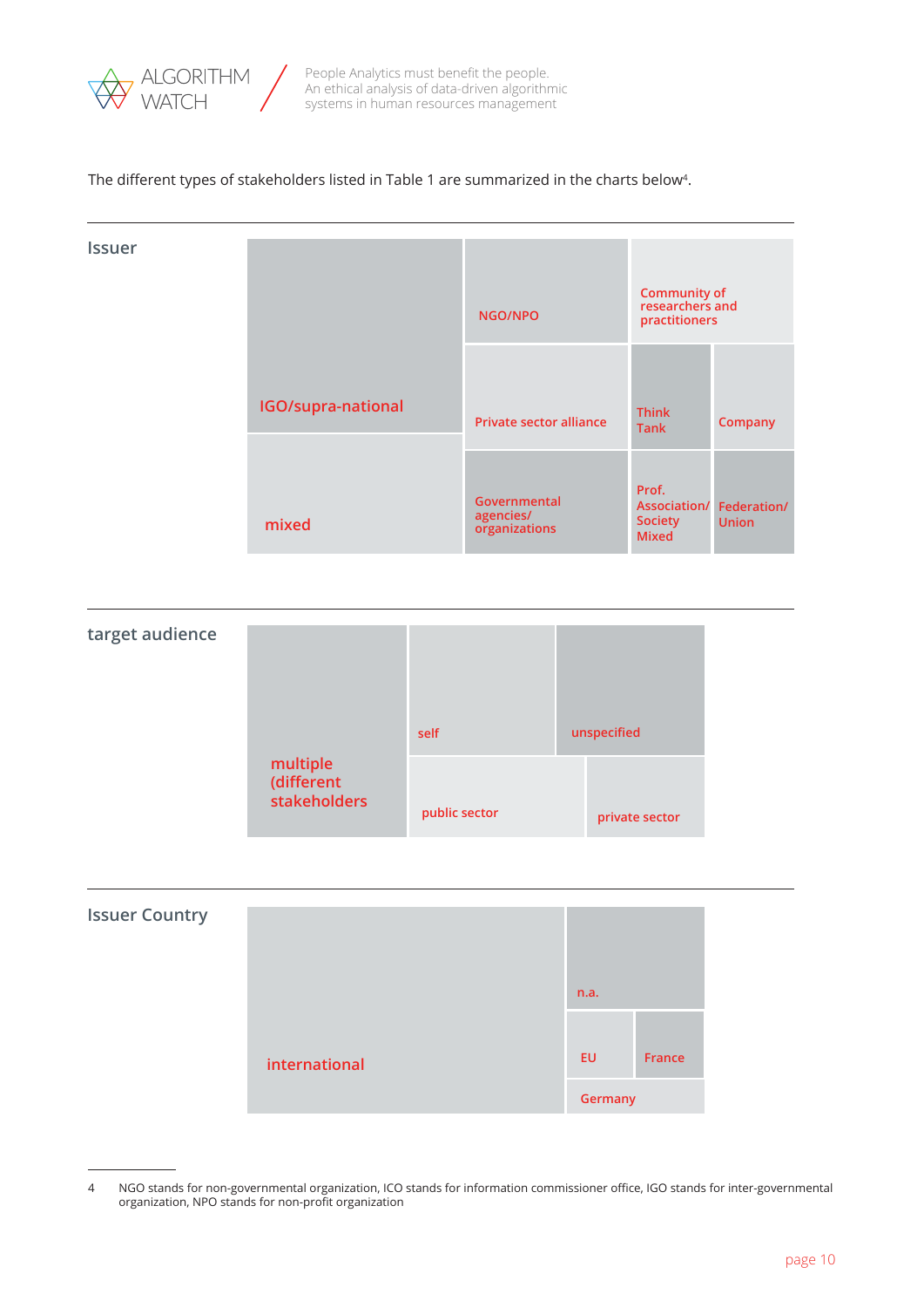The different types of stakeholders listed in Table 1 are summarized in the charts below[4].

**Issuer**

IGO/supra-national

NGO/NPO

Community of researchers and practitioners

Private sector alliance

Think Tank

Company

mixed

Governmental agencies/ organizations

Prof. Association/ Society Mixed

Federation/ Union

**target audience**

multiple (different stakeholders

self

unspecified

public sector

private sector

**Issuer Country**

international

n.a.

EU

France

Germany

4 NGO stands for non-governmental organization, ICO stands for information commissioner office, IGO stands for inter-governmental organization, NPO stands for non-profit organization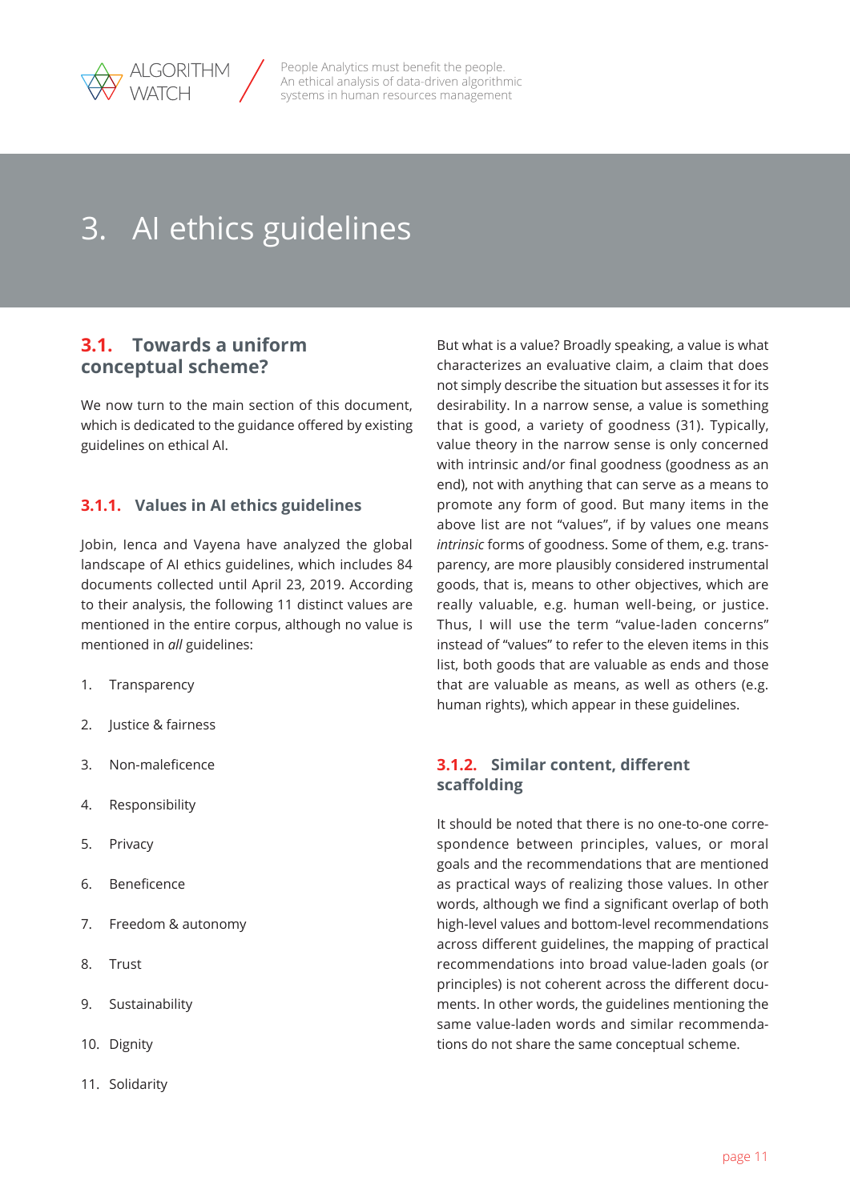# 3. AI ethics guidelines

## 3.1. Towards a uniform conceptual scheme?

We now turn to the main section of this document, which is dedicated to the guidance offered by existing guidelines on ethical AI.

### 3.1.1. Values in AI ethics guidelines

Jobin, Ienca and Vayena have analyzed the global landscape of AI ethics guidelines, which includes 84 documents collected until April 23, 2019. According to their analysis, the following 11 distinct values are mentioned in the entire corpus, although no value is mentioned in *all* guidelines:

1. Transparency
2. Justice & fairness
3. Non-maleficence
4. Responsibility
5. Privacy
6. Beneficence
7. Freedom & autonomy
8. Trust
9. Sustainability
10. Dignity
11. Solidarity

But what is a value? Broadly speaking, a value is what characterizes an evaluative claim, a claim that does not simply describe the situation but assesses it for its desirability. In a narrow sense, a value is something that is good, a variety of goodness (31). Typically, value theory in the narrow sense is only concerned with intrinsic and/or final goodness (goodness as an end), not with anything that can serve as a means to promote any form of good. But many items in the above list are not "values", if by values one means *intrinsic* forms of goodness. Some of them, e.g. transparency, are more plausibly considered instrumental goods, that is, means to other objectives, which are really valuable, e.g. human well-being, or justice. Thus, I will use the term "value-laden concerns" instead of "values" to refer to the eleven items in this list, both goods that are valuable as ends and those that are valuable as means, as well as others (e.g. human rights), which appear in these guidelines.

### 3.1.2. Similar content, different scaffolding

It should be noted that there is no one-to-one correspondence between principles, values, or moral goals and the recommendations that are mentioned as practical ways of realizing those values. In other words, although we find a significant overlap of both high-level values and bottom-level recommendations across different guidelines, the mapping of practical recommendations into broad value-laden goals (or principles) is not coherent across the different documents. In other words, the guidelines mentioning the same value-laden words and similar recommendations do not share the same conceptual scheme.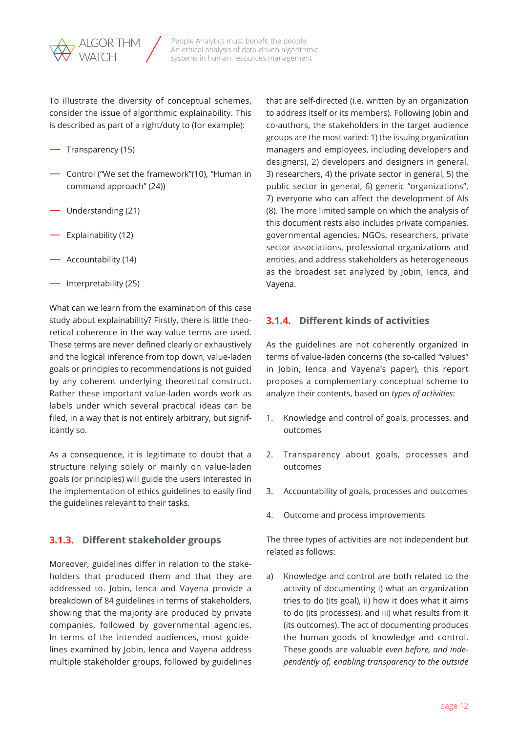To illustrate the diversity of conceptual schemes, consider the issue of algorithmic explainability. This is described as part of a right/duty to (for example):

- Transparency (15)
- Control ("We set the framework"(10), "Human in command approach" (24))
- Understanding (21)
- Explainability (12)
- Accountability (14)
- Interpretability (25)

What can we learn from the examination of this case study about explainability? Firstly, there is little theoretical coherence in the way value terms are used. These terms are never defined clearly or exhaustively and the logical inference from top down, value-laden goals or principles to recommendations is not guided by any coherent underlying theoretical construct. Rather these important value-laden words work as labels under which several practical ideas can be filed, in a way that is not entirely arbitrary, but significantly so.

As a consequence, it is legitimate to doubt that a structure relying solely or mainly on value-laden goals (or principles) will guide the users interested in the implementation of ethics guidelines to easily find the guidelines relevant to their tasks.

### 3.1.3. Different stakeholder groups

Moreover, guidelines differ in relation to the stakeholders that produced them and that they are addressed to. Jobin, Ienca and Vayena provide a breakdown of 84 guidelines in terms of stakeholders, showing that the majority are produced by private companies, followed by governmental agencies. In terms of the intended audiences, most guidelines examined by Jobin, Ienca and Vayena address multiple stakeholder groups, followed by guidelines that are self-directed (i.e. written by an organization to address itself or its members). Following Jobin and co-authors, the stakeholders in the target audience groups are the most varied: 1) the issuing organization managers and employees, including developers and designers), 2) developers and designers in general, 3) researchers, 4) the private sector in general, 5) the public sector in general, 6) generic "organizations", 7) everyone who can affect the development of AIs (8). The more limited sample on which the analysis of this document rests also includes private companies, governmental agencies, NGOs, researchers, private sector associations, professional organizations and entities, and address stakeholders as heterogeneous as the broadest set analyzed by Jobin, Ienca, and Vayena.

### 3.1.4. Different kinds of activities

As the guidelines are not coherently organized in terms of value-laden concerns (the so-called "values" in Jobin, Ienca and Vayena's paper), this report proposes a complementary conceptual scheme to analyze their contents, based on *types of activities*:

1. Knowledge and control of goals, processes, and outcomes
2. Transparency about goals, processes and outcomes
3. Accountability of goals, processes and outcomes
4. Outcome and process improvements

The three types of activities are not independent but related as follows:

a) Knowledge and control are both related to the activity of documenting i) what an organization tries to do (its goal), ii) how it does what it aims to do (its processes), and iii) what results from it (its outcomes). The act of documenting produces the human goods of knowledge and control. These goods are valuable *even before, and independently of, enabling transparency to the outside*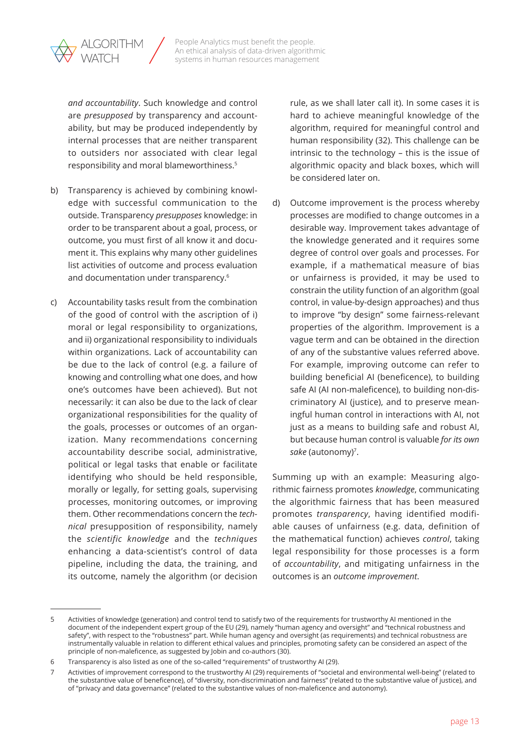*and accountability*. Such knowledge and control are *presupposed* by transparency and accountability, but may be produced independently by internal processes that are neither transparent to outsiders nor associated with clear legal responsibility and moral blameworthiness.[5]

b) Transparency is achieved by combining knowledge with successful communication to the outside. Transparency *presupposes* knowledge: in order to be transparent about a goal, process, or outcome, you must first of all know it and document it. This explains why many other guidelines list activities of outcome and process evaluation and documentation under transparency.[6]

c) Accountability tasks result from the combination of the good of control with the ascription of i) moral or legal responsibility to organizations, and ii) organizational responsibility to individuals within organizations. Lack of accountability can be due to the lack of control (e.g. a failure of knowing and controlling what one does, and how one's outcomes have been achieved). But not necessarily: it can also be due to the lack of clear organizational responsibilities for the quality of the goals, processes or outcomes of an organization. Many recommendations concerning accountability describe social, administrative, political or legal tasks that enable or facilitate identifying who should be held responsible, morally or legally, for setting goals, supervising processes, monitoring outcomes, or improving them. Other recommendations concern the *technical* presupposition of responsibility, namely the *scientific knowledge* and the *techniques* enhancing a data-scientist's control of data pipeline, including the data, the training, and its outcome, namely the algorithm (or decision rule, as we shall later call it). In some cases it is hard to achieve meaningful knowledge of the algorithm, required for meaningful control and human responsibility (32). This challenge can be intrinsic to the technology – this is the issue of algorithmic opacity and black boxes, which will be considered later on.

d) Outcome improvement is the process whereby processes are modified to change outcomes in a desirable way. Improvement takes advantage of the knowledge generated and it requires some degree of control over goals and processes. For example, if a mathematical measure of bias or unfairness is provided, it may be used to constrain the utility function of an algorithm (goal control, in value-by-design approaches) and thus to improve "by design" some fairness-relevant properties of the algorithm. Improvement is a vague term and can be obtained in the direction of any of the substantive values referred above. For example, improving outcome can refer to building beneficial AI (beneficence), to building safe AI (AI non-maleficence), to building non-discriminatory AI (justice), and to preserve meaningful human control in interactions with AI, not just as a means to building safe and robust AI, but because human control is valuable *for its own sake* (autonomy)[7].

Summing up with an example: Measuring algorithmic fairness promotes *knowledge*, communicating the algorithmic fairness that has been measured promotes *transparency*, having identified modifiable causes of unfairness (e.g. data, definition of the mathematical function) achieves *control*, taking legal responsibility for those processes is a form of *accountability*, and mitigating unfairness in the outcomes is an *outcome improvement*.

---

5 Activities of knowledge (generation) and control tend to satisfy two of the requirements for trustworthy AI mentioned in the document of the independent expert group of the EU (29), namely "human agency and oversight" and "technical robustness and safety", with respect to the "robustness" part. While human agency and oversight (as requirements) and technical robustness are instrumentally valuable in relation to different ethical values and principles, promoting safety can be considered an aspect of the principle of non-maleficence, as suggested by Jobin and co-authors (30).

6 Transparency is also listed as one of the so-called "requirements" of trustworthy AI (29).

7 Activities of improvement correspond to the trustworthy AI (29) requirements of "societal and environmental well-being" (related to the substantive value of beneficence), of "diversity, non-discrimination and fairness" (related to the substantive value of justice), and of "privacy and data governance" (related to the substantive values of non-maleficence and autonomy).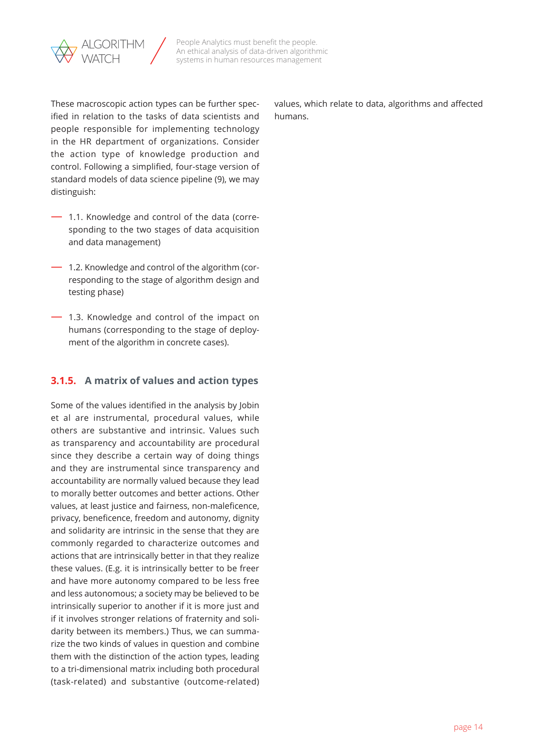These macroscopic action types can be further specified in relation to the tasks of data scientists and people responsible for implementing technology in the HR department of organizations. Consider the action type of knowledge production and control. Following a simplified, four-stage version of standard models of data science pipeline (9), we may distinguish:

- 1.1. Knowledge and control of the data (corresponding to the two stages of data acquisition and data management)
- 1.2. Knowledge and control of the algorithm (corresponding to the stage of algorithm design and testing phase)
- 1.3. Knowledge and control of the impact on humans (corresponding to the stage of deployment of the algorithm in concrete cases).

### 3.1.5. A matrix of values and action types

Some of the values identified in the analysis by Jobin et al are instrumental, procedural values, while others are substantive and intrinsic. Values such as transparency and accountability are procedural since they describe a certain way of doing things and they are instrumental since transparency and accountability are normally valued because they lead to morally better outcomes and better actions. Other values, at least justice and fairness, non-maleficence, privacy, beneficence, freedom and autonomy, dignity and solidarity are intrinsic in the sense that they are commonly regarded to characterize outcomes and actions that are intrinsically better in that they realize these values. (E.g. it is intrinsically better to be freer and have more autonomy compared to be less free and less autonomous; a society may be believed to be intrinsically superior to another if it is more just and if it involves stronger relations of fraternity and solidarity between its members.) Thus, we can summarize the two kinds of values in question and combine them with the distinction of the action types, leading to a tri-dimensional matrix including both procedural (task-related) and substantive (outcome-related) values, which relate to data, algorithms and affected humans.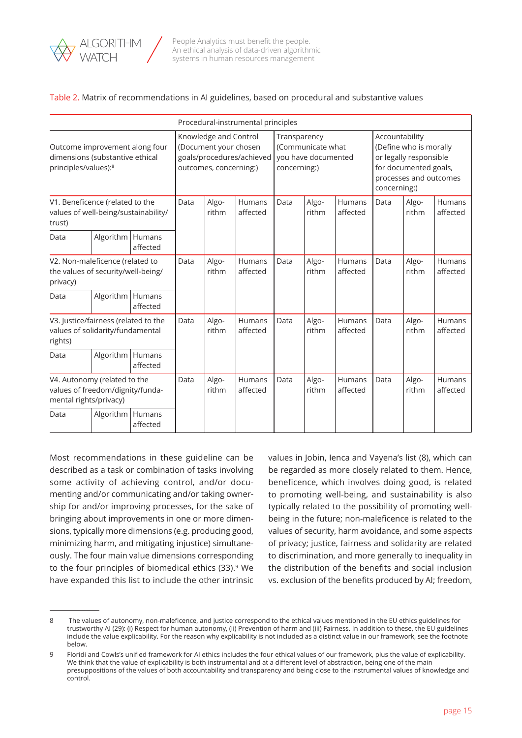Table 2. Matrix of recommendations in AI guidelines, based on procedural and substantive values

| Outcome improvement along four dimensions (substantive ethical principles/values):[8] | | | Procedural-instrumental principles | | | | | | | | |
|---|---|---|---|---|---|---|---|---|---|---|---|
| | | | Knowledge and Control (Document your chosen goals/procedures/achieved outcomes, concerning:) | | | Transparency (Communicate what you have documented concerning:) | | | Accountability (Define who is morally or legally responsible for documented goals, processes and outcomes concerning:) | | |
| V1. Beneficence (related to the values of well-being/sustainability/trust) | | | Data | Algo-rithm | Humans affected | Data | Algo-rithm | Humans affected | Data | Algo-rithm | Humans affected |
| Data | Algorithm | Humans affected | | | | | | | | | |
| V2. Non-maleficence (related to the values of security/well-being/privacy) | | | Data | Algo-rithm | Humans affected | Data | Algo-rithm | Humans affected | Data | Algo-rithm | Humans affected |
| Data | Algorithm | Humans affected | | | | | | | | | |
| V3. Justice/fairness (related to the values of solidarity/fundamental rights) | | | Data | Algo-rithm | Humans affected | Data | Algo-rithm | Humans affected | Data | Algo-rithm | Humans affected |
| Data | Algorithm | Humans affected | | | | | | | | | |
| V4. Autonomy (related to the values of freedom/dignity/fundamental rights/privacy) | | | Data | Algo-rithm | Humans affected | Data | Algo-rithm | Humans affected | Data | Algo-rithm | Humans affected |
| Data | Algorithm | Humans affected | | | | | | | | | |

Most recommendations in these guideline can be described as a task or combination of tasks involving some activity of achieving control, and/or documenting and/or communicating and/or taking ownership for and/or improving processes, for the sake of bringing about improvements in one or more dimensions, typically more dimensions (e.g. producing good, minimizing harm, and mitigating injustice) simultaneously. The four main value dimensions corresponding to the four principles of biomedical ethics (33).[9] We have expanded this list to include the other intrinsic values in Jobin, Ienca and Vayena's list (8), which can be regarded as more closely related to them. Hence, beneficence, which involves doing good, is related to promoting well-being, and sustainability is also typically related to the possibility of promoting well-being in the future; non-maleficence is related to the values of security, harm avoidance, and some aspects of privacy; justice, fairness and solidarity are related to discrimination, and more generally to inequality in the distribution of the benefits and social inclusion vs. exclusion of the benefits produced by AI; freedom,

---

8 The values of autonomy, non-maleficence, and justice correspond to the ethical values mentioned in the EU ethics guidelines for trustworthy AI (29): (i) Respect for human autonomy, (ii) Prevention of harm and (iii) Fairness. In addition to these, the EU guidelines include the value explicability. For the reason why explicability is not included as a distinct value in our framework, see the footnote below.

9 Floridi and Cowls's unified framework for AI ethics includes the four ethical values of our framework, plus the value of explicability. We think that the value of explicability is both instrumental and at a different level of abstraction, being one of the main presuppositions of the values of both accountability and transparency and being close to the instrumental values of knowledge and control.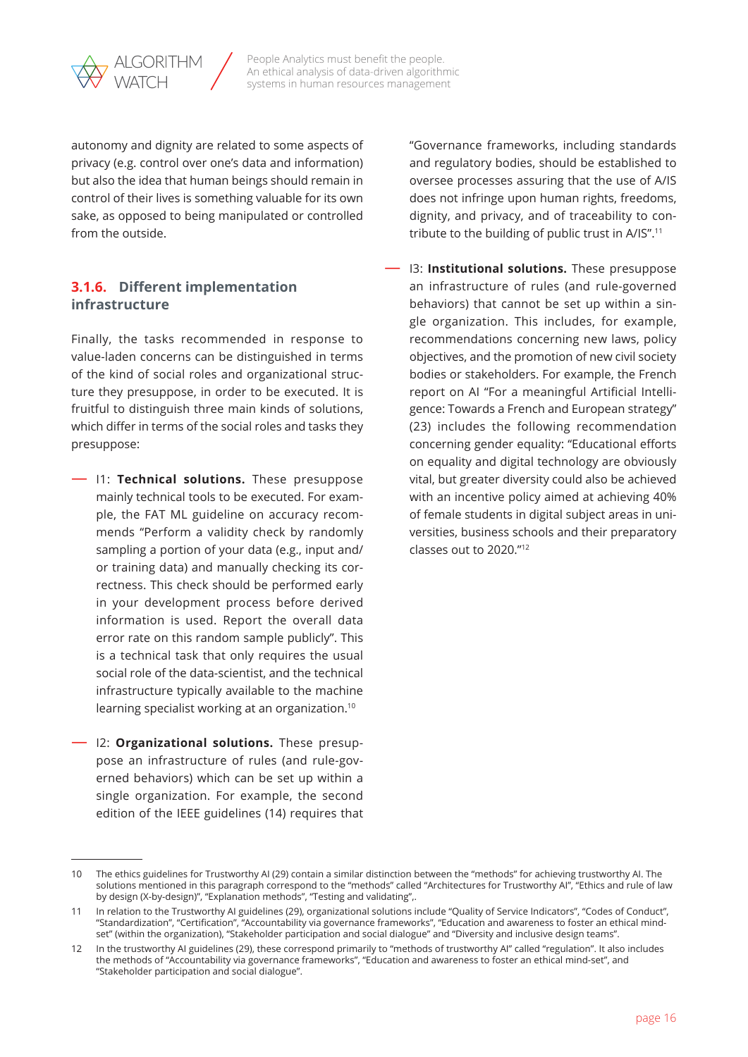autonomy and dignity are related to some aspects of privacy (e.g. control over one's data and information) but also the idea that human beings should remain in control of their lives is something valuable for its own sake, as opposed to being manipulated or controlled from the outside.

### 3.1.6. Different implementation infrastructure

Finally, the tasks recommended in response to value-laden concerns can be distinguished in terms of the kind of social roles and organizational structure they presuppose, in order to be executed. It is fruitful to distinguish three main kinds of solutions, which differ in terms of the social roles and tasks they presuppose:

- I1: **Technical solutions.** These presuppose mainly technical tools to be executed. For example, the FAT ML guideline on accuracy recommends "Perform a validity check by randomly sampling a portion of your data (e.g., input and/or training data) and manually checking its correctness. This check should be performed early in your development process before derived information is used. Report the overall data error rate on this random sample publicly". This is a technical task that only requires the usual social role of the data-scientist, and the technical infrastructure typically available to the machine learning specialist working at an organization.[10]

- I2: **Organizational solutions.** These presuppose an infrastructure of rules (and rule-governed behaviors) which can be set up within a single organization. For example, the second edition of the IEEE guidelines (14) requires that "Governance frameworks, including standards and regulatory bodies, should be established to oversee processes assuring that the use of A/IS does not infringe upon human rights, freedoms, dignity, and privacy, and of traceability to contribute to the building of public trust in A/IS".[11]

- I3: **Institutional solutions.** These presuppose an infrastructure of rules (and rule-governed behaviors) that cannot be set up within a single organization. This includes, for example, recommendations concerning new laws, policy objectives, and the promotion of new civil society bodies or stakeholders. For example, the French report on AI "For a meaningful Artificial Intelligence: Towards a French and European strategy" (23) includes the following recommendation concerning gender equality: "Educational efforts on equality and digital technology are obviously vital, but greater diversity could also be achieved with an incentive policy aimed at achieving 40% of female students in digital subject areas in universities, business schools and their preparatory classes out to 2020."[12]

---

10 The ethics guidelines for Trustworthy AI (29) contain a similar distinction between the "methods" for achieving trustworthy AI. The solutions mentioned in this paragraph correspond to the "methods" called "Architectures for Trustworthy AI", "Ethics and rule of law by design (X-by-design)", "Explanation methods", "Testing and validating",.

11 In relation to the Trustworthy AI guidelines (29), organizational solutions include "Quality of Service Indicators", "Codes of Conduct", "Standardization", "Certification", "Accountability via governance frameworks", "Education and awareness to foster an ethical mind-set" (within the organization), "Stakeholder participation and social dialogue" and "Diversity and inclusive design teams".

12 In the trustworthy AI guidelines (29), these correspond primarily to "methods of trustworthy AI" called "regulation". It also includes the methods of "Accountability via governance frameworks", "Education and awareness to foster an ethical mind-set", and "Stakeholder participation and social dialogue".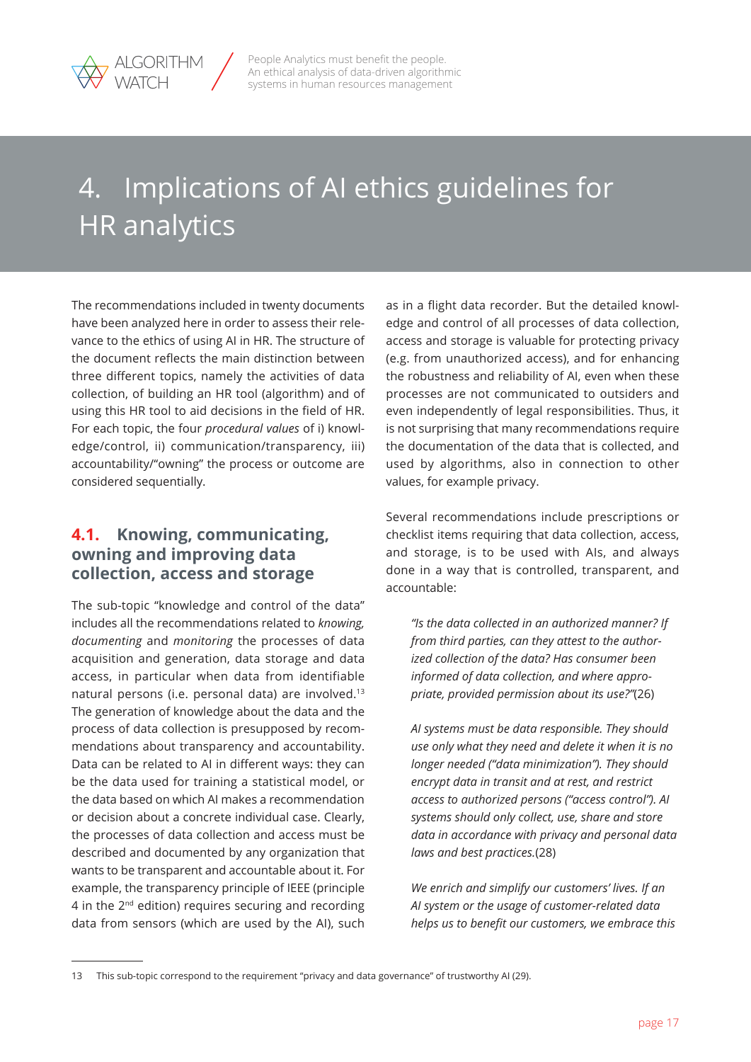# 4. Implications of AI ethics guidelines for HR analytics

The recommendations included in twenty documents have been analyzed here in order to assess their relevance to the ethics of using AI in HR. The structure of the document reflects the main distinction between three different topics, namely the activities of data collection, of building an HR tool (algorithm) and of using this HR tool to aid decisions in the field of HR. For each topic, the four *procedural values* of i) knowledge/control, ii) communication/transparency, iii) accountability/"owning" the process or outcome are considered sequentially.

## 4.1. Knowing, communicating, owning and improving data collection, access and storage

The sub-topic "knowledge and control of the data" includes all the recommendations related to *knowing, documenting* and *monitoring* the processes of data acquisition and generation, data storage and data access, in particular when data from identifiable natural persons (i.e. personal data) are involved.[13] The generation of knowledge about the data and the process of data collection is presupposed by recommendations about transparency and accountability. Data can be related to AI in different ways: they can be the data used for training a statistical model, or the data based on which AI makes a recommendation or decision about a concrete individual case. Clearly, the processes of data collection and access must be described and documented by any organization that wants to be transparent and accountable about it. For example, the transparency principle of IEEE (principle 4 in the 2nd edition) requires securing and recording data from sensors (which are used by the AI), such as in a flight data recorder. But the detailed knowledge and control of all processes of data collection, access and storage is valuable for protecting privacy (e.g. from unauthorized access), and for enhancing the robustness and reliability of AI, even when these processes are not communicated to outsiders and even independently of legal responsibilities. Thus, it is not surprising that many recommendations require the documentation of the data that is collected, and used by algorithms, also in connection to other values, for example privacy.

Several recommendations include prescriptions or checklist items requiring that data collection, access, and storage, is to be used with AIs, and always done in a way that is controlled, transparent, and accountable:

> *"Is the data collected in an authorized manner? If from third parties, can they attest to the authorized collection of the data? Has consumer been informed of data collection, and where appropriate, provided permission about its use?"*(26)

> *AI systems must be data responsible. They should use only what they need and delete it when it is no longer needed ("data minimization"). They should encrypt data in transit and at rest, and restrict access to authorized persons ("access control"). AI systems should only collect, use, share and store data in accordance with privacy and personal data laws and best practices.*(28)

> *We enrich and simplify our customers' lives. If an AI system or the usage of customer-related data helps us to benefit our customers, we embrace this*

13 This sub-topic correspond to the requirement "privacy and data governance" of trustworthy AI (29).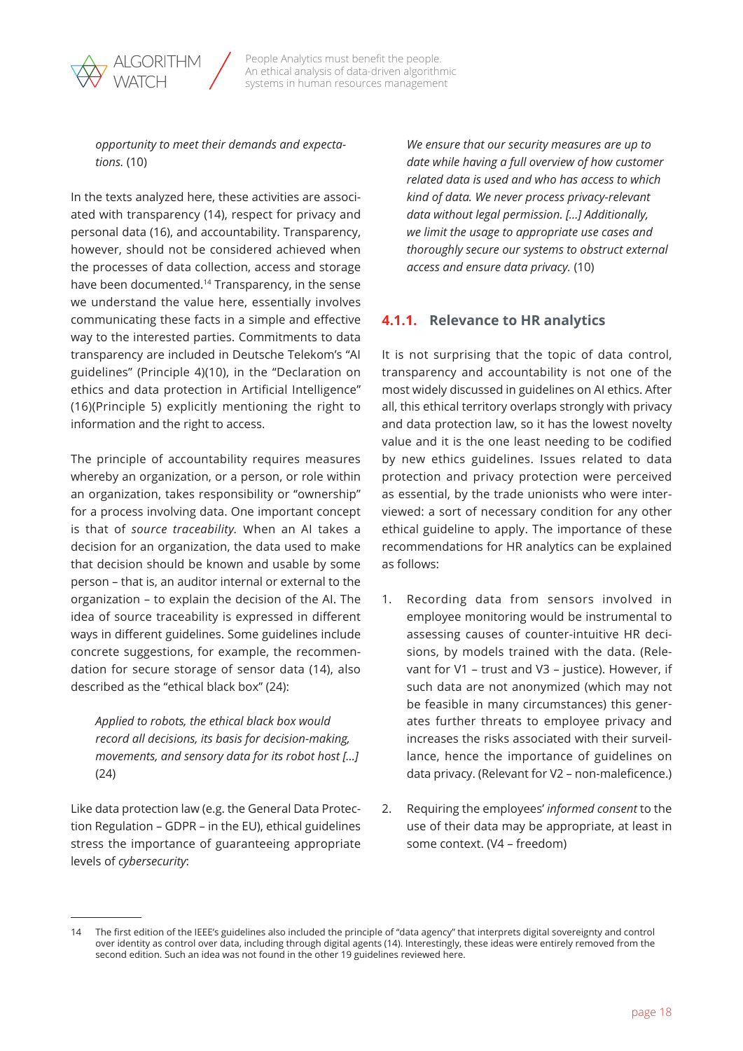*opportunity to meet their demands and expectations.* (10)

In the texts analyzed here, these activities are associated with transparency (14), respect for privacy and personal data (16), and accountability. Transparency, however, should not be considered achieved when the processes of data collection, access and storage have been documented.[14] Transparency, in the sense we understand the value here, essentially involves communicating these facts in a simple and effective way to the interested parties. Commitments to data transparency are included in Deutsche Telekom's "AI guidelines" (Principle 4)(10), in the "Declaration on ethics and data protection in Artificial Intelligence" (16)(Principle 5) explicitly mentioning the right to information and the right to access.

The principle of accountability requires measures whereby an organization, or a person, or role within an organization, takes responsibility or "ownership" for a process involving data. One important concept is that of *source traceability.* When an AI takes a decision for an organization, the data used to make that decision should be known and usable by some person – that is, an auditor internal or external to the organization – to explain the decision of the AI. The idea of source traceability is expressed in different ways in different guidelines. Some guidelines include concrete suggestions, for example, the recommendation for secure storage of sensor data (14), also described as the "ethical black box" (24):

> *Applied to robots, the ethical black box would record all decisions, its basis for decision-making, movements, and sensory data for its robot host [...]* (24)

Like data protection law (e.g. the General Data Protection Regulation – GDPR – in the EU), ethical guidelines stress the importance of guaranteeing appropriate levels of *cybersecurity*:

> *We ensure that our security measures are up to date while having a full overview of how customer related data is used and who has access to which kind of data. We never process privacy-relevant data without legal permission. [...] Additionally, we limit the usage to appropriate use cases and thoroughly secure our systems to obstruct external access and ensure data privacy.* (10)

### 4.1.1. Relevance to HR analytics

It is not surprising that the topic of data control, transparency and accountability is not one of the most widely discussed in guidelines on AI ethics. After all, this ethical territory overlaps strongly with privacy and data protection law, so it has the lowest novelty value and it is the one least needing to be codified by new ethics guidelines. Issues related to data protection and privacy protection were perceived as essential, by the trade unionists who were interviewed: a sort of necessary condition for any other ethical guideline to apply. The importance of these recommendations for HR analytics can be explained as follows:

1. Recording data from sensors involved in employee monitoring would be instrumental to assessing causes of counter-intuitive HR decisions, by models trained with the data. (Relevant for V1 – trust and V3 – justice). However, if such data are not anonymized (which may not be feasible in many circumstances) this generates further threats to employee privacy and increases the risks associated with their surveillance, hence the importance of guidelines on data privacy. (Relevant for V2 – non-maleficence.)

2. Requiring the employees' *informed consent* to the use of their data may be appropriate, at least in some context. (V4 – freedom)

---

14 The first edition of the IEEE's guidelines also included the principle of "data agency" that interprets digital sovereignty and control over identity as control over data, including through digital agents (14). Interestingly, these ideas were entirely removed from the second edition. Such an idea was not found in the other 19 guidelines reviewed here.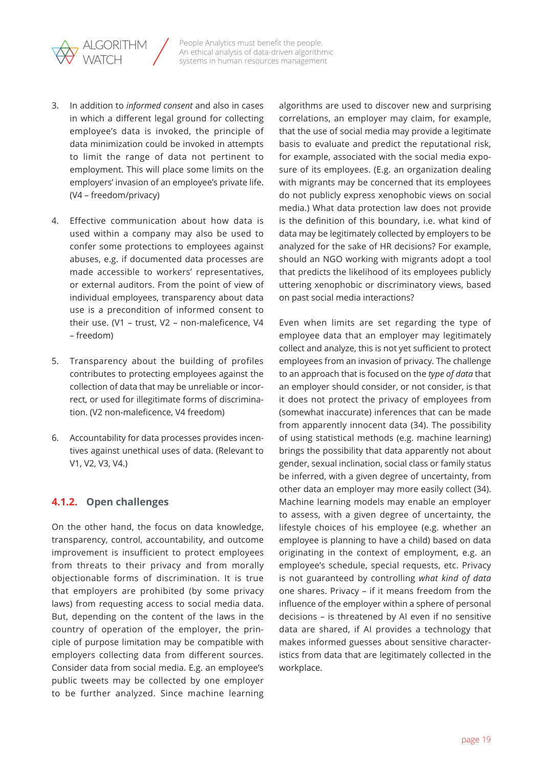3. In addition to *informed consent* and also in cases in which a different legal ground for collecting employee's data is invoked, the principle of data minimization could be invoked in attempts to limit the range of data not pertinent to employment. This will place some limits on the employers' invasion of an employee's private life. (V4 – freedom/privacy)

4. Effective communication about how data is used within a company may also be used to confer some protections to employees against abuses, e.g. if documented data processes are made accessible to workers' representatives, or external auditors. From the point of view of individual employees, transparency about data use is a precondition of informed consent to their use. (V1 – trust, V2 – non-maleficence, V4 – freedom)

5. Transparency about the building of profiles contributes to protecting employees against the collection of data that may be unreliable or incorrect, or used for illegitimate forms of discrimination. (V2 non-maleficence, V4 freedom)

6. Accountability for data processes provides incentives against unethical uses of data. (Relevant to V1, V2, V3, V4.)

### 4.1.2. Open challenges

On the other hand, the focus on data knowledge, transparency, control, accountability, and outcome improvement is insufficient to protect employees from threats to their privacy and from morally objectionable forms of discrimination. It is true that employers are prohibited (by some privacy laws) from requesting access to social media data. But, depending on the content of the laws in the country of operation of the employer, the principle of purpose limitation may be compatible with employers collecting data from different sources. Consider data from social media. E.g. an employee's public tweets may be collected by one employer to be further analyzed. Since machine learning algorithms are used to discover new and surprising correlations, an employer may claim, for example, that the use of social media may provide a legitimate basis to evaluate and predict the reputational risk, for example, associated with the social media exposure of its employees. (E.g. an organization dealing with migrants may be concerned that its employees do not publicly express xenophobic views on social media.) What data protection law does not provide is the definition of this boundary, i.e. what kind of data may be legitimately collected by employers to be analyzed for the sake of HR decisions? For example, should an NGO working with migrants adopt a tool that predicts the likelihood of its employees publicly uttering xenophobic or discriminatory views, based on past social media interactions?

Even when limits are set regarding the type of employee data that an employer may legitimately collect and analyze, this is not yet sufficient to protect employees from an invasion of privacy. The challenge to an approach that is focused on the *type of data* that an employer should consider, or not consider, is that it does not protect the privacy of employees from (somewhat inaccurate) inferences that can be made from apparently innocent data (34). The possibility of using statistical methods (e.g. machine learning) brings the possibility that data apparently not about gender, sexual inclination, social class or family status be inferred, with a given degree of uncertainty, from other data an employer may more easily collect (34). Machine learning models may enable an employer to assess, with a given degree of uncertainty, the lifestyle choices of his employee (e.g. whether an employee is planning to have a child) based on data originating in the context of employment, e.g. an employee's schedule, special requests, etc. Privacy is not guaranteed by controlling *what kind of data* one shares. Privacy – if it means freedom from the influence of the employer within a sphere of personal decisions – is threatened by AI even if no sensitive data are shared, if AI provides a technology that makes informed guesses about sensitive characteristics from data that are legitimately collected in the workplace.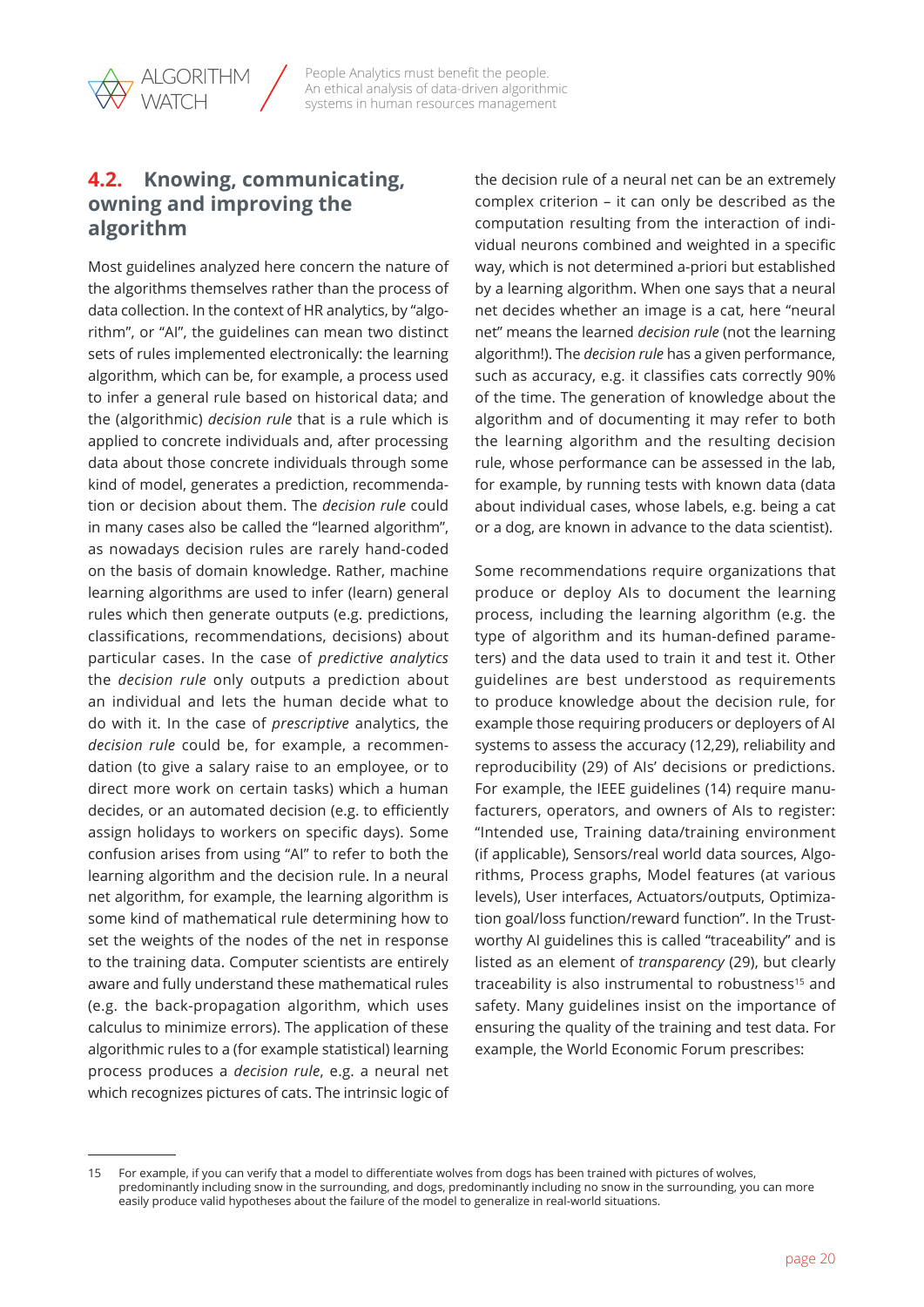## 4.2. Knowing, communicating, owning and improving the algorithm

Most guidelines analyzed here concern the nature of the algorithms themselves rather than the process of data collection. In the context of HR analytics, by "algorithm", or "AI", the guidelines can mean two distinct sets of rules implemented electronically: the learning algorithm, which can be, for example, a process used to infer a general rule based on historical data; and the (algorithmic) *decision rule* that is a rule which is applied to concrete individuals and, after processing data about those concrete individuals through some kind of model, generates a prediction, recommendation or decision about them. The *decision rule* could in many cases also be called the "learned algorithm", as nowadays decision rules are rarely hand-coded on the basis of domain knowledge. Rather, machine learning algorithms are used to infer (learn) general rules which then generate outputs (e.g. predictions, classifications, recommendations, decisions) about particular cases. In the case of *predictive analytics* the *decision rule* only outputs a prediction about an individual and lets the human decide what to do with it. In the case of *prescriptive* analytics, the *decision rule* could be, for example, a recommendation (to give a salary raise to an employee, or to direct more work on certain tasks) which a human decides, or an automated decision (e.g. to efficiently assign holidays to workers on specific days). Some confusion arises from using "AI" to refer to both the learning algorithm and the decision rule. In a neural net algorithm, for example, the learning algorithm is some kind of mathematical rule determining how to set the weights of the nodes of the net in response to the training data. Computer scientists are entirely aware and fully understand these mathematical rules (e.g. the back-propagation algorithm, which uses calculus to minimize errors). The application of these algorithmic rules to a (for example statistical) learning process produces a *decision rule*, e.g. a neural net which recognizes pictures of cats. The intrinsic logic of the decision rule of a neural net can be an extremely complex criterion – it can only be described as the computation resulting from the interaction of individual neurons combined and weighted in a specific way, which is not determined a-priori but established by a learning algorithm. When one says that a neural net decides whether an image is a cat, here "neural net" means the learned *decision rule* (not the learning algorithm!). The *decision rule* has a given performance, such as accuracy, e.g. it classifies cats correctly 90% of the time. The generation of knowledge about the algorithm and of documenting it may refer to both the learning algorithm and the resulting decision rule, whose performance can be assessed in the lab, for example, by running tests with known data (data about individual cases, whose labels, e.g. being a cat or a dog, are known in advance to the data scientist).

Some recommendations require organizations that produce or deploy AIs to document the learning process, including the learning algorithm (e.g. the type of algorithm and its human-defined parameters) and the data used to train it and test it. Other guidelines are best understood as requirements to produce knowledge about the decision rule, for example those requiring producers or deployers of AI systems to assess the accuracy (12,29), reliability and reproducibility (29) of AIs' decisions or predictions. For example, the IEEE guidelines (14) require manufacturers, operators, and owners of AIs to register: "Intended use, Training data/training environment (if applicable), Sensors/real world data sources, Algorithms, Process graphs, Model features (at various levels), User interfaces, Actuators/outputs, Optimization goal/loss function/reward function". In the Trustworthy AI guidelines this is called "traceability" and is listed as an element of *transparency* (29), but clearly traceability is also instrumental to robustness[15] and safety. Many guidelines insist on the importance of ensuring the quality of the training and test data. For example, the World Economic Forum prescribes:

15 For example, if you can verify that a model to differentiate wolves from dogs has been trained with pictures of wolves, predominantly including snow in the surrounding, and dogs, predominantly including no snow in the surrounding, you can more easily produce valid hypotheses about the failure of the model to generalize in real-world situations.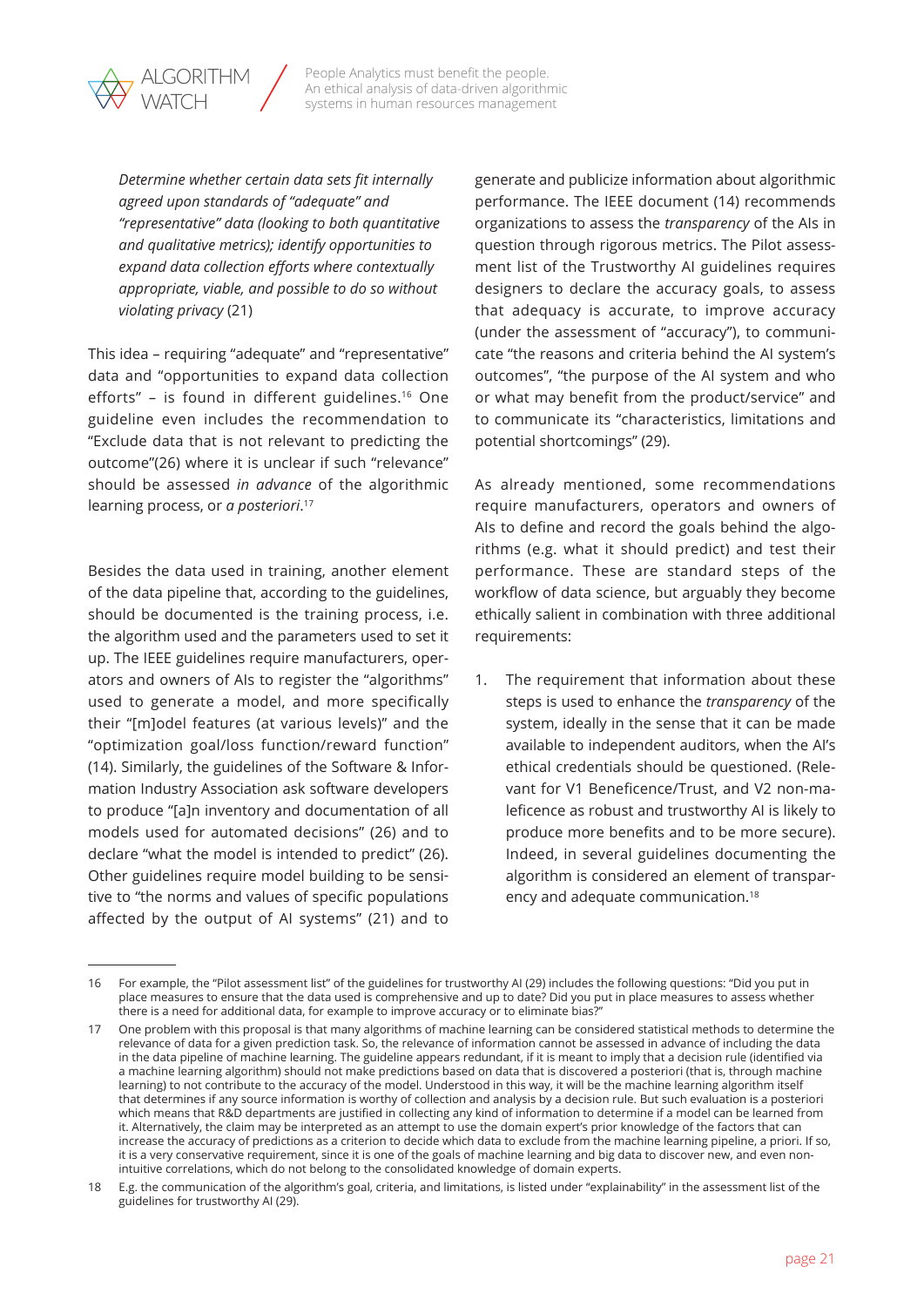*Determine whether certain data sets fit internally agreed upon standards of "adequate" and "representative" data (looking to both quantitative and qualitative metrics); identify opportunities to expand data collection efforts where contextually appropriate, viable, and possible to do so without violating privacy* (21)

This idea – requiring "adequate" and "representative" data and "opportunities to expand data collection efforts" – is found in different guidelines.[16] One guideline even includes the recommendation to "Exclude data that is not relevant to predicting the outcome"(26) where it is unclear if such "relevance" should be assessed *in advance* of the algorithmic learning process, or *a posteriori*.[17]

Besides the data used in training, another element of the data pipeline that, according to the guidelines, should be documented is the training process, i.e. the algorithm used and the parameters used to set it up. The IEEE guidelines require manufacturers, operators and owners of AIs to register the "algorithms" used to generate a model, and more specifically their "[m]odel features (at various levels)" and the "optimization goal/loss function/reward function" (14). Similarly, the guidelines of the Software & Information Industry Association ask software developers to produce "[a]n inventory and documentation of all models used for automated decisions" (26) and to declare "what the model is intended to predict" (26). Other guidelines require model building to be sensitive to "the norms and values of specific populations affected by the output of AI systems" (21) and to generate and publicize information about algorithmic performance. The IEEE document (14) recommends organizations to assess the *transparency* of the AIs in question through rigorous metrics. The Pilot assessment list of the Trustworthy AI guidelines requires designers to declare the accuracy goals, to assess that adequacy is accurate, to improve accuracy (under the assessment of "accuracy"), to communicate "the reasons and criteria behind the AI system's outcomes", "the purpose of the AI system and who or what may benefit from the product/service" and to communicate its "characteristics, limitations and potential shortcomings" (29).

As already mentioned, some recommendations require manufacturers, operators and owners of AIs to define and record the goals behind the algorithms (e.g. what it should predict) and test their performance. These are standard steps of the workflow of data science, but arguably they become ethically salient in combination with three additional requirements:

1. The requirement that information about these steps is used to enhance the *transparency* of the system, ideally in the sense that it can be made available to independent auditors, when the AI's ethical credentials should be questioned. (Relevant for V1 Beneficence/Trust, and V2 non-maleficence as robust and trustworthy AI is likely to produce more benefits and to be more secure). Indeed, in several guidelines documenting the algorithm is considered an element of transparency and adequate communication.[18]

---

16 For example, the "Pilot assessment list" of the guidelines for trustworthy AI (29) includes the following questions: "Did you put in place measures to ensure that the data used is comprehensive and up to date? Did you put in place measures to assess whether there is a need for additional data, for example to improve accuracy or to eliminate bias?"

17 One problem with this proposal is that many algorithms of machine learning can be considered statistical methods to determine the relevance of data for a given prediction task. So, the relevance of information cannot be assessed in advance of including the data in the data pipeline of machine learning. The guideline appears redundant, if it is meant to imply that a decision rule (identified via a machine learning algorithm) should not make predictions based on data that is discovered a posteriori (that is, through machine learning) to not contribute to the accuracy of the model. Understood in this way, it will be the machine learning algorithm itself that determines if any source information is worthy of collection and analysis by a decision rule. But such evaluation is a posteriori which means that R&D departments are justified in collecting any kind of information to determine if a model can be learned from it. Alternatively, the claim may be interpreted as an attempt to use the domain expert's prior knowledge of the factors that can increase the accuracy of predictions as a criterion to decide which data to exclude from the machine learning pipeline, a priori. If so, it is a very conservative requirement, since it is one of the goals of machine learning and big data to discover new, and even non-intuitive correlations, which do not belong to the consolidated knowledge of domain experts.

18 E.g. the communication of the algorithm's goal, criteria, and limitations, is listed under "explainability" in the assessment list of the guidelines for trustworthy AI (29).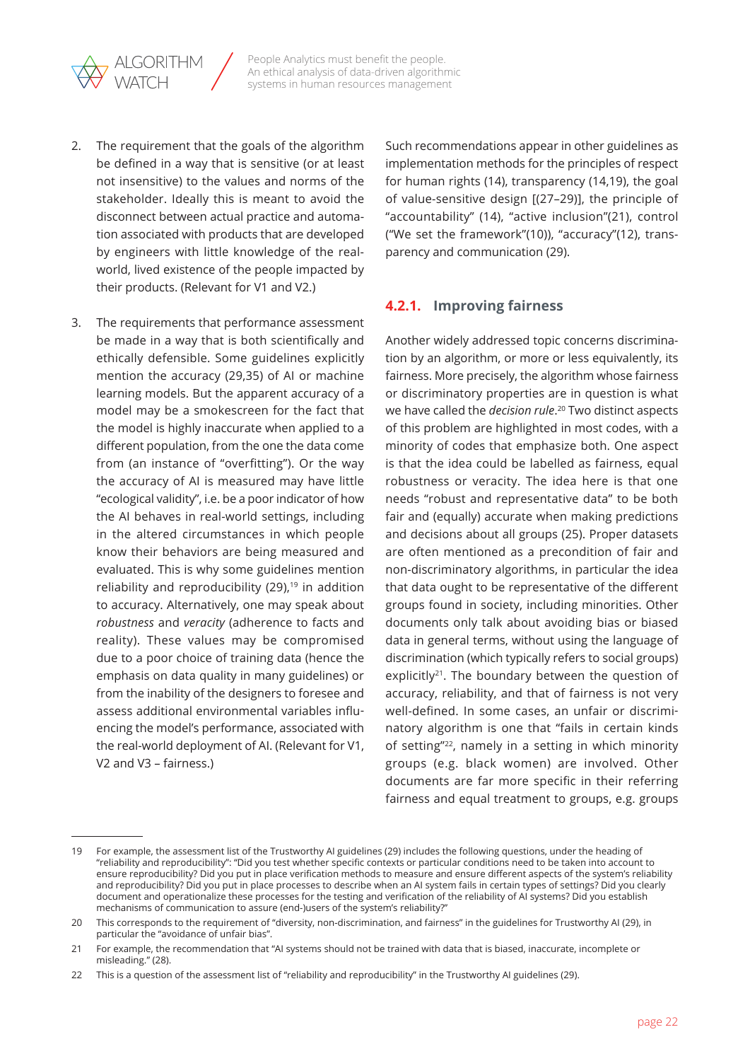2. The requirement that the goals of the algorithm be defined in a way that is sensitive (or at least not insensitive) to the values and norms of the stakeholder. Ideally this is meant to avoid the disconnect between actual practice and automation associated with products that are developed by engineers with little knowledge of the real-world, lived existence of the people impacted by their products. (Relevant for V1 and V2.)

3. The requirements that performance assessment be made in a way that is both scientifically and ethically defensible. Some guidelines explicitly mention the accuracy (29,35) of AI or machine learning models. But the apparent accuracy of a model may be a smokescreen for the fact that the model is highly inaccurate when applied to a different population, from the one the data come from (an instance of "overfitting"). Or the way the accuracy of AI is measured may have little "ecological validity", i.e. be a poor indicator of how the AI behaves in real-world settings, including in the altered circumstances in which people know their behaviors are being measured and evaluated. This is why some guidelines mention reliability and reproducibility (29),[19] in addition to accuracy. Alternatively, one may speak about *robustness* and *veracity* (adherence to facts and reality). These values may be compromised due to a poor choice of training data (hence the emphasis on data quality in many guidelines) or from the inability of the designers to foresee and assess additional environmental variables influencing the model's performance, associated with the real-world deployment of AI. (Relevant for V1, V2 and V3 – fairness.)

Such recommendations appear in other guidelines as implementation methods for the principles of respect for human rights (14), transparency (14,19), the goal of value-sensitive design [(27–29)], the principle of "accountability" (14), "active inclusion"(21), control ("We set the framework"(10)), "accuracy"(12), transparency and communication (29).

### 4.2.1. Improving fairness

Another widely addressed topic concerns discrimination by an algorithm, or more or less equivalently, its fairness. More precisely, the algorithm whose fairness or discriminatory properties are in question is what we have called the *decision rule*.[20] Two distinct aspects of this problem are highlighted in most codes, with a minority of codes that emphasize both. One aspect is that the idea could be labelled as fairness, equal robustness or veracity. The idea here is that one needs "robust and representative data" to be both fair and (equally) accurate when making predictions and decisions about all groups (25). Proper datasets are often mentioned as a precondition of fair and non-discriminatory algorithms, in particular the idea that data ought to be representative of the different groups found in society, including minorities. Other documents only talk about avoiding bias or biased data in general terms, without using the language of discrimination (which typically refers to social groups) explicitly[21]. The boundary between the question of accuracy, reliability, and that of fairness is not very well-defined. In some cases, an unfair or discriminatory algorithm is one that "fails in certain kinds of setting"[22], namely in a setting in which minority groups (e.g. black women) are involved. Other documents are far more specific in their referring fairness and equal treatment to groups, e.g. groups

---

19 For example, the assessment list of the Trustworthy AI guidelines (29) includes the following questions, under the heading of "reliability and reproducibility": "Did you test whether specific contexts or particular conditions need to be taken into account to ensure reproducibility? Did you put in place verification methods to measure and ensure different aspects of the system's reliability and reproducibility? Did you put in place processes to describe when an AI system fails in certain types of settings? Did you clearly document and operationalize these processes for the testing and verification of the reliability of AI systems? Did you establish mechanisms of communication to assure (end-)users of the system's reliability?"

20 This corresponds to the requirement of "diversity, non-discrimination, and fairness" in the guidelines for Trustworthy AI (29), in particular the "avoidance of unfair bias".

21 For example, the recommendation that "AI systems should not be trained with data that is biased, inaccurate, incomplete or misleading." (28).

22 This is a question of the assessment list of "reliability and reproducibility" in the Trustworthy AI guidelines (29).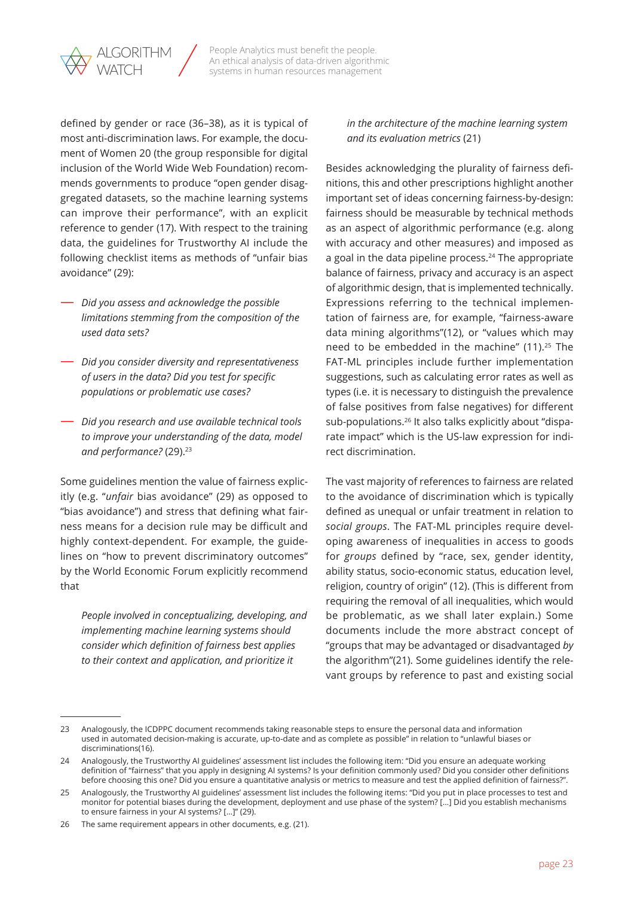defined by gender or race (36–38), as it is typical of most anti-discrimination laws. For example, the document of Women 20 (the group responsible for digital inclusion of the World Wide Web Foundation) recommends governments to produce "open gender disaggregated datasets, so the machine learning systems can improve their performance", with an explicit reference to gender (17). With respect to the training data, the guidelines for Trustworthy AI include the following checklist items as methods of "unfair bias avoidance" (29):

- *Did you assess and acknowledge the possible limitations stemming from the composition of the used data sets?*
- *Did you consider diversity and representativeness of users in the data? Did you test for specific populations or problematic use cases?*
- *Did you research and use available technical tools to improve your understanding of the data, model and performance?* (29).[23]

Some guidelines mention the value of fairness explicitly (e.g. "*unfair* bias avoidance" (29) as opposed to "bias avoidance") and stress that defining what fairness means for a decision rule may be difficult and highly context-dependent. For example, the guidelines on "how to prevent discriminatory outcomes" by the World Economic Forum explicitly recommend that

> *People involved in conceptualizing, developing, and implementing machine learning systems should consider which definition of fairness best applies to their context and application, and prioritize it in the architecture of the machine learning system and its evaluation metrics* (21)

Besides acknowledging the plurality of fairness definitions, this and other prescriptions highlight another important set of ideas concerning fairness-by-design: fairness should be measurable by technical methods as an aspect of algorithmic performance (e.g. along with accuracy and other measures) and imposed as a goal in the data pipeline process.[24] The appropriate balance of fairness, privacy and accuracy is an aspect of algorithmic design, that is implemented technically. Expressions referring to the technical implementation of fairness are, for example, "fairness-aware data mining algorithms"(12), or "values which may need to be embedded in the machine" (11).[25] The FAT-ML principles include further implementation suggestions, such as calculating error rates as well as types (i.e. it is necessary to distinguish the prevalence of false positives from false negatives) for different sub-populations.[26] It also talks explicitly about "disparate impact" which is the US-law expression for indirect discrimination.

The vast majority of references to fairness are related to the avoidance of discrimination which is typically defined as unequal or unfair treatment in relation to *social groups*. The FAT-ML principles require developing awareness of inequalities in access to goods for *groups* defined by "race, sex, gender identity, ability status, socio-economic status, education level, religion, country of origin" (12). (This is different from requiring the removal of all inequalities, which would be problematic, as we shall later explain.) Some documents include the more abstract concept of "groups that may be advantaged or disadvantaged *by* the algorithm"(21). Some guidelines identify the relevant groups by reference to past and existing social

---

23 Analogously, the ICDPPC document recommends taking reasonable steps to ensure the personal data and information used in automated decision-making is accurate, up-to-date and as complete as possible" in relation to "unlawful biases or discriminations(16).

24 Analogously, the Trustworthy AI guidelines' assessment list includes the following item: "Did you ensure an adequate working definition of "fairness" that you apply in designing AI systems? Is your definition commonly used? Did you consider other definitions before choosing this one? Did you ensure a quantitative analysis or metrics to measure and test the applied definition of fairness?".

25 Analogously, the Trustworthy AI guidelines' assessment list includes the following items: "Did you put in place processes to test and monitor for potential biases during the development, deployment and use phase of the system? […] Did you establish mechanisms to ensure fairness in your AI systems? […]" (29).

26 The same requirement appears in other documents, e.g. (21).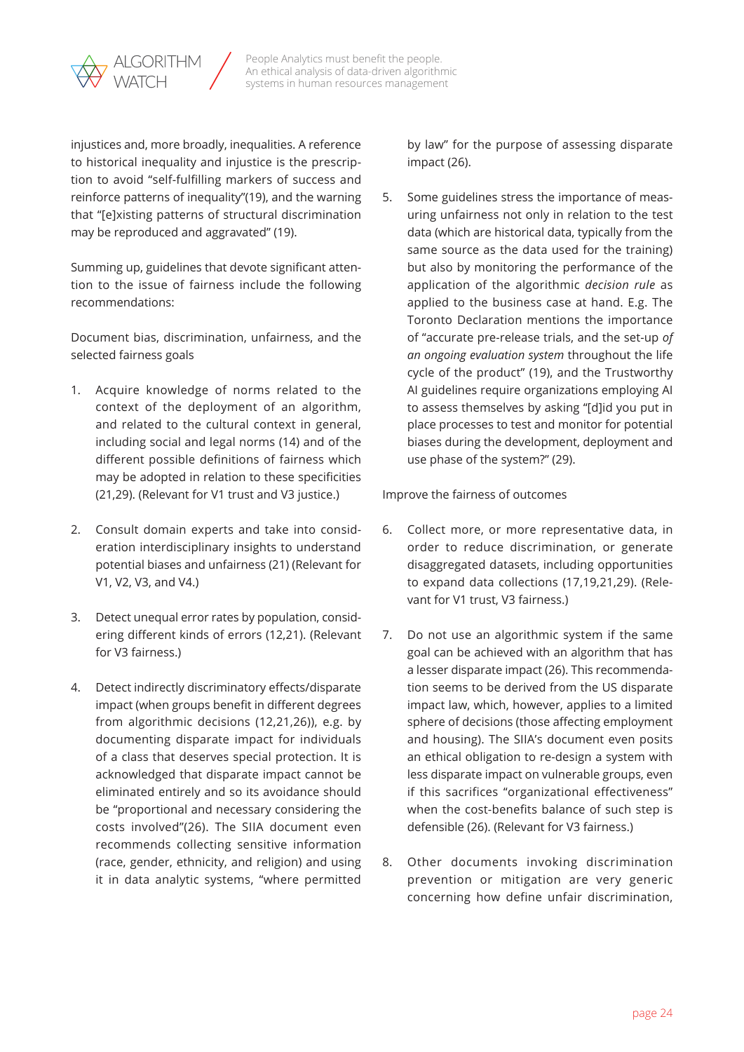injustices and, more broadly, inequalities. A reference to historical inequality and injustice is the prescription to avoid "self-fulfilling markers of success and reinforce patterns of inequality"(19), and the warning that "[e]xisting patterns of structural discrimination may be reproduced and aggravated" (19).

Summing up, guidelines that devote significant attention to the issue of fairness include the following recommendations:

Document bias, discrimination, unfairness, and the selected fairness goals

1. Acquire knowledge of norms related to the context of the deployment of an algorithm, and related to the cultural context in general, including social and legal norms (14) and of the different possible definitions of fairness which may be adopted in relation to these specificities (21,29). (Relevant for V1 trust and V3 justice.)

2. Consult domain experts and take into consideration interdisciplinary insights to understand potential biases and unfairness (21) (Relevant for V1, V2, V3, and V4.)

3. Detect unequal error rates by population, considering different kinds of errors (12,21). (Relevant for V3 fairness.)

4. Detect indirectly discriminatory effects/disparate impact (when groups benefit in different degrees from algorithmic decisions (12,21,26)), e.g. by documenting disparate impact for individuals of a class that deserves special protection. It is acknowledged that disparate impact cannot be eliminated entirely and so its avoidance should be "proportional and necessary considering the costs involved"(26). The SIIA document even recommends collecting sensitive information (race, gender, ethnicity, and religion) and using it in data analytic systems, "where permitted by law" for the purpose of assessing disparate impact (26).

5. Some guidelines stress the importance of measuring unfairness not only in relation to the test data (which are historical data, typically from the same source as the data used for the training) but also by monitoring the performance of the application of the algorithmic *decision rule* as applied to the business case at hand. E.g. The Toronto Declaration mentions the importance of "accurate pre-release trials, and the set-up *of an ongoing evaluation system* throughout the life cycle of the product" (19), and the Trustworthy AI guidelines require organizations employing AI to assess themselves by asking "[d]id you put in place processes to test and monitor for potential biases during the development, deployment and use phase of the system?" (29).

Improve the fairness of outcomes

6. Collect more, or more representative data, in order to reduce discrimination, or generate disaggregated datasets, including opportunities to expand data collections (17,19,21,29). (Relevant for V1 trust, V3 fairness.)

7. Do not use an algorithmic system if the same goal can be achieved with an algorithm that has a lesser disparate impact (26). This recommendation seems to be derived from the US disparate impact law, which, however, applies to a limited sphere of decisions (those affecting employment and housing). The SIIA's document even posits an ethical obligation to re-design a system with less disparate impact on vulnerable groups, even if this sacrifices "organizational effectiveness" when the cost-benefits balance of such step is defensible (26). (Relevant for V3 fairness.)

8. Other documents invoking discrimination prevention or mitigation are very generic concerning how define unfair discrimination,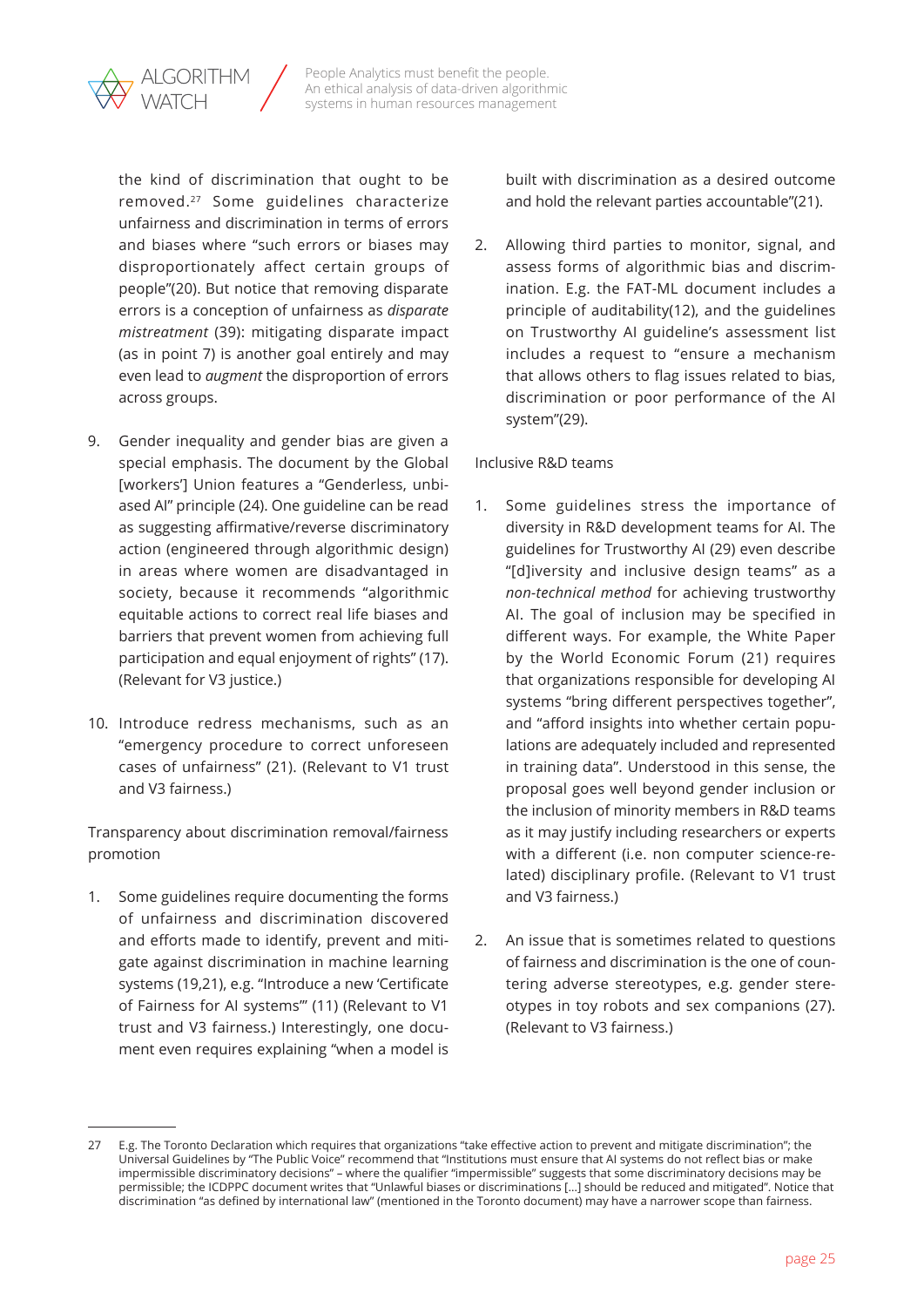the kind of discrimination that ought to be removed.[27] Some guidelines characterize unfairness and discrimination in terms of errors and biases where "such errors or biases may disproportionately affect certain groups of people"(20). But notice that removing disparate errors is a conception of unfairness as *disparate mistreatment* (39): mitigating disparate impact (as in point 7) is another goal entirely and may even lead to *augment* the disproportion of errors across groups.

9. Gender inequality and gender bias are given a special emphasis. The document by the Global [workers'] Union features a "Genderless, unbiased AI" principle (24). One guideline can be read as suggesting affirmative/reverse discriminatory action (engineered through algorithmic design) in areas where women are disadvantaged in society, because it recommends "algorithmic equitable actions to correct real life biases and barriers that prevent women from achieving full participation and equal enjoyment of rights" (17). (Relevant for V3 justice.)

10. Introduce redress mechanisms, such as an "emergency procedure to correct unforeseen cases of unfairness" (21). (Relevant to V1 trust and V3 fairness.)

Transparency about discrimination removal/fairness promotion

1. Some guidelines require documenting the forms of unfairness and discrimination discovered and efforts made to identify, prevent and mitigate against discrimination in machine learning systems (19,21), e.g. "Introduce a new 'Certificate of Fairness for AI systems'" (11) (Relevant to V1 trust and V3 fairness.) Interestingly, one document even requires explaining "when a model is built with discrimination as a desired outcome and hold the relevant parties accountable"(21).

2. Allowing third parties to monitor, signal, and assess forms of algorithmic bias and discrimination. E.g. the FAT-ML document includes a principle of auditability(12), and the guidelines on Trustworthy AI guideline's assessment list includes a request to "ensure a mechanism that allows others to flag issues related to bias, discrimination or poor performance of the AI system"(29).

Inclusive R&D teams

1. Some guidelines stress the importance of diversity in R&D development teams for AI. The guidelines for Trustworthy AI (29) even describe "[d]iversity and inclusive design teams" as a *non-technical method* for achieving trustworthy AI. The goal of inclusion may be specified in different ways. For example, the White Paper by the World Economic Forum (21) requires that organizations responsible for developing AI systems "bring different perspectives together", and "afford insights into whether certain populations are adequately included and represented in training data". Understood in this sense, the proposal goes well beyond gender inclusion or the inclusion of minority members in R&D teams as it may justify including researchers or experts with a different (i.e. non computer science-related) disciplinary profile. (Relevant to V1 trust and V3 fairness.)

2. An issue that is sometimes related to questions of fairness and discrimination is the one of countering adverse stereotypes, e.g. gender stereotypes in toy robots and sex companions (27). (Relevant to V3 fairness.)

---

27 E.g. The Toronto Declaration which requires that organizations "take effective action to prevent and mitigate discrimination"; the Universal Guidelines by "The Public Voice" recommend that "Institutions must ensure that AI systems do not reflect bias or make impermissible discriminatory decisions" – where the qualifier "impermissible" suggests that some discriminatory decisions may be permissible; the ICDPPC document writes that "Unlawful biases or discriminations […] should be reduced and mitigated". Notice that discrimination "as defined by international law" (mentioned in the Toronto document) may have a narrower scope than fairness.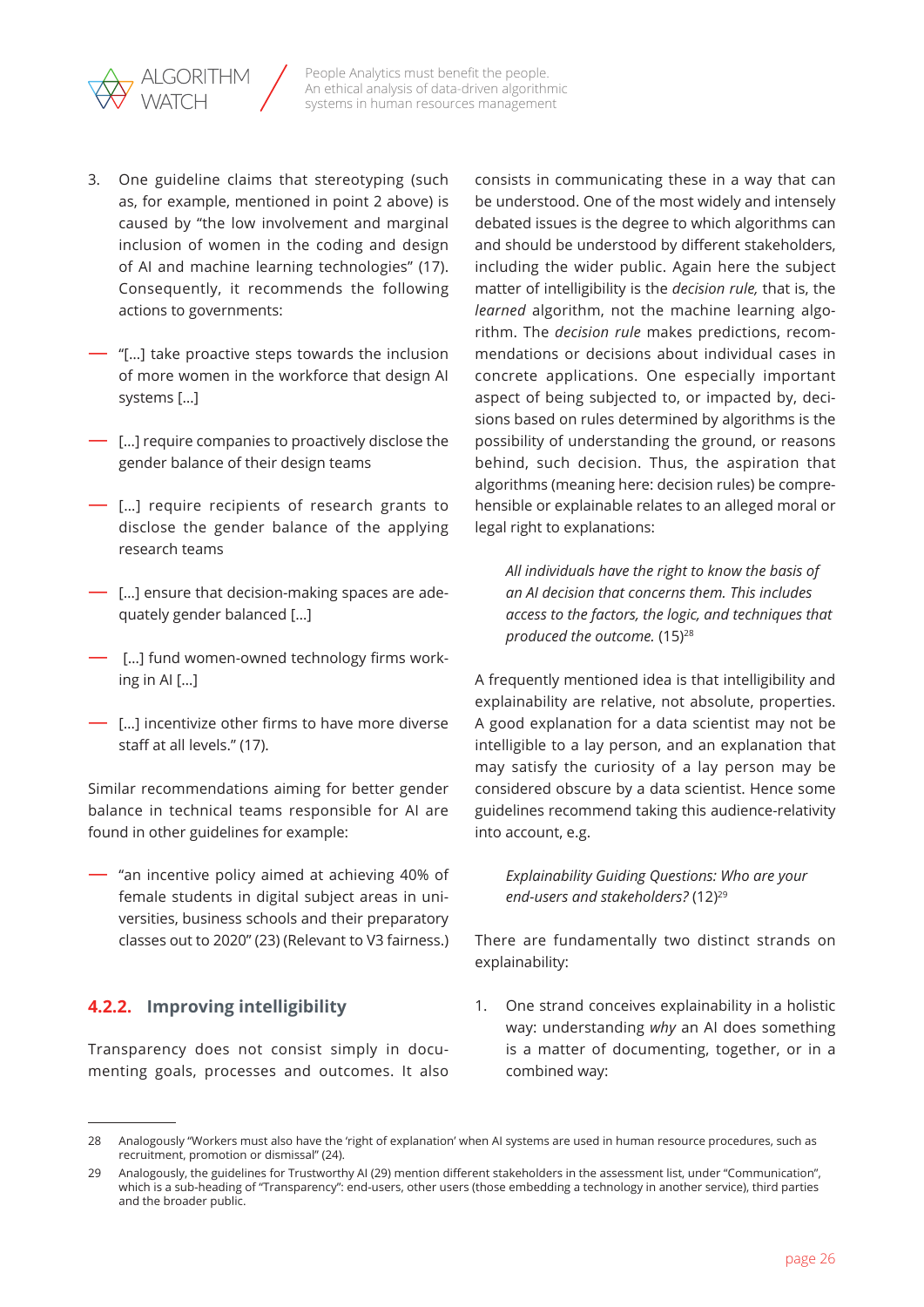3. One guideline claims that stereotyping (such as, for example, mentioned in point 2 above) is caused by "the low involvement and marginal inclusion of women in the coding and design of AI and machine learning technologies" (17). Consequently, it recommends the following actions to governments:

- "[...] take proactive steps towards the inclusion of more women in the workforce that design AI systems [...]
- [...] require companies to proactively disclose the gender balance of their design teams
- [...] require recipients of research grants to disclose the gender balance of the applying research teams
- [...] ensure that decision-making spaces are adequately gender balanced [...]
- [...] fund women-owned technology firms working in AI [...]
- [...] incentivize other firms to have more diverse staff at all levels." (17).

Similar recommendations aiming for better gender balance in technical teams responsible for AI are found in other guidelines for example:

- "an incentive policy aimed at achieving 40% of female students in digital subject areas in universities, business schools and their preparatory classes out to 2020" (23) (Relevant to V3 fairness.)

### 4.2.2. Improving intelligibility

Transparency does not consist simply in documenting goals, processes and outcomes. It also consists in communicating these in a way that can be understood. One of the most widely and intensely debated issues is the degree to which algorithms can and should be understood by different stakeholders, including the wider public. Again here the subject matter of intelligibility is the *decision rule,* that is, the *learned* algorithm, not the machine learning algorithm. The *decision rule* makes predictions, recommendations or decisions about individual cases in concrete applications. One especially important aspect of being subjected to, or impacted by, decisions based on rules determined by algorithms is the possibility of understanding the ground, or reasons behind, such decision. Thus, the aspiration that algorithms (meaning here: decision rules) be comprehensible or explainable relates to an alleged moral or legal right to explanations:

> *All individuals have the right to know the basis of an AI decision that concerns them. This includes access to the factors, the logic, and techniques that produced the outcome.* (15)[28]

A frequently mentioned idea is that intelligibility and explainability are relative, not absolute, properties. A good explanation for a data scientist may not be intelligible to a lay person, and an explanation that may satisfy the curiosity of a lay person may be considered obscure by a data scientist. Hence some guidelines recommend taking this audience-relativity into account, e.g.

> *Explainability Guiding Questions: Who are your end-users and stakeholders?* (12)[29]

There are fundamentally two distinct strands on explainability:

1. One strand conceives explainability in a holistic way: understanding *why* an AI does something is a matter of documenting, together, or in a combined way:

---

28 Analogously "Workers must also have the 'right of explanation' when AI systems are used in human resource procedures, such as recruitment, promotion or dismissal" (24).

29 Analogously, the guidelines for Trustworthy AI (29) mention different stakeholders in the assessment list, under "Communication", which is a sub-heading of "Transparency": end-users, other users (those embedding a technology in another service), third parties and the broader public.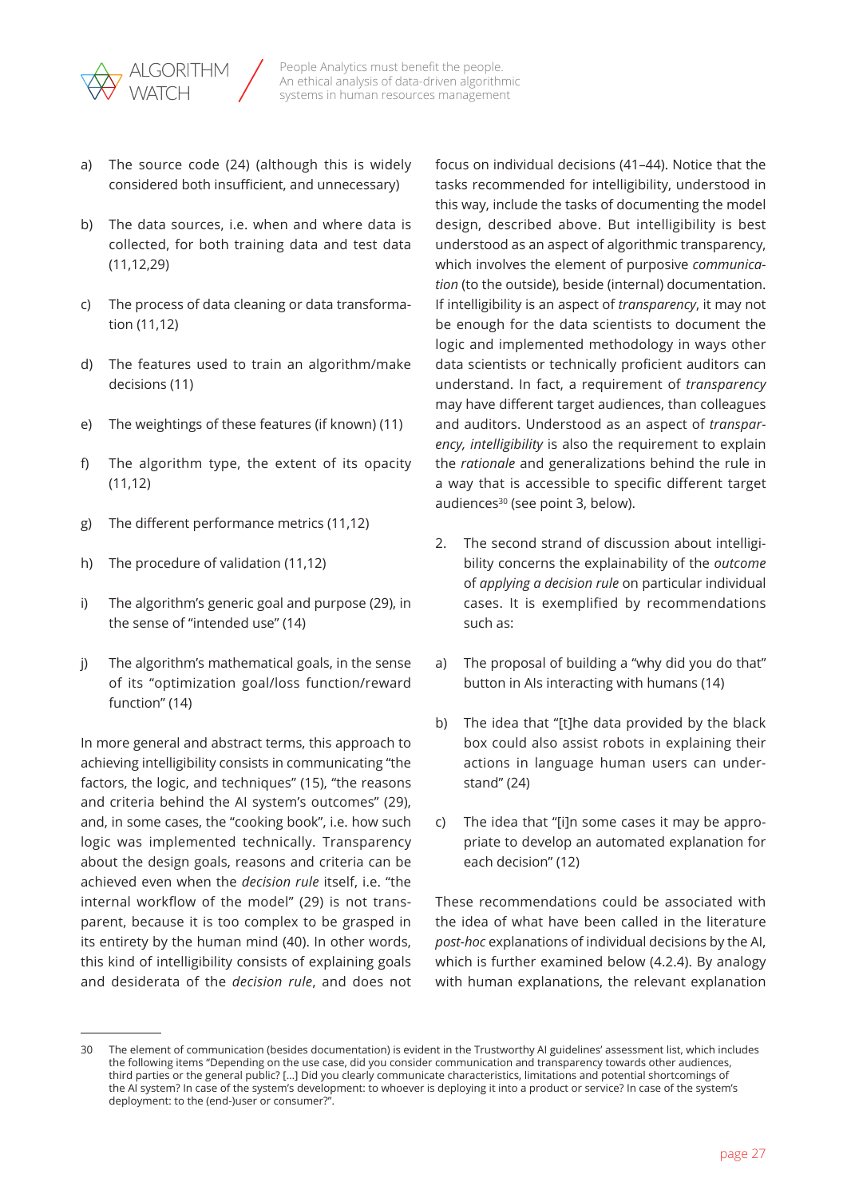a) The source code (24) (although this is widely considered both insufficient, and unnecessary)

b) The data sources, i.e. when and where data is collected, for both training data and test data (11,12,29)

c) The process of data cleaning or data transformation (11,12)

d) The features used to train an algorithm/make decisions (11)

e) The weightings of these features (if known) (11)

f) The algorithm type, the extent of its opacity (11,12)

g) The different performance metrics (11,12)

h) The procedure of validation (11,12)

i) The algorithm's generic goal and purpose (29), in the sense of "intended use" (14)

j) The algorithm's mathematical goals, in the sense of its "optimization goal/loss function/reward function" (14)

In more general and abstract terms, this approach to achieving intelligibility consists in communicating "the factors, the logic, and techniques" (15), "the reasons and criteria behind the AI system's outcomes" (29), and, in some cases, the "cooking book", i.e. how such logic was implemented technically. Transparency about the design goals, reasons and criteria can be achieved even when the *decision rule* itself, i.e. "the internal workflow of the model" (29) is not transparent, because it is too complex to be grasped in its entirety by the human mind (40). In other words, this kind of intelligibility consists of explaining goals and desiderata of the *decision rule*, and does not focus on individual decisions (41–44). Notice that the tasks recommended for intelligibility, understood in this way, include the tasks of documenting the model design, described above. But intelligibility is best understood as an aspect of algorithmic transparency, which involves the element of purposive *communication* (to the outside), beside (internal) documentation. If intelligibility is an aspect of *transparency*, it may not be enough for the data scientists to document the logic and implemented methodology in ways other data scientists or technically proficient auditors can understand. In fact, a requirement of *transparency* may have different target audiences, than colleagues and auditors. Understood as an aspect of *transparency, intelligibility* is also the requirement to explain the *rationale* and generalizations behind the rule in a way that is accessible to specific different target audiences[30] (see point 3, below).

2. The second strand of discussion about intelligibility concerns the explainability of the *outcome* of *applying a decision rule* on particular individual cases. It is exemplified by recommendations such as:

a) The proposal of building a "why did you do that" button in AIs interacting with humans (14)

b) The idea that "[t]he data provided by the black box could also assist robots in explaining their actions in language human users can understand" (24)

c) The idea that "[i]n some cases it may be appropriate to develop an automated explanation for each decision" (12)

These recommendations could be associated with the idea of what have been called in the literature *post-hoc* explanations of individual decisions by the AI, which is further examined below (4.2.4). By analogy with human explanations, the relevant explanation

---

30 The element of communication (besides documentation) is evident in the Trustworthy AI guidelines' assessment list, which includes the following items "Depending on the use case, did you consider communication and transparency towards other audiences, third parties or the general public? […] Did you clearly communicate characteristics, limitations and potential shortcomings of the AI system? In case of the system's development: to whoever is deploying it into a product or service? In case of the system's deployment: to the (end-)user or consumer?".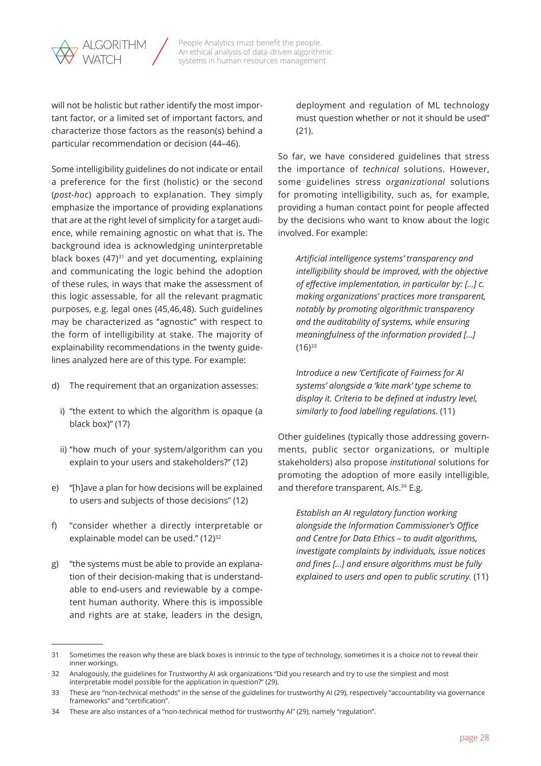will not be holistic but rather identify the most important factor, or a limited set of important factors, and characterize those factors as the reason(s) behind a particular recommendation or decision (44–46).

Some intelligibility guidelines do not indicate or entail a preference for the first (holistic) or the second (*post-hoc*) approach to explanation. They simply emphasize the importance of providing explanations that are at the right level of simplicity for a target audience, while remaining agnostic on what that is. The background idea is acknowledging uninterpretable black boxes (47)[31] and yet documenting, explaining and communicating the logic behind the adoption of these rules, in ways that make the assessment of this logic assessable, for all the relevant pragmatic purposes, e.g. legal ones (45,46,48). Such guidelines may be characterized as "agnostic" with respect to the form of intelligibility at stake. The majority of explainability recommendations in the twenty guidelines analyzed here are of this type. For example:

d) The requirement that an organization assesses:

   i) "the extent to which the algorithm is opaque (a black box)" (17)

   ii) "how much of your system/algorithm can you explain to your users and stakeholders?" (12)

e) "[h]ave a plan for how decisions will be explained to users and subjects of those decisions" (12)

f) "consider whether a directly interpretable or explainable model can be used." (12)[32]

g) "the systems must be able to provide an explanation of their decision-making that is understandable to end-users and reviewable by a competent human authority. Where this is impossible and rights are at stake, leaders in the design, deployment and regulation of ML technology must question whether or not it should be used" (21).

So far, we have considered guidelines that stress the importance of *technical* solutions. However, some guidelines stress *organizational* solutions for promoting intelligibility, such as, for example, providing a human contact point for people affected by the decisions who want to know about the logic involved. For example:

> *Artificial intelligence systems' transparency and intelligibility should be improved, with the objective of effective implementation, in particular by: [...] c. making organizations' practices more transparent, notably by promoting algorithmic transparency and the auditability of systems, while ensuring meaningfulness of the information provided [...]* (16)[33]

> *Introduce a new 'Certificate of Fairness for AI systems' alongside a 'kite mark' type scheme to display it. Criteria to be defined at industry level, similarly to food labelling regulations.* (11)

Other guidelines (typically those addressing governments, public sector organizations, or multiple stakeholders) also propose *institutional* solutions for promoting the adoption of more easily intelligible, and therefore transparent, AIs.[34] E.g.

> *Establish an AI regulatory function working alongside the Information Commissioner's Office and Centre for Data Ethics – to audit algorithms, investigate complaints by individuals, issue notices and fines [...] and ensure algorithms must be fully explained to users and open to public scrutiny.* (11)

---

31 Sometimes the reason why these are black boxes is intrinsic to the type of technology, sometimes it is a choice not to reveal their inner workings.

32 Analogously, the guidelines for Trustworthy AI ask organizations "Did you research and try to use the simplest and most interpretable model possible for the application in question?" (29).

33 These are "non-technical methods" in the sense of the guidelines for trustworthy AI (29), respectively "accountability via governance frameworks" and "certification".

34 These are also instances of a "non-technical method for trustworthy AI" (29), namely "regulation".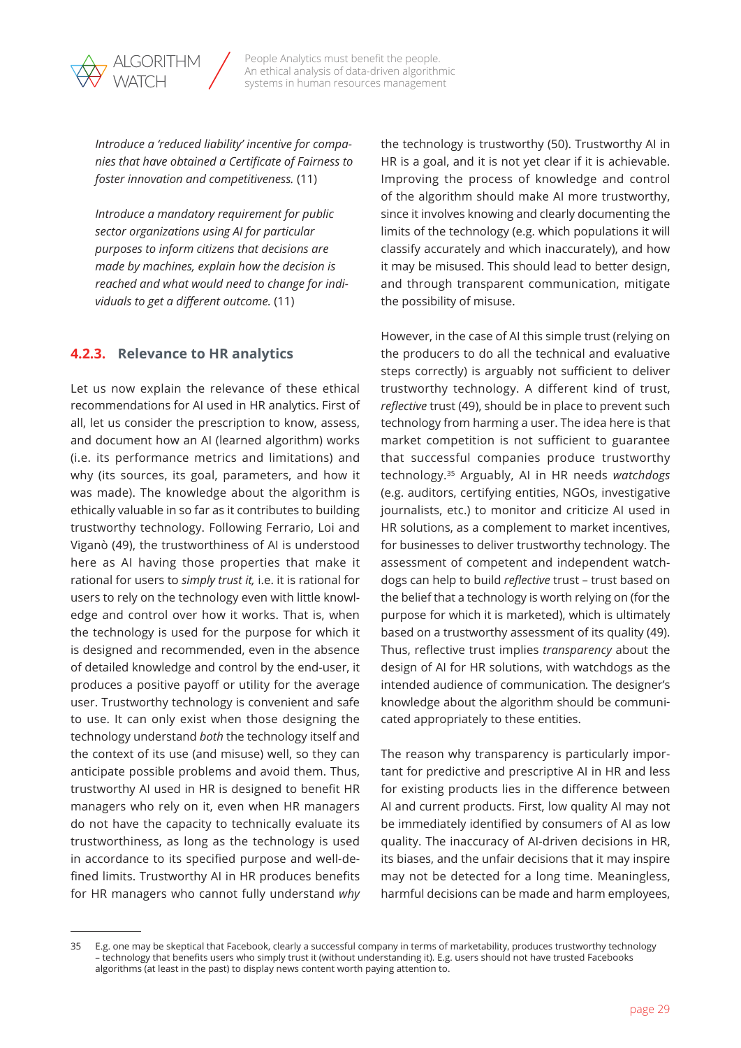*Introduce a 'reduced liability' incentive for companies that have obtained a Certificate of Fairness to foster innovation and competitiveness.* (11)

*Introduce a mandatory requirement for public sector organizations using AI for particular purposes to inform citizens that decisions are made by machines, explain how the decision is reached and what would need to change for individuals to get a different outcome.* (11)

### 4.2.3. Relevance to HR analytics

Let us now explain the relevance of these ethical recommendations for AI used in HR analytics. First of all, let us consider the prescription to know, assess, and document how an AI (learned algorithm) works (i.e. its performance metrics and limitations) and why (its sources, its goal, parameters, and how it was made). The knowledge about the algorithm is ethically valuable in so far as it contributes to building trustworthy technology. Following Ferrario, Loi and Viganò (49), the trustworthiness of AI is understood here as AI having those properties that make it rational for users to *simply trust it,* i.e. it is rational for users to rely on the technology even with little knowledge and control over how it works. That is, when the technology is used for the purpose for which it is designed and recommended, even in the absence of detailed knowledge and control by the end-user, it produces a positive payoff or utility for the average user. Trustworthy technology is convenient and safe to use. It can only exist when those designing the technology understand *both* the technology itself and the context of its use (and misuse) well, so they can anticipate possible problems and avoid them. Thus, trustworthy AI used in HR is designed to benefit HR managers who rely on it, even when HR managers do not have the capacity to technically evaluate its trustworthiness, as long as the technology is used in accordance to its specified purpose and well-defined limits. Trustworthy AI in HR produces benefits for HR managers who cannot fully understand *why* the technology is trustworthy (50). Trustworthy AI in HR is a goal, and it is not yet clear if it is achievable. Improving the process of knowledge and control of the algorithm should make AI more trustworthy, since it involves knowing and clearly documenting the limits of the technology (e.g. which populations it will classify accurately and which inaccurately), and how it may be misused. This should lead to better design, and through transparent communication, mitigate the possibility of misuse.

However, in the case of AI this simple trust (relying on the producers to do all the technical and evaluative steps correctly) is arguably not sufficient to deliver trustworthy technology. A different kind of trust, *reflective* trust (49), should be in place to prevent such technology from harming a user. The idea here is that market competition is not sufficient to guarantee that successful companies produce trustworthy technology.[35] Arguably, AI in HR needs *watchdogs* (e.g. auditors, certifying entities, NGOs, investigative journalists, etc.) to monitor and criticize AI used in HR solutions, as a complement to market incentives, for businesses to deliver trustworthy technology. The assessment of competent and independent watchdogs can help to build *reflective* trust – trust based on the belief that a technology is worth relying on (for the purpose for which it is marketed), which is ultimately based on a trustworthy assessment of its quality (49). Thus, reflective trust implies *transparency* about the design of AI for HR solutions, with watchdogs as the intended audience of communication. The designer's knowledge about the algorithm should be communicated appropriately to these entities.

The reason why transparency is particularly important for predictive and prescriptive AI in HR and less for existing products lies in the difference between AI and current products. First, low quality AI may not be immediately identified by consumers of AI as low quality. The inaccuracy of AI-driven decisions in HR, its biases, and the unfair decisions that it may inspire may not be detected for a long time. Meaningless, harmful decisions can be made and harm employees,

---

35 E.g. one may be skeptical that Facebook, clearly a successful company in terms of marketability, produces trustworthy technology – technology that benefits users who simply trust it (without understanding it). E.g. users should not have trusted Facebooks algorithms (at least in the past) to display news content worth paying attention to.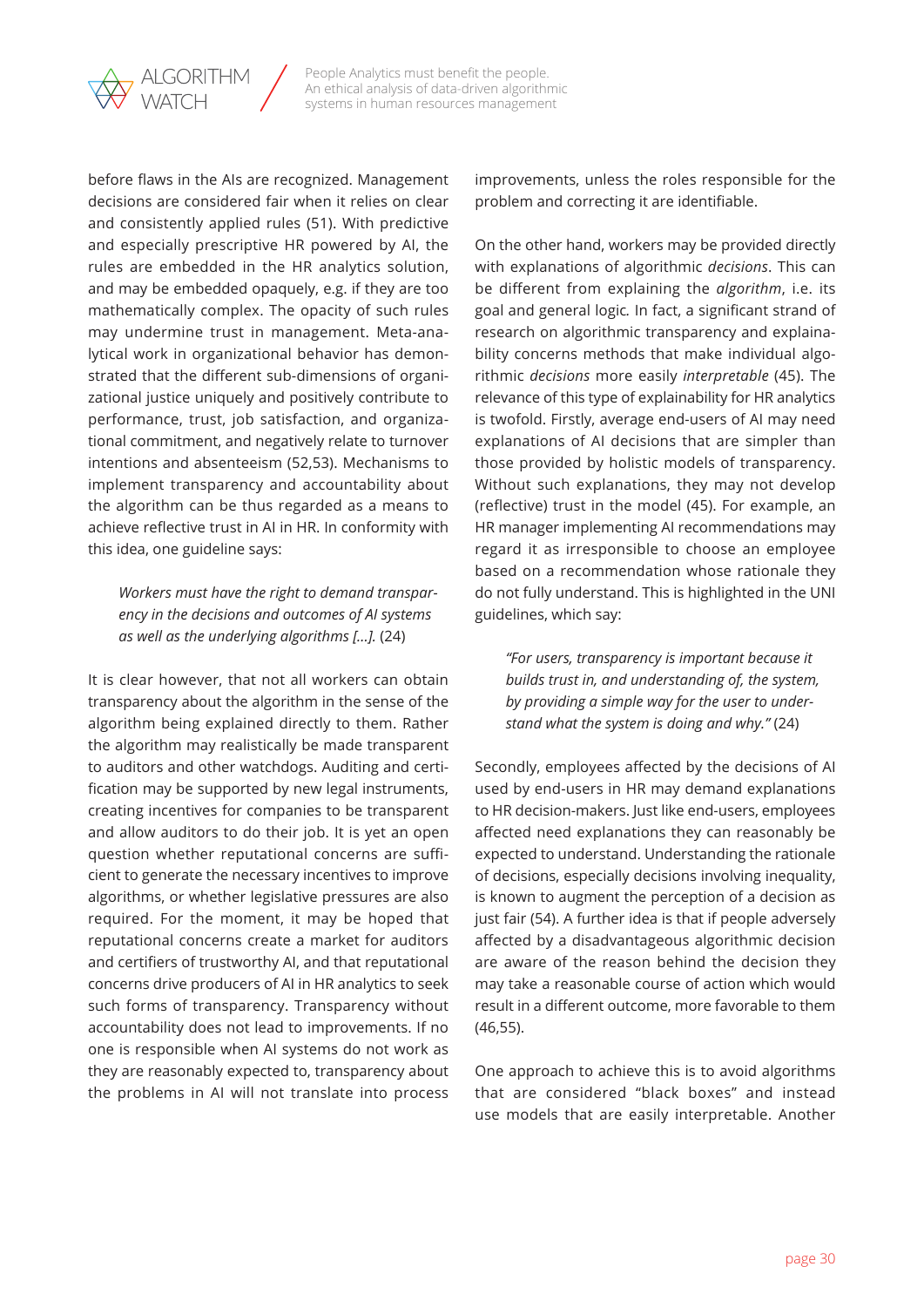before flaws in the AIs are recognized. Management decisions are considered fair when it relies on clear and consistently applied rules (51). With predictive and especially prescriptive HR powered by AI, the rules are embedded in the HR analytics solution, and may be embedded opaquely, e.g. if they are too mathematically complex. The opacity of such rules may undermine trust in management. Meta-analytical work in organizational behavior has demonstrated that the different sub-dimensions of organizational justice uniquely and positively contribute to performance, trust, job satisfaction, and organizational commitment, and negatively relate to turnover intentions and absenteeism (52,53). Mechanisms to implement transparency and accountability about the algorithm can be thus regarded as a means to achieve reflective trust in AI in HR. In conformity with this idea, one guideline says:

> *Workers must have the right to demand transparency in the decisions and outcomes of AI systems as well as the underlying algorithms [...].* (24)

It is clear however, that not all workers can obtain transparency about the algorithm in the sense of the algorithm being explained directly to them. Rather the algorithm may realistically be made transparent to auditors and other watchdogs. Auditing and certification may be supported by new legal instruments, creating incentives for companies to be transparent and allow auditors to do their job. It is yet an open question whether reputational concerns are sufficient to generate the necessary incentives to improve algorithms, or whether legislative pressures are also required. For the moment, it may be hoped that reputational concerns create a market for auditors and certifiers of trustworthy AI, and that reputational concerns drive producers of AI in HR analytics to seek such forms of transparency. Transparency without accountability does not lead to improvements. If no one is responsible when AI systems do not work as they are reasonably expected to, transparency about the problems in AI will not translate into process improvements, unless the roles responsible for the problem and correcting it are identifiable.

On the other hand, workers may be provided directly with explanations of algorithmic *decisions*. This can be different from explaining the *algorithm*, i.e. its goal and general logic. In fact, a significant strand of research on algorithmic transparency and explainability concerns methods that make individual algorithmic *decisions* more easily *interpretable* (45). The relevance of this type of explainability for HR analytics is twofold. Firstly, average end-users of AI may need explanations of AI decisions that are simpler than those provided by holistic models of transparency. Without such explanations, they may not develop (reflective) trust in the model (45). For example, an HR manager implementing AI recommendations may regard it as irresponsible to choose an employee based on a recommendation whose rationale they do not fully understand. This is highlighted in the UNI guidelines, which say:

> *"For users, transparency is important because it builds trust in, and understanding of, the system, by providing a simple way for the user to understand what the system is doing and why."* (24)

Secondly, employees affected by the decisions of AI used by end-users in HR may demand explanations to HR decision-makers. Just like end-users, employees affected need explanations they can reasonably be expected to understand. Understanding the rationale of decisions, especially decisions involving inequality, is known to augment the perception of a decision as just fair (54). A further idea is that if people adversely affected by a disadvantageous algorithmic decision are aware of the reason behind the decision they may take a reasonable course of action which would result in a different outcome, more favorable to them (46,55).

One approach to achieve this is to avoid algorithms that are considered "black boxes" and instead use models that are easily interpretable. Another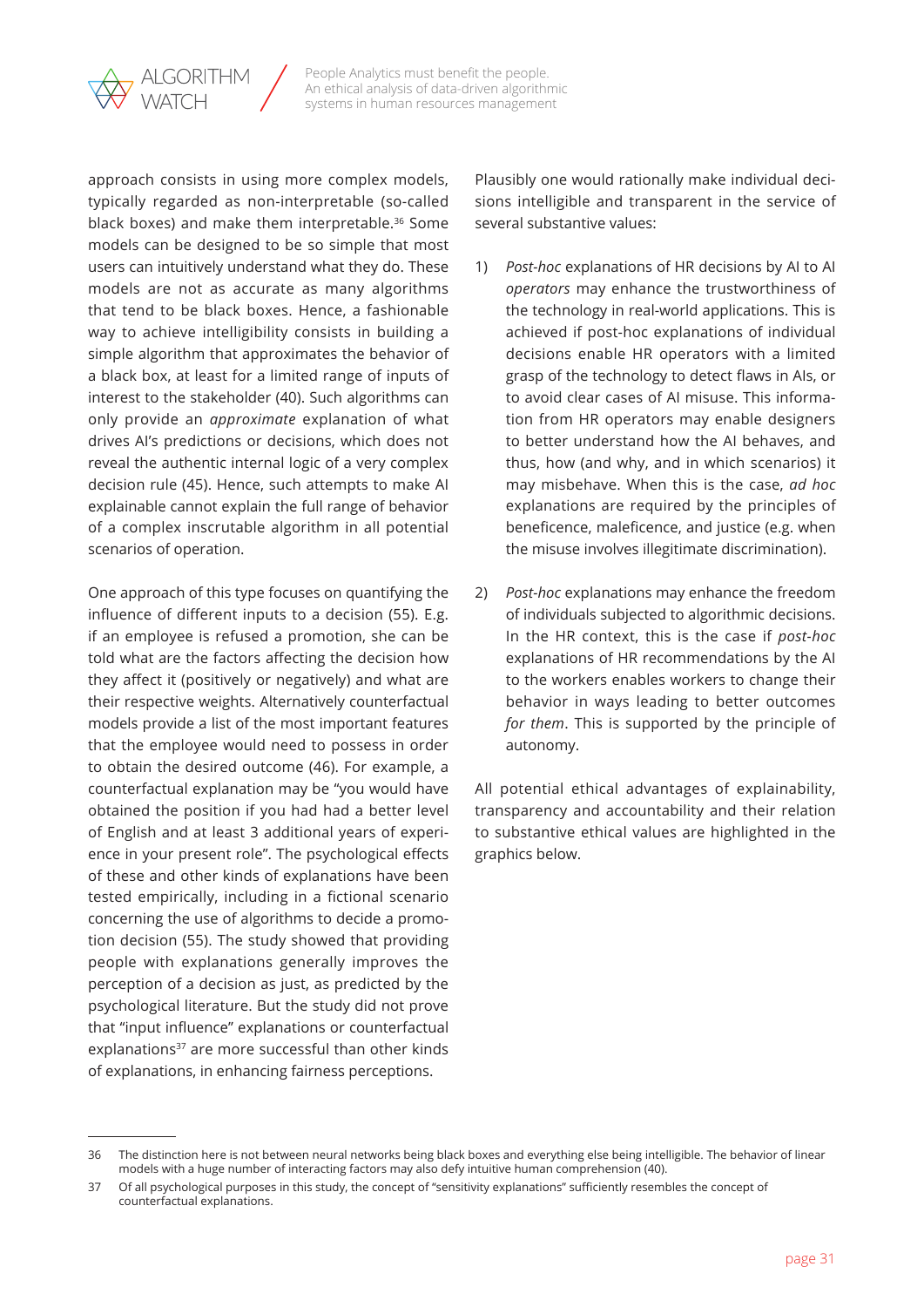approach consists in using more complex models, typically regarded as non-interpretable (so-called black boxes) and make them interpretable.[36] Some models can be designed to be so simple that most users can intuitively understand what they do. These models are not as accurate as many algorithms that tend to be black boxes. Hence, a fashionable way to achieve intelligibility consists in building a simple algorithm that approximates the behavior of a black box, at least for a limited range of inputs of interest to the stakeholder (40). Such algorithms can only provide an *approximate* explanation of what drives AI's predictions or decisions, which does not reveal the authentic internal logic of a very complex decision rule (45). Hence, such attempts to make AI explainable cannot explain the full range of behavior of a complex inscrutable algorithm in all potential scenarios of operation.

One approach of this type focuses on quantifying the influence of different inputs to a decision (55). E.g. if an employee is refused a promotion, she can be told what are the factors affecting the decision how they affect it (positively or negatively) and what are their respective weights. Alternatively counterfactual models provide a list of the most important features that the employee would need to possess in order to obtain the desired outcome (46). For example, a counterfactual explanation may be "you would have obtained the position if you had had a better level of English and at least 3 additional years of experience in your present role". The psychological effects of these and other kinds of explanations have been tested empirically, including in a fictional scenario concerning the use of algorithms to decide a promotion decision (55). The study showed that providing people with explanations generally improves the perception of a decision as just, as predicted by the psychological literature. But the study did not prove that "input influence" explanations or counterfactual explanations[37] are more successful than other kinds of explanations, in enhancing fairness perceptions.

Plausibly one would rationally make individual decisions intelligible and transparent in the service of several substantive values:

1) *Post-hoc* explanations of HR decisions by AI to AI *operators* may enhance the trustworthiness of the technology in real-world applications. This is achieved if post-hoc explanations of individual decisions enable HR operators with a limited grasp of the technology to detect flaws in AIs, or to avoid clear cases of AI misuse. This information from HR operators may enable designers to better understand how the AI behaves, and thus, how (and why, and in which scenarios) it may misbehave. When this is the case, *ad hoc* explanations are required by the principles of beneficence, maleficence, and justice (e.g. when the misuse involves illegitimate discrimination).

2) *Post-hoc* explanations may enhance the freedom of individuals subjected to algorithmic decisions. In the HR context, this is the case if *post-hoc* explanations of HR recommendations by the AI to the workers enables workers to change their behavior in ways leading to better outcomes *for them*. This is supported by the principle of autonomy.

All potential ethical advantages of explainability, transparency and accountability and their relation to substantive ethical values are highlighted in the graphics below.

---

36 The distinction here is not between neural networks being black boxes and everything else being intelligible. The behavior of linear models with a huge number of interacting factors may also defy intuitive human comprehension (40).

37 Of all psychological purposes in this study, the concept of "sensitivity explanations" sufficiently resembles the concept of counterfactual explanations.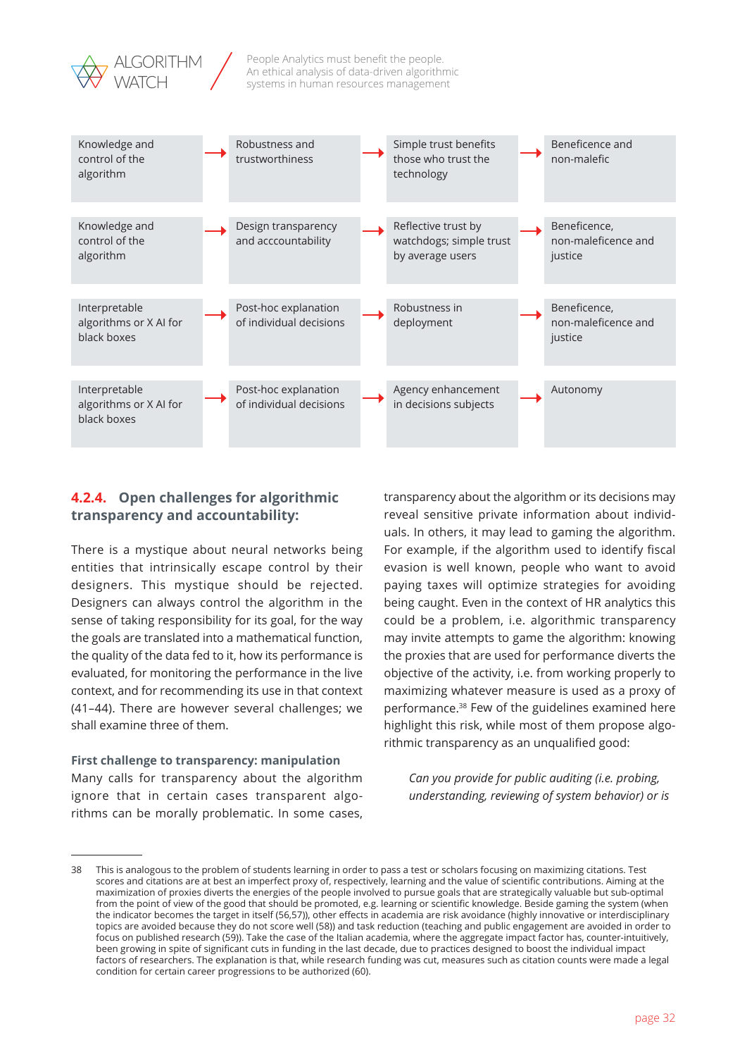| | | | | | | |
|---|---|---|---|---|---|---|
| Knowledge and control of the algorithm | → | Robustness and trustworthiness | → | Simple trust benefits those who trust the technology | → | Beneficence and non-malefic |
| Knowledge and control of the algorithm | → | Design transparency and acccountability | → | Reflective trust by watchdogs; simple trust by average users | → | Beneficence, non-maleficence and justice |
| Interpretable algorithms or X AI for black boxes | → | Post-hoc explanation of individual decisions | → | Robustness in deployment | → | Beneficence, non-maleficence and justice |
| Interpretable algorithms or X AI for black boxes | → | Post-hoc explanation of individual decisions | → | Agency enhancement in decisions subjects | → | Autonomy |

### 4.2.4. Open challenges for algorithmic transparency and accountability:

There is a mystique about neural networks being entities that intrinsically escape control by their designers. This mystique should be rejected. Designers can always control the algorithm in the sense of taking responsibility for its goal, for the way the goals are translated into a mathematical function, the quality of the data fed to it, how its performance is evaluated, for monitoring the performance in the live context, and for recommending its use in that context (41–44). There are however several challenges; we shall examine three of them.

**First challenge to transparency: manipulation**

Many calls for transparency about the algorithm ignore that in certain cases transparent algorithms can be morally problematic. In some cases, transparency about the algorithm or its decisions may reveal sensitive private information about individuals. In others, it may lead to gaming the algorithm. For example, if the algorithm used to identify fiscal evasion is well known, people who want to avoid paying taxes will optimize strategies for avoiding being caught. Even in the context of HR analytics this could be a problem, i.e. algorithmic transparency may invite attempts to game the algorithm: knowing the proxies that are used for performance diverts the objective of the activity, i.e. from working properly to maximizing whatever measure is used as a proxy of performance.[38] Few of the guidelines examined here highlight this risk, while most of them propose algorithmic transparency as an unqualified good:

> *Can you provide for public auditing (i.e. probing, understanding, reviewing of system behavior) or is*

---

38 This is analogous to the problem of students learning in order to pass a test or scholars focusing on maximizing citations. Test scores and citations are at best an imperfect proxy of, respectively, learning and the value of scientific contributions. Aiming at the maximization of proxies diverts the energies of the people involved to pursue goals that are strategically valuable but sub-optimal from the point of view of the good that should be promoted, e.g. learning or scientific knowledge. Beside gaming the system (when the indicator becomes the target in itself (56,57)), other effects in academia are risk avoidance (highly innovative or interdisciplinary topics are avoided because they do not score well (58)) and task reduction (teaching and public engagement are avoided in order to focus on published research (59)). Take the case of the Italian academia, where the aggregate impact factor has, counter-intuitively, been growing in spite of significant cuts in funding in the last decade, due to practices designed to boost the individual impact factors of researchers. The explanation is that, while research funding was cut, measures such as citation counts were made a legal condition for certain career progressions to be authorized (60).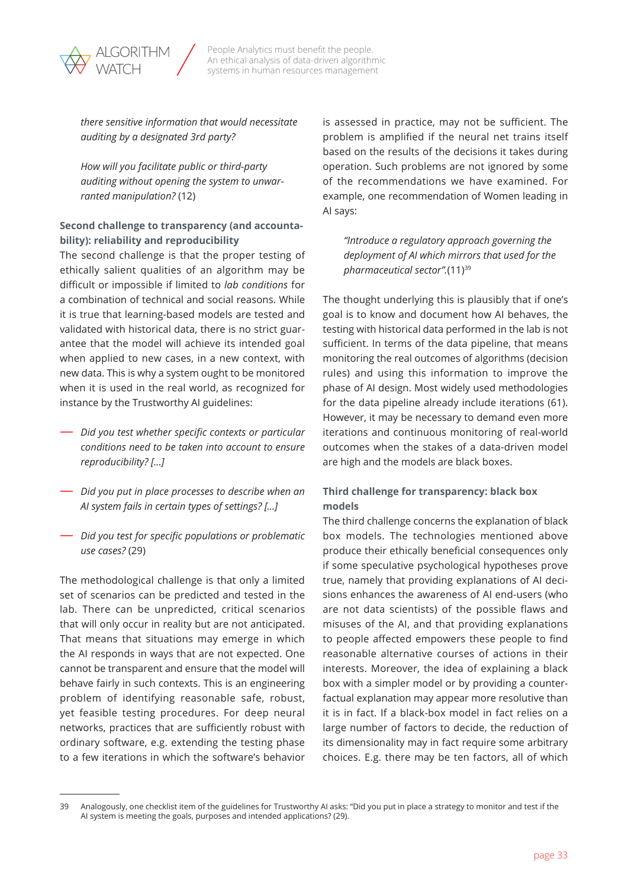*there sensitive information that would necessitate auditing by a designated 3rd party?*

*How will you facilitate public or third-party auditing without opening the system to unwarranted manipulation?* (12)

**Second challenge to transparency (and accountability): reliability and reproducibility**

The second challenge is that the proper testing of ethically salient qualities of an algorithm may be difficult or impossible if limited to *lab conditions* for a combination of technical and social reasons. While it is true that learning-based models are tested and validated with historical data, there is no strict guarantee that the model will achieve its intended goal when applied to new cases, in a new context, with new data. This is why a system ought to be monitored when it is used in the real world, as recognized for instance by the Trustworthy AI guidelines:

- *Did you test whether specific contexts or particular conditions need to be taken into account to ensure reproducibility? [...]*
- *Did you put in place processes to describe when an AI system fails in certain types of settings? [...]*
- *Did you test for specific populations or problematic use cases?* (29)

The methodological challenge is that only a limited set of scenarios can be predicted and tested in the lab. There can be unpredicted, critical scenarios that will only occur in reality but are not anticipated. That means that situations may emerge in which the AI responds in ways that are not expected. One cannot be transparent and ensure that the model will behave fairly in such contexts. This is an engineering problem of identifying reasonable safe, robust, yet feasible testing procedures. For deep neural networks, practices that are sufficiently robust with ordinary software, e.g. extending the testing phase to a few iterations in which the software's behavior is assessed in practice, may not be sufficient. The problem is amplified if the neural net trains itself based on the results of the decisions it takes during operation. Such problems are not ignored by some of the recommendations we have examined. For example, one recommendation of Women leading in AI says:

> *"Introduce a regulatory approach governing the deployment of AI which mirrors that used for the pharmaceutical sector".*(11)[39]

The thought underlying this is plausibly that if one's goal is to know and document how AI behaves, the testing with historical data performed in the lab is not sufficient. In terms of the data pipeline, that means monitoring the real outcomes of algorithms (decision rules) and using this information to improve the phase of AI design. Most widely used methodologies for the data pipeline already include iterations (61). However, it may be necessary to demand even more iterations and continuous monitoring of real-world outcomes when the stakes of a data-driven model are high and the models are black boxes.

**Third challenge for transparency: black box models**

The third challenge concerns the explanation of black box models. The technologies mentioned above produce their ethically beneficial consequences only if some speculative psychological hypotheses prove true, namely that providing explanations of AI decisions enhances the awareness of AI end-users (who are not data scientists) of the possible flaws and misuses of the AI, and that providing explanations to people affected empowers these people to find reasonable alternative courses of actions in their interests. Moreover, the idea of explaining a black box with a simpler model or by providing a counterfactual explanation may appear more resolutive than it is in fact. If a black-box model in fact relies on a large number of factors to decide, the reduction of its dimensionality may in fact require some arbitrary choices. E.g. there may be ten factors, all of which

---

39 Analogously, one checklist item of the guidelines for Trustworthy AI asks: "Did you put in place a strategy to monitor and test if the AI system is meeting the goals, purposes and intended applications? (29).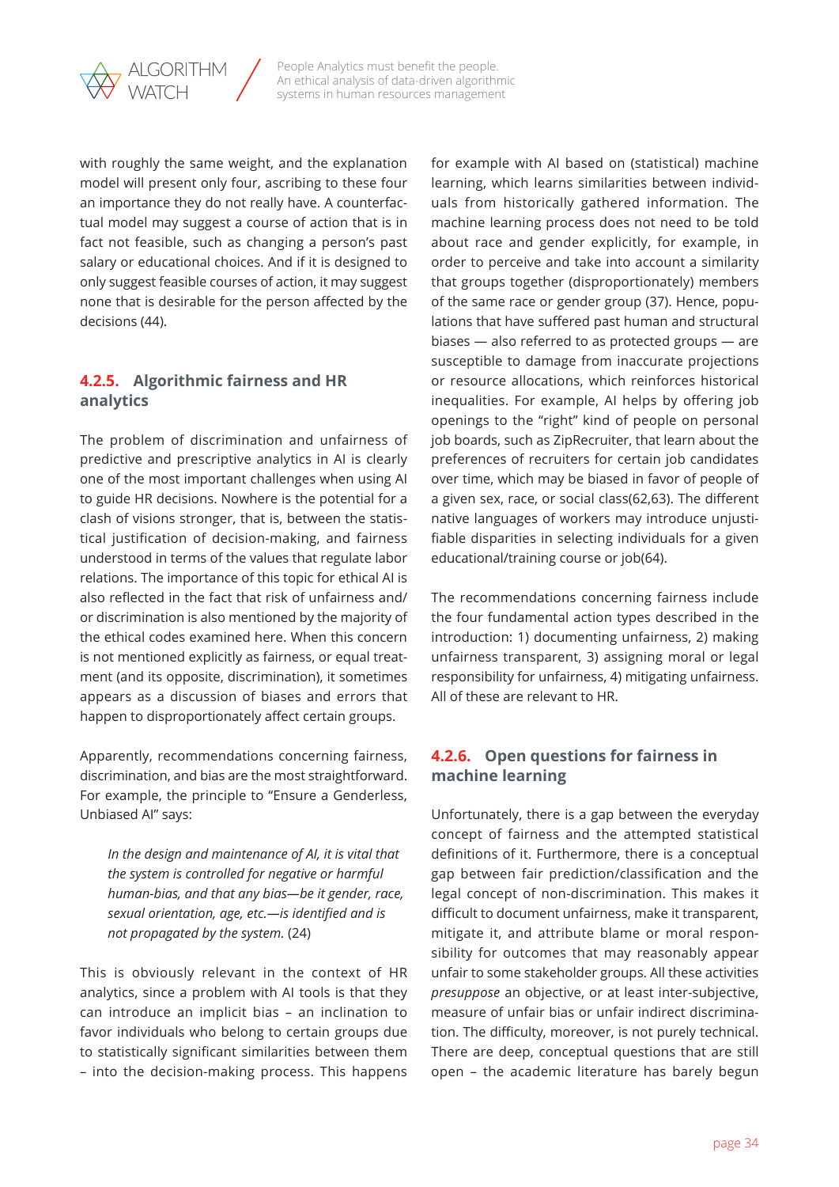with roughly the same weight, and the explanation model will present only four, ascribing to these four an importance they do not really have. A counterfactual model may suggest a course of action that is in fact not feasible, such as changing a person's past salary or educational choices. And if it is designed to only suggest feasible courses of action, it may suggest none that is desirable for the person affected by the decisions (44).

### 4.2.5. Algorithmic fairness and HR analytics

The problem of discrimination and unfairness of predictive and prescriptive analytics in AI is clearly one of the most important challenges when using AI to guide HR decisions. Nowhere is the potential for a clash of visions stronger, that is, between the statistical justification of decision-making, and fairness understood in terms of the values that regulate labor relations. The importance of this topic for ethical AI is also reflected in the fact that risk of unfairness and/or discrimination is also mentioned by the majority of the ethical codes examined here. When this concern is not mentioned explicitly as fairness, or equal treatment (and its opposite, discrimination), it sometimes appears as a discussion of biases and errors that happen to disproportionately affect certain groups.

Apparently, recommendations concerning fairness, discrimination, and bias are the most straightforward. For example, the principle to "Ensure a Genderless, Unbiased AI" says:

> *In the design and maintenance of AI, it is vital that the system is controlled for negative or harmful human-bias, and that any bias—be it gender, race, sexual orientation, age, etc.—is identified and is not propagated by the system.* (24)

This is obviously relevant in the context of HR analytics, since a problem with AI tools is that they can introduce an implicit bias – an inclination to favor individuals who belong to certain groups due to statistically significant similarities between them – into the decision-making process. This happens for example with AI based on (statistical) machine learning, which learns similarities between individuals from historically gathered information. The machine learning process does not need to be told about race and gender explicitly, for example, in order to perceive and take into account a similarity that groups together (disproportionately) members of the same race or gender group (37). Hence, populations that have suffered past human and structural biases — also referred to as protected groups — are susceptible to damage from inaccurate projections or resource allocations, which reinforces historical inequalities. For example, AI helps by offering job openings to the "right" kind of people on personal job boards, such as ZipRecruiter, that learn about the preferences of recruiters for certain job candidates over time, which may be biased in favor of people of a given sex, race, or social class(62,63). The different native languages of workers may introduce unjustifiable disparities in selecting individuals for a given educational/training course or job(64).

The recommendations concerning fairness include the four fundamental action types described in the introduction: 1) documenting unfairness, 2) making unfairness transparent, 3) assigning moral or legal responsibility for unfairness, 4) mitigating unfairness. All of these are relevant to HR.

### 4.2.6. Open questions for fairness in machine learning

Unfortunately, there is a gap between the everyday concept of fairness and the attempted statistical definitions of it. Furthermore, there is a conceptual gap between fair prediction/classification and the legal concept of non-discrimination. This makes it difficult to document unfairness, make it transparent, mitigate it, and attribute blame or moral responsibility for outcomes that may reasonably appear unfair to some stakeholder groups. All these activities *presuppose* an objective, or at least inter-subjective, measure of unfair bias or unfair indirect discrimination. The difficulty, moreover, is not purely technical. There are deep, conceptual questions that are still open – the academic literature has barely begun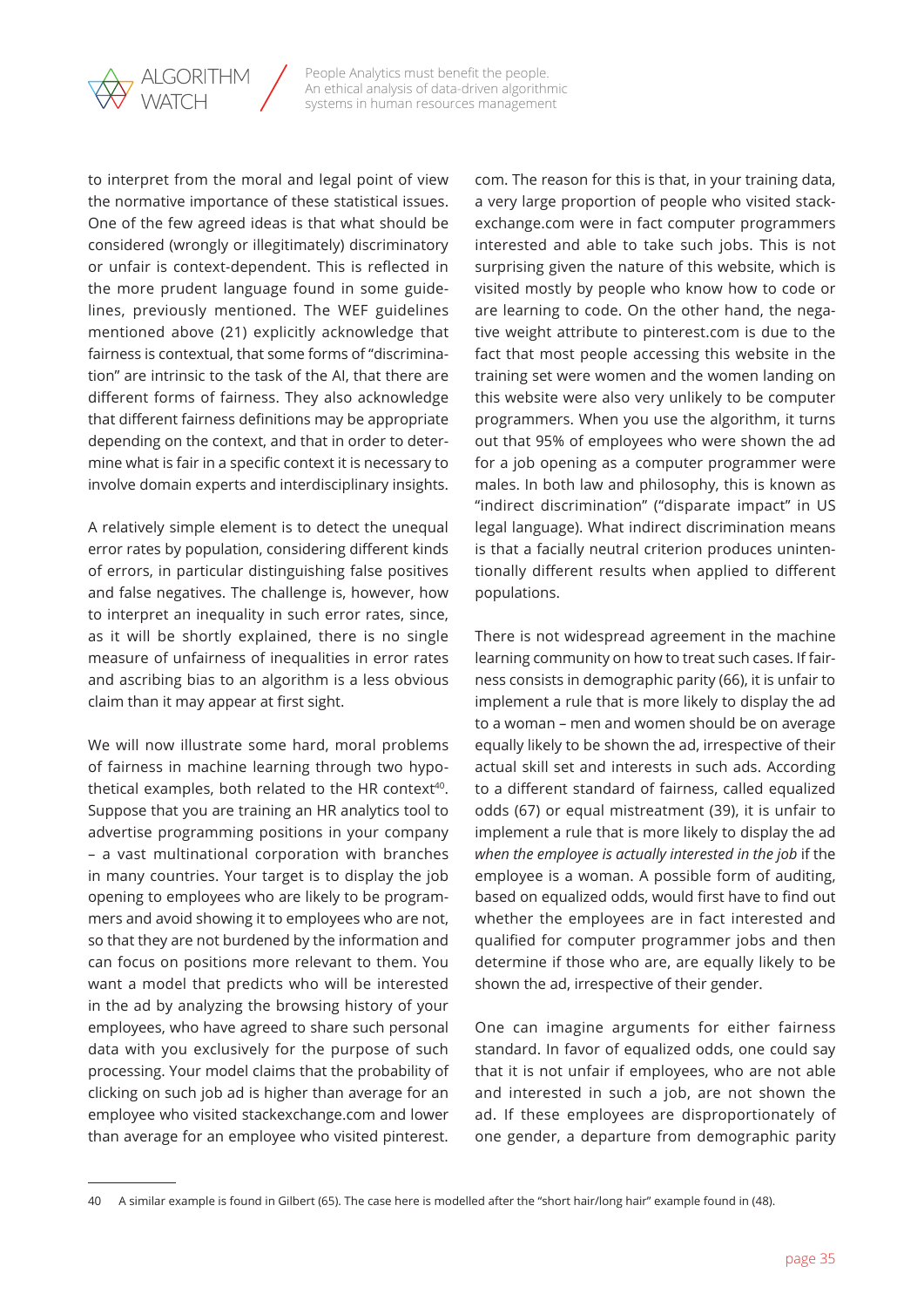to interpret from the moral and legal point of view the normative importance of these statistical issues. One of the few agreed ideas is that what should be considered (wrongly or illegitimately) discriminatory or unfair is context-dependent. This is reflected in the more prudent language found in some guidelines, previously mentioned. The WEF guidelines mentioned above (21) explicitly acknowledge that fairness is contextual, that some forms of "discrimination" are intrinsic to the task of the AI, that there are different forms of fairness. They also acknowledge that different fairness definitions may be appropriate depending on the context, and that in order to determine what is fair in a specific context it is necessary to involve domain experts and interdisciplinary insights.

A relatively simple element is to detect the unequal error rates by population, considering different kinds of errors, in particular distinguishing false positives and false negatives. The challenge is, however, how to interpret an inequality in such error rates, since, as it will be shortly explained, there is no single measure of unfairness of inequalities in error rates and ascribing bias to an algorithm is a less obvious claim than it may appear at first sight.

We will now illustrate some hard, moral problems of fairness in machine learning through two hypothetical examples, both related to the HR context[40]. Suppose that you are training an HR analytics tool to advertise programming positions in your company – a vast multinational corporation with branches in many countries. Your target is to display the job opening to employees who are likely to be programmers and avoid showing it to employees who are not, so that they are not burdened by the information and can focus on positions more relevant to them. You want a model that predicts who will be interested in the ad by analyzing the browsing history of your employees, who have agreed to share such personal data with you exclusively for the purpose of such processing. Your model claims that the probability of clicking on such job ad is higher than average for an employee who visited stackexchange.com and lower than average for an employee who visited pinterest.com. The reason for this is that, in your training data, a very large proportion of people who visited stackexchange.com were in fact computer programmers interested and able to take such jobs. This is not surprising given the nature of this website, which is visited mostly by people who know how to code or are learning to code. On the other hand, the negative weight attribute to pinterest.com is due to the fact that most people accessing this website in the training set were women and the women landing on this website were also very unlikely to be computer programmers. When you use the algorithm, it turns out that 95% of employees who were shown the ad for a job opening as a computer programmer were males. In both law and philosophy, this is known as "indirect discrimination" ("disparate impact" in US legal language). What indirect discrimination means is that a facially neutral criterion produces unintentionally different results when applied to different populations.

There is not widespread agreement in the machine learning community on how to treat such cases. If fairness consists in demographic parity (66), it is unfair to implement a rule that is more likely to display the ad to a woman – men and women should be on average equally likely to be shown the ad, irrespective of their actual skill set and interests in such ads. According to a different standard of fairness, called equalized odds (67) or equal mistreatment (39), it is unfair to implement a rule that is more likely to display the ad *when the employee is actually interested in the job* if the employee is a woman. A possible form of auditing, based on equalized odds, would first have to find out whether the employees are in fact interested and qualified for computer programmer jobs and then determine if those who are, are equally likely to be shown the ad, irrespective of their gender.

One can imagine arguments for either fairness standard. In favor of equalized odds, one could say that it is not unfair if employees, who are not able and interested in such a job, are not shown the ad. If these employees are disproportionately of one gender, a departure from demographic parity

---

40 A similar example is found in Gilbert (65). The case here is modelled after the "short hair/long hair" example found in (48).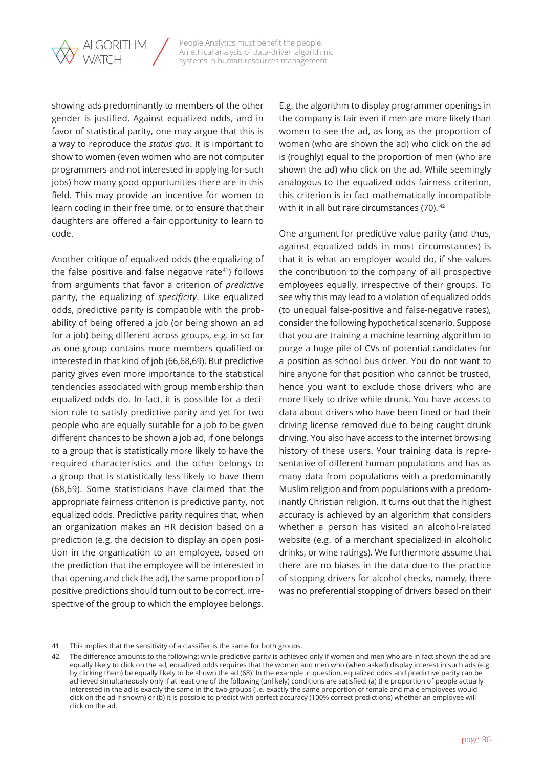showing ads predominantly to members of the other gender is justified. Against equalized odds, and in favor of statistical parity, one may argue that this is a way to reproduce the *status quo*. It is important to show to women (even women who are not computer programmers and not interested in applying for such jobs) how many good opportunities there are in this field. This may provide an incentive for women to learn coding in their free time, or to ensure that their daughters are offered a fair opportunity to learn to code.

Another critique of equalized odds (the equalizing of the false positive and false negative rate[41]) follows from arguments that favor a criterion of *predictive* parity, the equalizing of *specificity*. Like equalized odds, predictive parity is compatible with the probability of being offered a job (or being shown an ad for a job) being different across groups, e.g. in so far as one group contains more members qualified or interested in that kind of job (66,68,69). But predictive parity gives even more importance to the statistical tendencies associated with group membership than equalized odds do. In fact, it is possible for a decision rule to satisfy predictive parity and yet for two people who are equally suitable for a job to be given different chances to be shown a job ad, if one belongs to a group that is statistically more likely to have the required characteristics and the other belongs to a group that is statistically less likely to have them (68,69). Some statisticians have claimed that the appropriate fairness criterion is predictive parity, not equalized odds. Predictive parity requires that, when an organization makes an HR decision based on a prediction (e.g. the decision to display an open position in the organization to an employee, based on the prediction that the employee will be interested in that opening and click the ad), the same proportion of positive predictions should turn out to be correct, irrespective of the group to which the employee belongs. E.g. the algorithm to display programmer openings in the company is fair even if men are more likely than women to see the ad, as long as the proportion of women (who are shown the ad) who click on the ad is (roughly) equal to the proportion of men (who are shown the ad) who click on the ad. While seemingly analogous to the equalized odds fairness criterion, this criterion is in fact mathematically incompatible with it in all but rare circumstances (70).[42]

One argument for predictive value parity (and thus, against equalized odds in most circumstances) is that it is what an employer would do, if she values the contribution to the company of all prospective employees equally, irrespective of their groups. To see why this may lead to a violation of equalized odds (to unequal false-positive and false-negative rates), consider the following hypothetical scenario. Suppose that you are training a machine learning algorithm to purge a huge pile of CVs of potential candidates for a position as school bus driver. You do not want to hire anyone for that position who cannot be trusted, hence you want to exclude those drivers who are more likely to drive while drunk. You have access to data about drivers who have been fined or had their driving license removed due to being caught drunk driving. You also have access to the internet browsing history of these users. Your training data is representative of different human populations and has as many data from populations with a predominantly Muslim religion and from populations with a predominantly Christian religion. It turns out that the highest accuracy is achieved by an algorithm that considers whether a person has visited an alcohol-related website (e.g. of a merchant specialized in alcoholic drinks, or wine ratings). We furthermore assume that there are no biases in the data due to the practice of stopping drivers for alcohol checks, namely, there was no preferential stopping of drivers based on their

---

41 This implies that the sensitivity of a classifier is the same for both groups.

42 The difference amounts to the following: while predictive parity is achieved only if women and men who are in fact shown the ad are equally likely to click on the ad, equalized odds requires that the women and men who (when asked) display interest in such ads (e.g. by clicking them) be equally likely to be shown the ad (68). In the example in question, equalized odds and predictive parity can be achieved simultaneously only if at least one of the following (unlikely) conditions are satisfied: (a) the proportion of people actually interested in the ad is exactly the same in the two groups (i.e. exactly the same proportion of female and male employees would click on the ad if shown) or (b) it is possible to predict with perfect accuracy (100% correct predictions) whether an employee will click on the ad.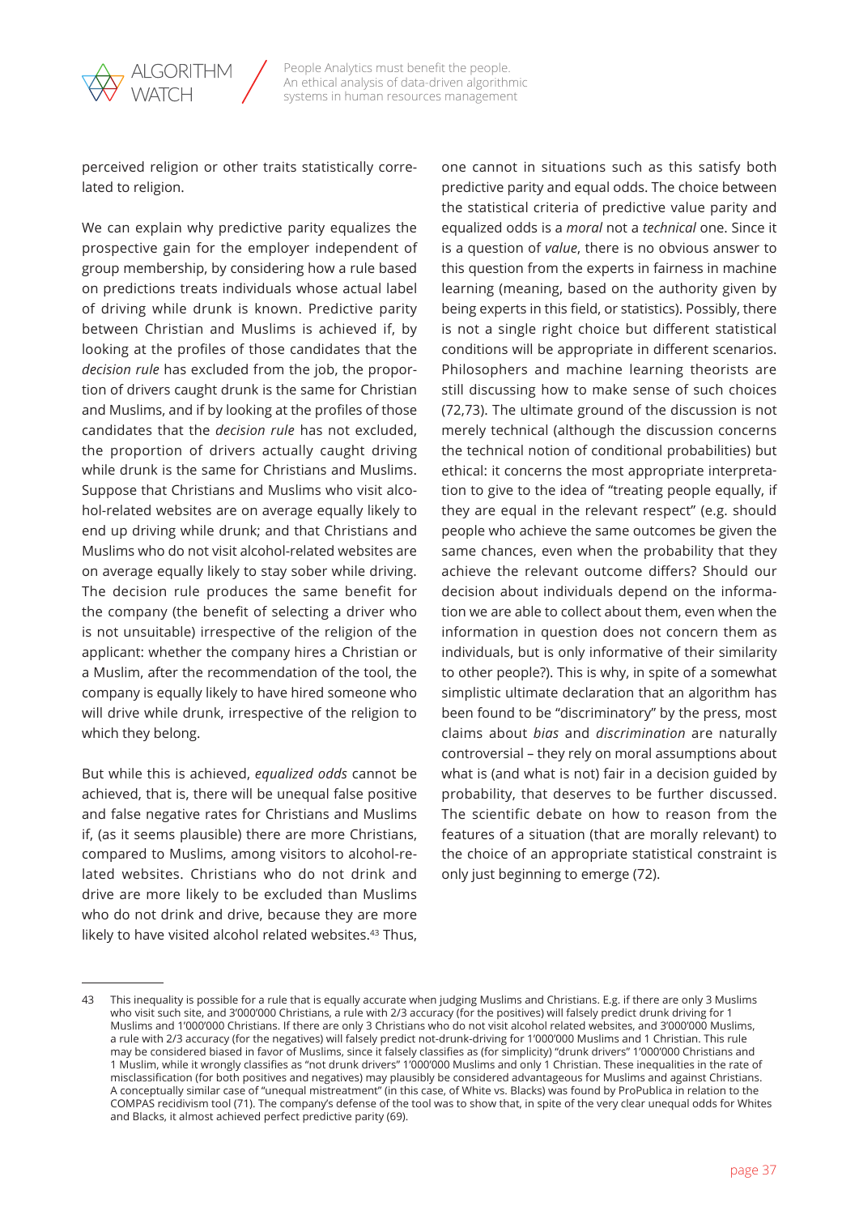perceived religion or other traits statistically correlated to religion.

We can explain why predictive parity equalizes the prospective gain for the employer independent of group membership, by considering how a rule based on predictions treats individuals whose actual label of driving while drunk is known. Predictive parity between Christian and Muslims is achieved if, by looking at the profiles of those candidates that the *decision rule* has excluded from the job, the proportion of drivers caught drunk is the same for Christian and Muslims, and if by looking at the profiles of those candidates that the *decision rule* has not excluded, the proportion of drivers actually caught driving while drunk is the same for Christians and Muslims. Suppose that Christians and Muslims who visit alcohol-related websites are on average equally likely to end up driving while drunk; and that Christians and Muslims who do not visit alcohol-related websites are on average equally likely to stay sober while driving. The decision rule produces the same benefit for the company (the benefit of selecting a driver who is not unsuitable) irrespective of the religion of the applicant: whether the company hires a Christian or a Muslim, after the recommendation of the tool, the company is equally likely to have hired someone who will drive while drunk, irrespective of the religion to which they belong.

But while this is achieved, *equalized odds* cannot be achieved, that is, there will be unequal false positive and false negative rates for Christians and Muslims if, (as it seems plausible) there are more Christians, compared to Muslims, among visitors to alcohol-related websites. Christians who do not drink and drive are more likely to be excluded than Muslims who do not drink and drive, because they are more likely to have visited alcohol related websites.[43] Thus, one cannot in situations such as this satisfy both predictive parity and equal odds. The choice between the statistical criteria of predictive value parity and equalized odds is a *moral* not a *technical* one. Since it is a question of *value*, there is no obvious answer to this question from the experts in fairness in machine learning (meaning, based on the authority given by being experts in this field, or statistics). Possibly, there is not a single right choice but different statistical conditions will be appropriate in different scenarios. Philosophers and machine learning theorists are still discussing how to make sense of such choices (72,73). The ultimate ground of the discussion is not merely technical (although the discussion concerns the technical notion of conditional probabilities) but ethical: it concerns the most appropriate interpretation to give to the idea of "treating people equally, if they are equal in the relevant respect" (e.g. should people who achieve the same outcomes be given the same chances, even when the probability that they achieve the relevant outcome differs? Should our decision about individuals depend on the information we are able to collect about them, even when the information in question does not concern them as individuals, but is only informative of their similarity to other people?). This is why, in spite of a somewhat simplistic ultimate declaration that an algorithm has been found to be "discriminatory" by the press, most claims about *bias* and *discrimination* are naturally controversial – they rely on moral assumptions about what is (and what is not) fair in a decision guided by probability, that deserves to be further discussed. The scientific debate on how to reason from the features of a situation (that are morally relevant) to the choice of an appropriate statistical constraint is only just beginning to emerge (72).

---

43 This inequality is possible for a rule that is equally accurate when judging Muslims and Christians. E.g. if there are only 3 Muslims who visit such site, and 3'000'000 Christians, a rule with 2/3 accuracy (for the positives) will falsely predict drunk driving for 1 Muslims and 1'000'000 Christians. If there are only 3 Christians who do not visit alcohol related websites, and 3'000'000 Muslims, a rule with 2/3 accuracy (for the negatives) will falsely predict not-drunk-driving for 1'000'000 Muslims and 1 Christian. This rule may be considered biased in favor of Muslims, since it falsely classifies as (for simplicity) "drunk drivers" 1'000'000 Christians and 1 Muslim, while it wrongly classifies as "not drunk drivers" 1'000'000 Muslims and only 1 Christian. These inequalities in the rate of misclassification (for both positives and negatives) may plausibly be considered advantageous for Muslims and against Christians. A conceptually similar case of "unequal mistreatment" (in this case, of White vs. Blacks) was found by ProPublica in relation to the COMPAS recidivism tool (71). The company's defense of the tool was to show that, in spite of the very clear unequal odds for Whites and Blacks, it almost achieved perfect predictive parity (69).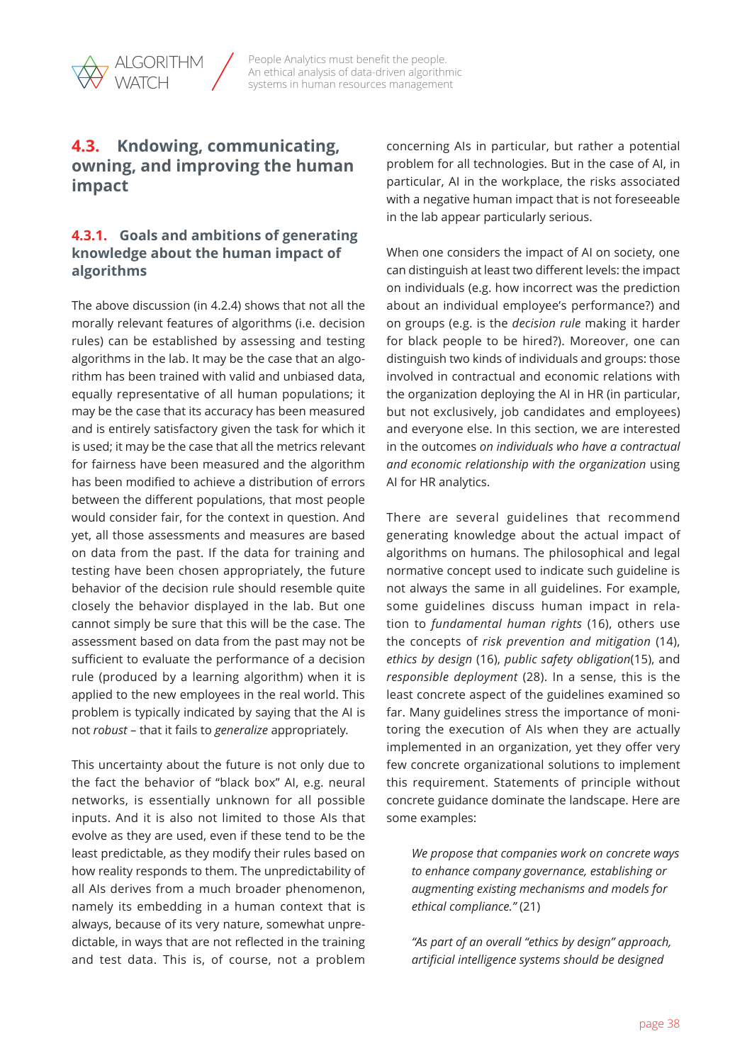## 4.3. Kndowing, communicating, owning, and improving the human impact

### 4.3.1. Goals and ambitions of generating knowledge about the human impact of algorithms

The above discussion (in 4.2.4) shows that not all the morally relevant features of algorithms (i.e. decision rules) can be established by assessing and testing algorithms in the lab. It may be the case that an algorithm has been trained with valid and unbiased data, equally representative of all human populations; it may be the case that its accuracy has been measured and is entirely satisfactory given the task for which it is used; it may be the case that all the metrics relevant for fairness have been measured and the algorithm has been modified to achieve a distribution of errors between the different populations, that most people would consider fair, for the context in question. And yet, all those assessments and measures are based on data from the past. If the data for training and testing have been chosen appropriately, the future behavior of the decision rule should resemble quite closely the behavior displayed in the lab. But one cannot simply be sure that this will be the case. The assessment based on data from the past may not be sufficient to evaluate the performance of a decision rule (produced by a learning algorithm) when it is applied to the new employees in the real world. This problem is typically indicated by saying that the AI is not *robust* – that it fails to *generalize* appropriately.

This uncertainty about the future is not only due to the fact the behavior of "black box" AI, e.g. neural networks, is essentially unknown for all possible inputs. And it is also not limited to those AIs that evolve as they are used, even if these tend to be the least predictable, as they modify their rules based on how reality responds to them. The unpredictability of all AIs derives from a much broader phenomenon, namely its embedding in a human context that is always, because of its very nature, somewhat unpredictable, in ways that are not reflected in the training and test data. This is, of course, not a problem concerning AIs in particular, but rather a potential problem for all technologies. But in the case of AI, in particular, AI in the workplace, the risks associated with a negative human impact that is not foreseeable in the lab appear particularly serious.

When one considers the impact of AI on society, one can distinguish at least two different levels: the impact on individuals (e.g. how incorrect was the prediction about an individual employee's performance?) and on groups (e.g. is the *decision rule* making it harder for black people to be hired?). Moreover, one can distinguish two kinds of individuals and groups: those involved in contractual and economic relations with the organization deploying the AI in HR (in particular, but not exclusively, job candidates and employees) and everyone else. In this section, we are interested in the outcomes *on individuals who have a contractual and economic relationship with the organization* using AI for HR analytics.

There are several guidelines that recommend generating knowledge about the actual impact of algorithms on humans. The philosophical and legal normative concept used to indicate such guideline is not always the same in all guidelines. For example, some guidelines discuss human impact in relation to *fundamental human rights* (16), others use the concepts of *risk prevention and mitigation* (14), *ethics by design* (16), *public safety obligation*(15), and *responsible deployment* (28). In a sense, this is the least concrete aspect of the guidelines examined so far. Many guidelines stress the importance of monitoring the execution of AIs when they are actually implemented in an organization, yet they offer very few concrete organizational solutions to implement this requirement. Statements of principle without concrete guidance dominate the landscape. Here are some examples:

> *We propose that companies work on concrete ways to enhance company governance, establishing or augmenting existing mechanisms and models for ethical compliance."* (21)

> *"As part of an overall "ethics by design" approach, artificial intelligence systems should be designed*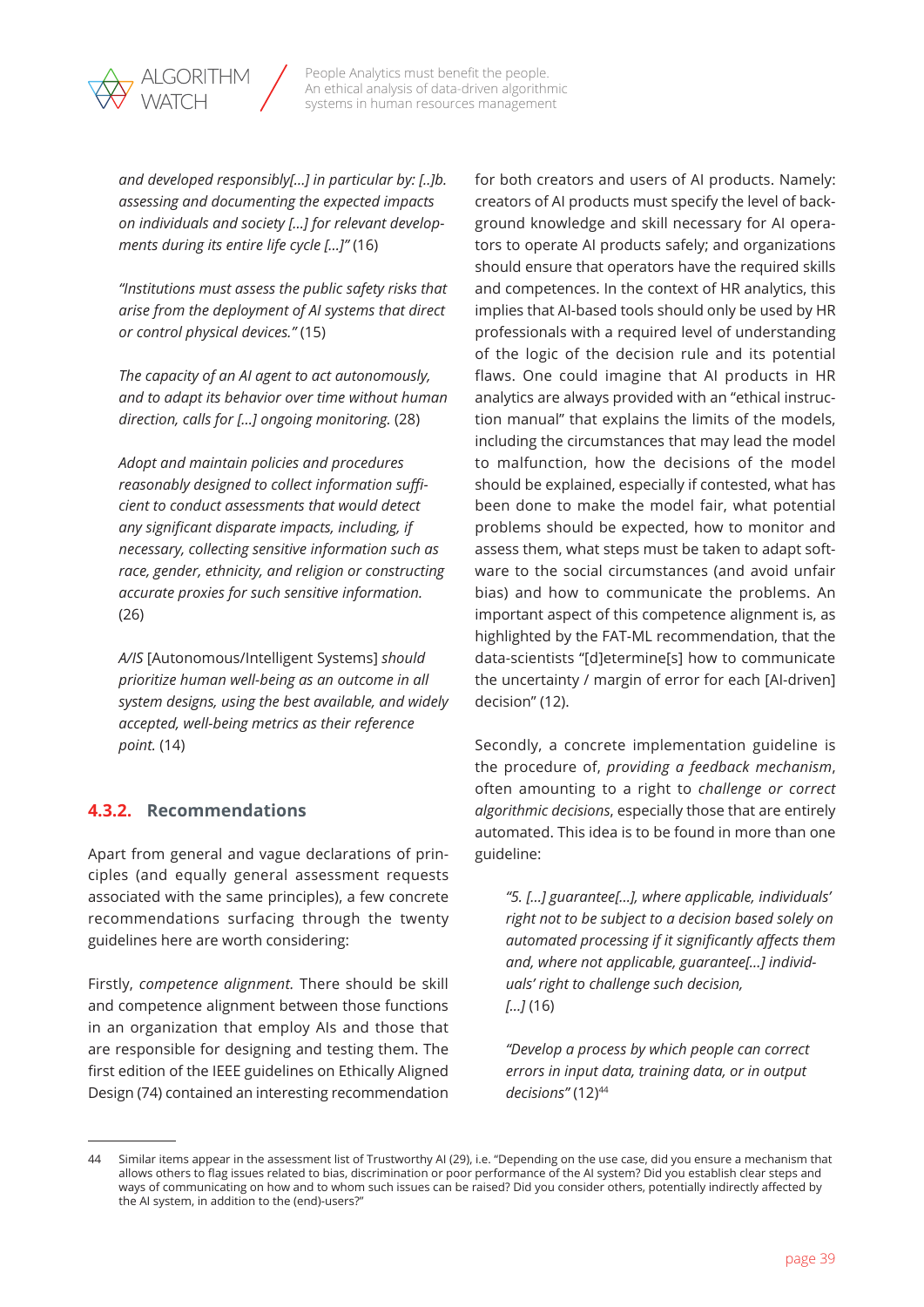*and developed responsibly[...] in particular by: [..]b. assessing and documenting the expected impacts on individuals and society [...] for relevant developments during its entire life cycle [...]"* (16)

*"Institutions must assess the public safety risks that arise from the deployment of AI systems that direct or control physical devices."* (15)

*The capacity of an AI agent to act autonomously, and to adapt its behavior over time without human direction, calls for [...] ongoing monitoring.* (28)

*Adopt and maintain policies and procedures reasonably designed to collect information sufficient to conduct assessments that would detect any significant disparate impacts, including, if necessary, collecting sensitive information such as race, gender, ethnicity, and religion or constructing accurate proxies for such sensitive information.* (26)

*A/IS* [Autonomous/Intelligent Systems] *should prioritize human well-being as an outcome in all system designs, using the best available, and widely accepted, well-being metrics as their reference point.* (14)

### 4.3.2. Recommendations

Apart from general and vague declarations of principles (and equally general assessment requests associated with the same principles), a few concrete recommendations surfacing through the twenty guidelines here are worth considering:

Firstly, *competence alignment.* There should be skill and competence alignment between those functions in an organization that employ AIs and those that are responsible for designing and testing them. The first edition of the IEEE guidelines on Ethically Aligned Design (74) contained an interesting recommendation for both creators and users of AI products. Namely: creators of AI products must specify the level of background knowledge and skill necessary for AI operators to operate AI products safely; and organizations should ensure that operators have the required skills and competences. In the context of HR analytics, this implies that AI-based tools should only be used by HR professionals with a required level of understanding of the logic of the decision rule and its potential flaws. One could imagine that AI products in HR analytics are always provided with an "ethical instruction manual" that explains the limits of the models, including the circumstances that may lead the model to malfunction, how the decisions of the model should be explained, especially if contested, what has been done to make the model fair, what potential problems should be expected, how to monitor and assess them, what steps must be taken to adapt software to the social circumstances (and avoid unfair bias) and how to communicate the problems. An important aspect of this competence alignment is, as highlighted by the FAT-ML recommendation, that the data-scientists "[d]etermine[s] how to communicate the uncertainty / margin of error for each [AI-driven] decision" (12).

Secondly, a concrete implementation guideline is the procedure of, *providing a feedback mechanism*, often amounting to a right to *challenge or correct algorithmic decisions*, especially those that are entirely automated. This idea is to be found in more than one guideline:

*"5. [...] guarantee[...], where applicable, individuals' right not to be subject to a decision based solely on automated processing if it significantly affects them and, where not applicable, guarantee[...] individuals' right to challenge such decision, [...]* (16)

*"Develop a process by which people can correct errors in input data, training data, or in output decisions"* (12)[44]

---

44 Similar items appear in the assessment list of Trustworthy AI (29), i.e. "Depending on the use case, did you ensure a mechanism that allows others to flag issues related to bias, discrimination or poor performance of the AI system? Did you establish clear steps and ways of communicating on how and to whom such issues can be raised? Did you consider others, potentially indirectly affected by the AI system, in addition to the (end)-users?"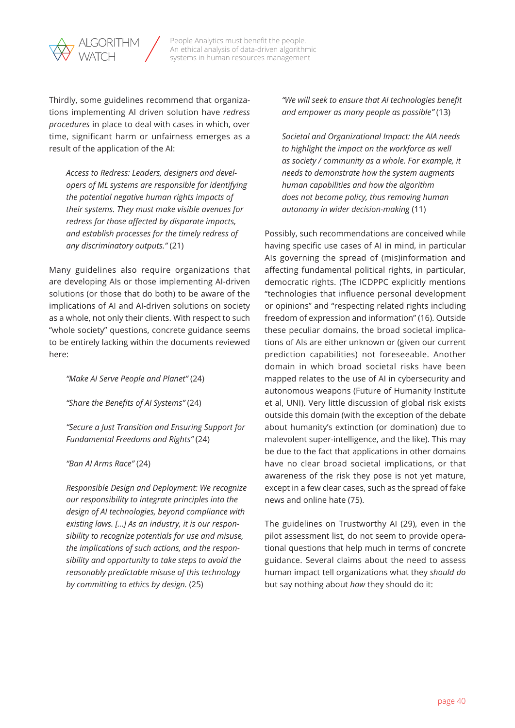Thirdly, some guidelines recommend that organizations implementing AI driven solution have *redress procedures* in place to deal with cases in which, over time, significant harm or unfairness emerges as a result of the application of the AI:

> *Access to Redress: Leaders, designers and developers of ML systems are responsible for identifying the potential negative human rights impacts of their systems. They must make visible avenues for redress for those affected by disparate impacts, and establish processes for the timely redress of any discriminatory outputs."* (21)

Many guidelines also require organizations that are developing AIs or those implementing AI-driven solutions (or those that do both) to be aware of the implications of AI and AI-driven solutions on society as a whole, not only their clients. With respect to such "whole society" questions, concrete guidance seems to be entirely lacking within the documents reviewed here:

> *"Make AI Serve People and Planet"* (24)
>
> *"Share the Benefits of AI Systems"* (24)
>
> *"Secure a Just Transition and Ensuring Support for Fundamental Freedoms and Rights"* (24)
>
> *"Ban AI Arms Race"* (24)
>
> *Responsible Design and Deployment: We recognize our responsibility to integrate principles into the design of AI technologies, beyond compliance with existing laws. [...] As an industry, it is our responsibility to recognize potentials for use and misuse, the implications of such actions, and the responsibility and opportunity to take steps to avoid the reasonably predictable misuse of this technology by committing to ethics by design.* (25)
>
> *"We will seek to ensure that AI technologies benefit and empower as many people as possible"* (13)
>
> *Societal and Organizational Impact: the AIA needs to highlight the impact on the workforce as well as society / community as a whole. For example, it needs to demonstrate how the system augments human capabilities and how the algorithm does not become policy, thus removing human autonomy in wider decision-making* (11)

Possibly, such recommendations are conceived while having specific use cases of AI in mind, in particular AIs governing the spread of (mis)information and affecting fundamental political rights, in particular, democratic rights. (The ICDPPC explicitly mentions "technologies that influence personal development or opinions" and "respecting related rights including freedom of expression and information" (16). Outside these peculiar domains, the broad societal implications of AIs are either unknown or (given our current prediction capabilities) not foreseeable. Another domain in which broad societal risks have been mapped relates to the use of AI in cybersecurity and autonomous weapons (Future of Humanity Institute et al, UNI). Very little discussion of global risk exists outside this domain (with the exception of the debate about humanity's extinction (or domination) due to malevolent super-intelligence, and the like). This may be due to the fact that applications in other domains have no clear broad societal implications, or that awareness of the risk they pose is not yet mature, except in a few clear cases, such as the spread of fake news and online hate (75).

The guidelines on Trustworthy AI (29), even in the pilot assessment list, do not seem to provide operational questions that help much in terms of concrete guidance. Several claims about the need to assess human impact tell organizations what they *should do* but say nothing about *how* they should do it: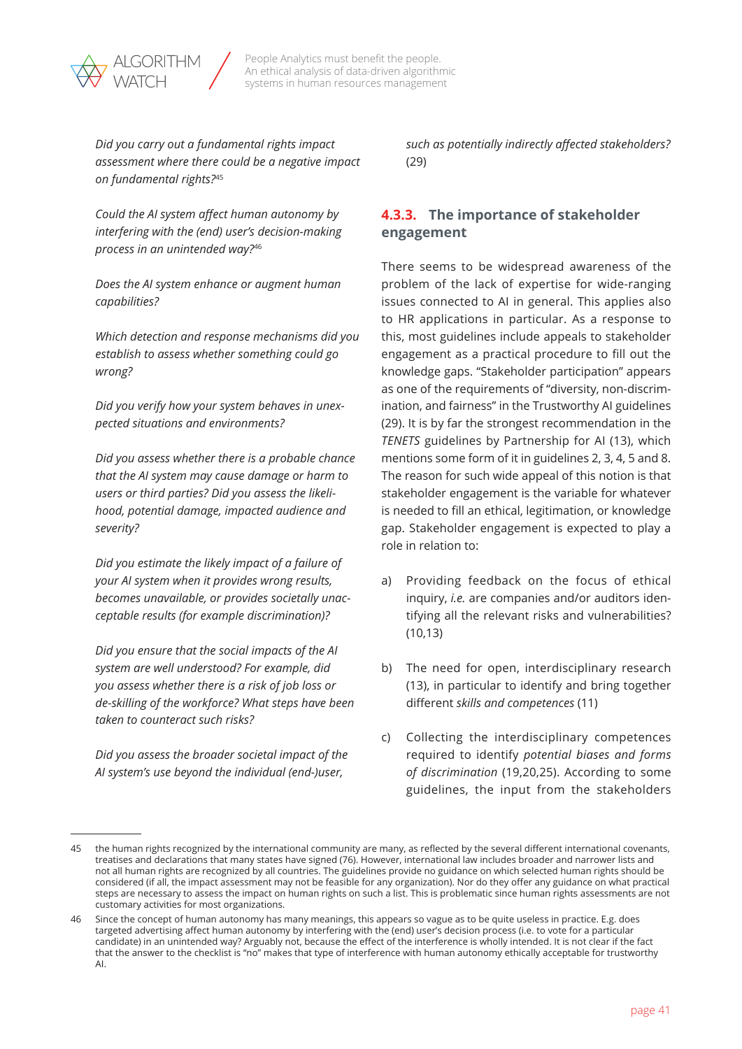*Did you carry out a fundamental rights impact assessment where there could be a negative impact on fundamental rights?*[45]

*Could the AI system affect human autonomy by interfering with the (end) user's decision-making process in an unintended way?*[46]

*Does the AI system enhance or augment human capabilities?*

*Which detection and response mechanisms did you establish to assess whether something could go wrong?*

*Did you verify how your system behaves in unexpected situations and environments?*

*Did you assess whether there is a probable chance that the AI system may cause damage or harm to users or third parties? Did you assess the likelihood, potential damage, impacted audience and severity?*

*Did you estimate the likely impact of a failure of your AI system when it provides wrong results, becomes unavailable, or provides societally unacceptable results (for example discrimination)?*

*Did you ensure that the social impacts of the AI system are well understood? For example, did you assess whether there is a risk of job loss or de-skilling of the workforce? What steps have been taken to counteract such risks?*

*Did you assess the broader societal impact of the AI system's use beyond the individual (end-)user, such as potentially indirectly affected stakeholders?* (29)

### 4.3.3. The importance of stakeholder engagement

There seems to be widespread awareness of the problem of the lack of expertise for wide-ranging issues connected to AI in general. This applies also to HR applications in particular. As a response to this, most guidelines include appeals to stakeholder engagement as a practical procedure to fill out the knowledge gaps. "Stakeholder participation" appears as one of the requirements of "diversity, non-discrimination, and fairness" in the Trustworthy AI guidelines (29). It is by far the strongest recommendation in the *TENETS* guidelines by Partnership for AI (13), which mentions some form of it in guidelines 2, 3, 4, 5 and 8. The reason for such wide appeal of this notion is that stakeholder engagement is the variable for whatever is needed to fill an ethical, legitimation, or knowledge gap. Stakeholder engagement is expected to play a role in relation to:

a) Providing feedback on the focus of ethical inquiry, *i.e.* are companies and/or auditors identifying all the relevant risks and vulnerabilities? (10,13)

b) The need for open, interdisciplinary research (13), in particular to identify and bring together different *skills and competences* (11)

c) Collecting the interdisciplinary competences required to identify *potential biases and forms of discrimination* (19,20,25). According to some guidelines, the input from the stakeholders

---

45 the human rights recognized by the international community are many, as reflected by the several different international covenants, treatises and declarations that many states have signed (76). However, international law includes broader and narrower lists and not all human rights are recognized by all countries. The guidelines provide no guidance on which selected human rights should be considered (if all, the impact assessment may not be feasible for any organization). Nor do they offer any guidance on what practical steps are necessary to assess the impact on human rights on such a list. This is problematic since human rights assessments are not customary activities for most organizations.

46 Since the concept of human autonomy has many meanings, this appears so vague as to be quite useless in practice. E.g. does targeted advertising affect human autonomy by interfering with the (end) user's decision process (i.e. to vote for a particular candidate) in an unintended way? Arguably not, because the effect of the interference is wholly intended. It is not clear if the fact that the answer to the checklist is "no" makes that type of interference with human autonomy ethically acceptable for trustworthy AI.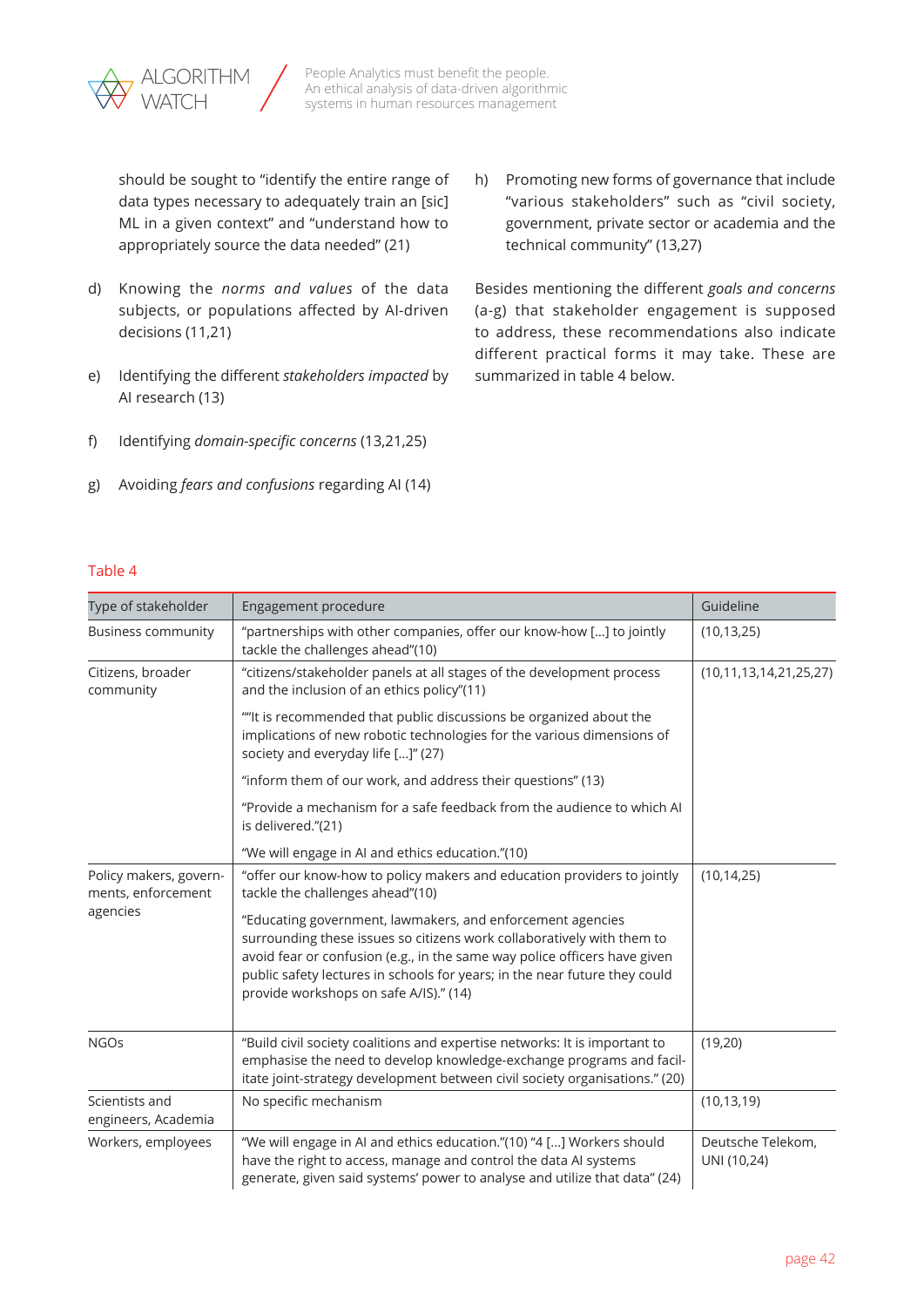should be sought to "identify the entire range of data types necessary to adequately train an [sic] ML in a given context" and "understand how to appropriately source the data needed" (21)

d) Knowing the *norms and values* of the data subjects, or populations affected by AI-driven decisions (11,21)

e) Identifying the different *stakeholders impacted* by AI research (13)

f) Identifying *domain-specific concerns* (13,21,25)

g) Avoiding *fears and confusions* regarding AI (14)

h) Promoting new forms of governance that include "various stakeholders" such as "civil society, government, private sector or academia and the technical community" (13,27)

Besides mentioning the different *goals and concerns* (a-g) that stakeholder engagement is supposed to address, these recommendations also indicate different practical forms it may take. These are summarized in table 4 below.

Table 4

| Type of stakeholder | Engagement procedure | Guideline |
|---|---|---|
| Business community | "partnerships with other companies, offer our know-how [...] to jointly tackle the challenges ahead"(10) | (10,13,25) |
| Citizens, broader community | "citizens/stakeholder panels at all stages of the development process and the inclusion of an ethics policy"(11)<br><br>""It is recommended that public discussions be organized about the implications of new robotic technologies for the various dimensions of society and everyday life [...]" (27)<br><br>"inform them of our work, and address their questions" (13)<br><br>"Provide a mechanism for a safe feedback from the audience to which AI is delivered."(21)<br><br>"We will engage in AI and ethics education."(10) | (10,11,13,14,21,25,27) |
| Policy makers, governments, enforcement agencies | "offer our know-how to policy makers and education providers to jointly tackle the challenges ahead"(10)<br><br>"Educating government, lawmakers, and enforcement agencies surrounding these issues so citizens work collaboratively with them to avoid fear or confusion (e.g., in the same way police officers have given public safety lectures in schools for years; in the near future they could provide workshops on safe A/IS)." (14) | (10,14,25) |
| NGOs | "Build civil society coalitions and expertise networks: It is important to emphasise the need to develop knowledge-exchange programs and facilitate joint-strategy development between civil society organisations." (20) | (19,20) |
| Scientists and engineers, Academia | No specific mechanism | (10,13,19) |
| Workers, employees | "We will engage in AI and ethics education."(10) "4 [...] Workers should have the right to access, manage and control the data AI systems generate, given said systems' power to analyse and utilize that data" (24) | Deutsche Telekom, UNI (10,24) |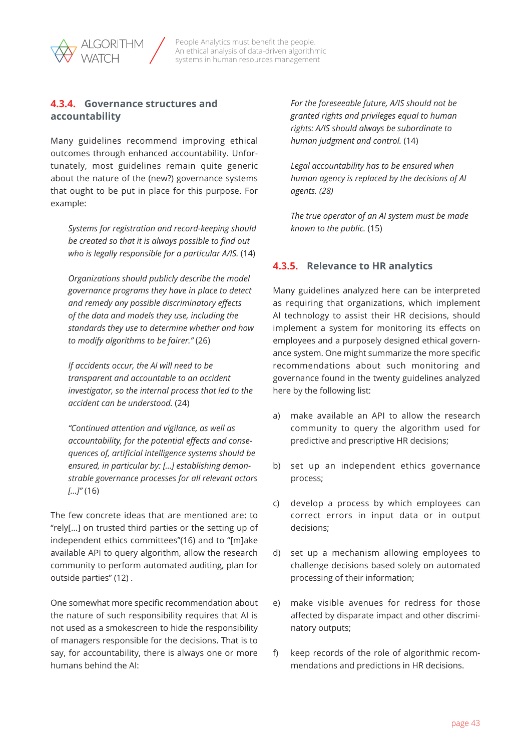### 4.3.4. Governance structures and accountability

Many guidelines recommend improving ethical outcomes through enhanced accountability. Unfortunately, most guidelines remain quite generic about the nature of the (new?) governance systems that ought to be put in place for this purpose. For example:

> *Systems for registration and record-keeping should be created so that it is always possible to find out who is legally responsible for a particular A/IS.* (14)

> *Organizations should publicly describe the model governance programs they have in place to detect and remedy any possible discriminatory effects of the data and models they use, including the standards they use to determine whether and how to modify algorithms to be fairer."* (26)

> *If accidents occur, the AI will need to be transparent and accountable to an accident investigator, so the internal process that led to the accident can be understood.* (24)

> *"Continued attention and vigilance, as well as accountability, for the potential effects and consequences of, artificial intelligence systems should be ensured, in particular by: […] establishing demonstrable governance processes for all relevant actors […]"* (16)

The few concrete ideas that are mentioned are: to "rely[…] on trusted third parties or the setting up of independent ethics committees"(16) and to "[m]ake available API to query algorithm, allow the research community to perform automated auditing, plan for outside parties" (12) .

One somewhat more specific recommendation about the nature of such responsibility requires that AI is not used as a smokescreen to hide the responsibility of managers responsible for the decisions. That is to say, for accountability, there is always one or more humans behind the AI:

> *For the foreseeable future, A/IS should not be granted rights and privileges equal to human rights: A/IS should always be subordinate to human judgment and control.* (14)

> *Legal accountability has to be ensured when human agency is replaced by the decisions of AI agents. (28)*

> *The true operator of an AI system must be made known to the public.* (15)

### 4.3.5. Relevance to HR analytics

Many guidelines analyzed here can be interpreted as requiring that organizations, which implement AI technology to assist their HR decisions, should implement a system for monitoring its effects on employees and a purposely designed ethical governance system. One might summarize the more specific recommendations about such monitoring and governance found in the twenty guidelines analyzed here by the following list:

a) make available an API to allow the research community to query the algorithm used for predictive and prescriptive HR decisions;

b) set up an independent ethics governance process;

c) develop a process by which employees can correct errors in input data or in output decisions;

d) set up a mechanism allowing employees to challenge decisions based solely on automated processing of their information;

e) make visible avenues for redress for those affected by disparate impact and other discriminatory outputs;

f) keep records of the role of algorithmic recommendations and predictions in HR decisions.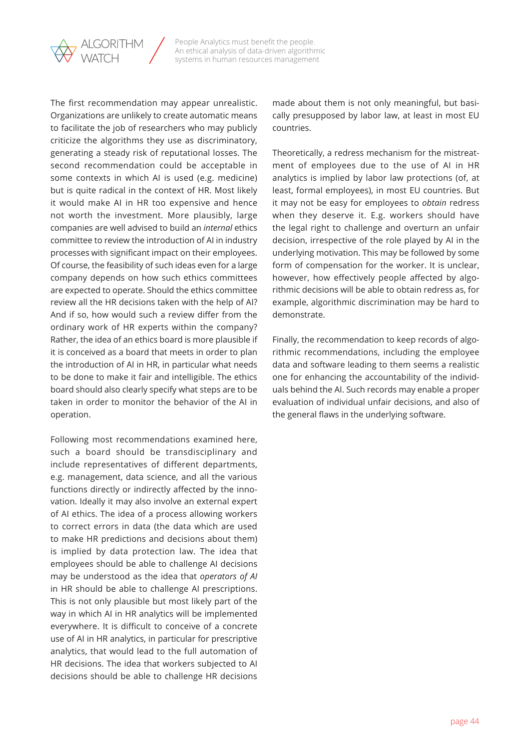The first recommendation may appear unrealistic. Organizations are unlikely to create automatic means to facilitate the job of researchers who may publicly criticize the algorithms they use as discriminatory, generating a steady risk of reputational losses. The second recommendation could be acceptable in some contexts in which AI is used (e.g. medicine) but is quite radical in the context of HR. Most likely it would make AI in HR too expensive and hence not worth the investment. More plausibly, large companies are well advised to build an *internal* ethics committee to review the introduction of AI in industry processes with significant impact on their employees. Of course, the feasibility of such ideas even for a large company depends on how such ethics committees are expected to operate. Should the ethics committee review all the HR decisions taken with the help of AI? And if so, how would such a review differ from the ordinary work of HR experts within the company? Rather, the idea of an ethics board is more plausible if it is conceived as a board that meets in order to plan the introduction of AI in HR, in particular what needs to be done to make it fair and intelligible. The ethics board should also clearly specify what steps are to be taken in order to monitor the behavior of the AI in operation.

Following most recommendations examined here, such a board should be transdisciplinary and include representatives of different departments, e.g. management, data science, and all the various functions directly or indirectly affected by the innovation. Ideally it may also involve an external expert of AI ethics. The idea of a process allowing workers to correct errors in data (the data which are used to make HR predictions and decisions about them) is implied by data protection law. The idea that employees should be able to challenge AI decisions may be understood as the idea that *operators of AI* in HR should be able to challenge AI prescriptions. This is not only plausible but most likely part of the way in which AI in HR analytics will be implemented everywhere. It is difficult to conceive of a concrete use of AI in HR analytics, in particular for prescriptive analytics, that would lead to the full automation of HR decisions. The idea that workers subjected to AI decisions should be able to challenge HR decisions made about them is not only meaningful, but basically presupposed by labor law, at least in most EU countries.

Theoretically, a redress mechanism for the mistreatment of employees due to the use of AI in HR analytics is implied by labor law protections (of, at least, formal employees), in most EU countries. But it may not be easy for employees to *obtain* redress when they deserve it. E.g. workers should have the legal right to challenge and overturn an unfair decision, irrespective of the role played by AI in the underlying motivation. This may be followed by some form of compensation for the worker. It is unclear, however, how effectively people affected by algorithmic decisions will be able to obtain redress as, for example, algorithmic discrimination may be hard to demonstrate.

Finally, the recommendation to keep records of algorithmic recommendations, including the employee data and software leading to them seems a realistic one for enhancing the accountability of the individuals behind the AI. Such records may enable a proper evaluation of individual unfair decisions, and also of the general flaws in the underlying software.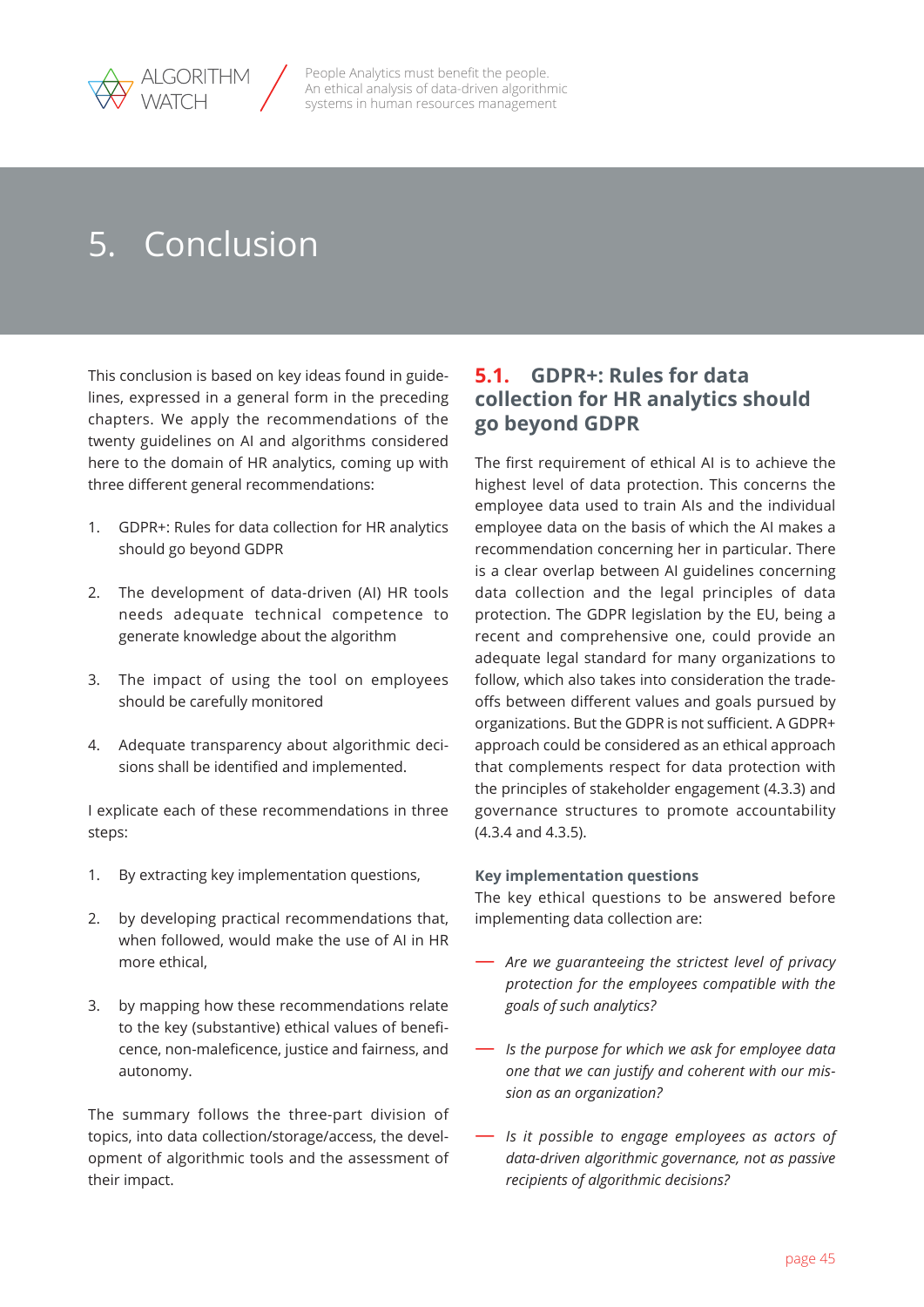# 5. Conclusion

This conclusion is based on key ideas found in guidelines, expressed in a general form in the preceding chapters. We apply the recommendations of the twenty guidelines on AI and algorithms considered here to the domain of HR analytics, coming up with three different general recommendations:

1. GDPR+: Rules for data collection for HR analytics should go beyond GDPR
2. The development of data-driven (AI) HR tools needs adequate technical competence to generate knowledge about the algorithm
3. The impact of using the tool on employees should be carefully monitored
4. Adequate transparency about algorithmic decisions shall be identified and implemented.

I explicate each of these recommendations in three steps:

1. By extracting key implementation questions,
2. by developing practical recommendations that, when followed, would make the use of AI in HR more ethical,
3. by mapping how these recommendations relate to the key (substantive) ethical values of beneficence, non-maleficence, justice and fairness, and autonomy.

The summary follows the three-part division of topics, into data collection/storage/access, the development of algorithmic tools and the assessment of their impact.

## 5.1. GDPR+: Rules for data collection for HR analytics should go beyond GDPR

The first requirement of ethical AI is to achieve the highest level of data protection. This concerns the employee data used to train AIs and the individual employee data on the basis of which the AI makes a recommendation concerning her in particular. There is a clear overlap between AI guidelines concerning data collection and the legal principles of data protection. The GDPR legislation by the EU, being a recent and comprehensive one, could provide an adequate legal standard for many organizations to follow, which also takes into consideration the trade-offs between different values and goals pursued by organizations. But the GDPR is not sufficient. A GDPR+ approach could be considered as an ethical approach that complements respect for data protection with the principles of stakeholder engagement (4.3.3) and governance structures to promote accountability (4.3.4 and 4.3.5).

**Key implementation questions**

The key ethical questions to be answered before implementing data collection are:

- *Are we guaranteeing the strictest level of privacy protection for the employees compatible with the goals of such analytics?*
- *Is the purpose for which we ask for employee data one that we can justify and coherent with our mission as an organization?*
- *Is it possible to engage employees as actors of data-driven algorithmic governance, not as passive recipients of algorithmic decisions?*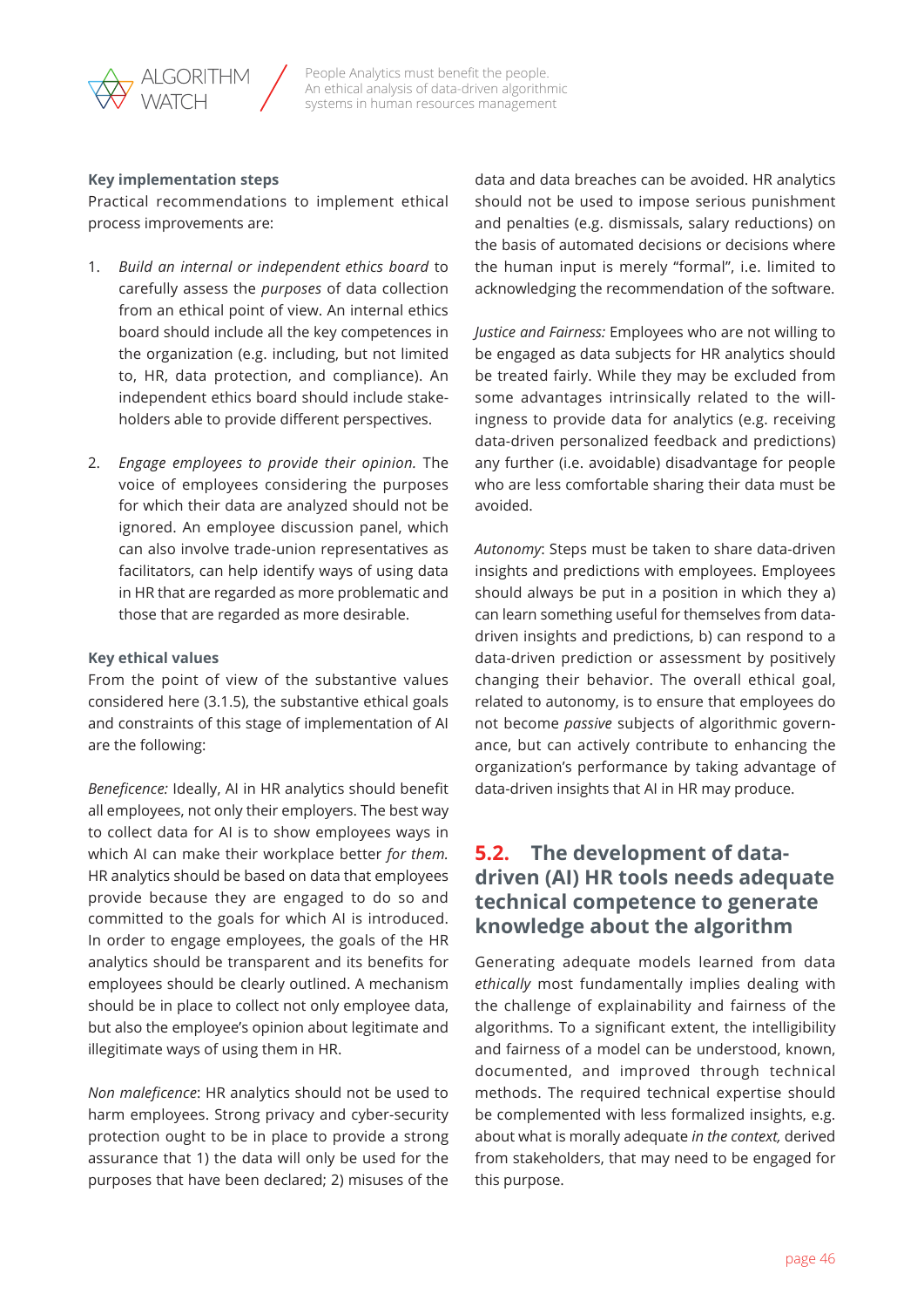**Key implementation steps**

Practical recommendations to implement ethical process improvements are:

1. *Build an internal or independent ethics board* to carefully assess the *purposes* of data collection from an ethical point of view. An internal ethics board should include all the key competences in the organization (e.g. including, but not limited to, HR, data protection, and compliance). An independent ethics board should include stakeholders able to provide different perspectives.

2. *Engage employees to provide their opinion.* The voice of employees considering the purposes for which their data are analyzed should not be ignored. An employee discussion panel, which can also involve trade-union representatives as facilitators, can help identify ways of using data in HR that are regarded as more problematic and those that are regarded as more desirable.

**Key ethical values**

From the point of view of the substantive values considered here (3.1.5), the substantive ethical goals and constraints of this stage of implementation of AI are the following:

*Beneficence:* Ideally, AI in HR analytics should benefit all employees, not only their employers. The best way to collect data for AI is to show employees ways in which AI can make their workplace better *for them.* HR analytics should be based on data that employees provide because they are engaged to do so and committed to the goals for which AI is introduced. In order to engage employees, the goals of the HR analytics should be transparent and its benefits for employees should be clearly outlined. A mechanism should be in place to collect not only employee data, but also the employee's opinion about legitimate and illegitimate ways of using them in HR.

*Non maleficence*: HR analytics should not be used to harm employees. Strong privacy and cyber-security protection ought to be in place to provide a strong assurance that 1) the data will only be used for the purposes that have been declared; 2) misuses of the data and data breaches can be avoided. HR analytics should not be used to impose serious punishment and penalties (e.g. dismissals, salary reductions) on the basis of automated decisions or decisions where the human input is merely "formal", i.e. limited to acknowledging the recommendation of the software.

*Justice and Fairness:* Employees who are not willing to be engaged as data subjects for HR analytics should be treated fairly. While they may be excluded from some advantages intrinsically related to the willingness to provide data for analytics (e.g. receiving data-driven personalized feedback and predictions) any further (i.e. avoidable) disadvantage for people who are less comfortable sharing their data must be avoided.

*Autonomy*: Steps must be taken to share data-driven insights and predictions with employees. Employees should always be put in a position in which they a) can learn something useful for themselves from data-driven insights and predictions, b) can respond to a data-driven prediction or assessment by positively changing their behavior. The overall ethical goal, related to autonomy, is to ensure that employees do not become *passive* subjects of algorithmic governance, but can actively contribute to enhancing the organization's performance by taking advantage of data-driven insights that AI in HR may produce.

## 5.2. The development of data-driven (AI) HR tools needs adequate technical competence to generate knowledge about the algorithm

Generating adequate models learned from data *ethically* most fundamentally implies dealing with the challenge of explainability and fairness of the algorithms. To a significant extent, the intelligibility and fairness of a model can be understood, known, documented, and improved through technical methods. The required technical expertise should be complemented with less formalized insights, e.g. about what is morally adequate *in the context,* derived from stakeholders, that may need to be engaged for this purpose.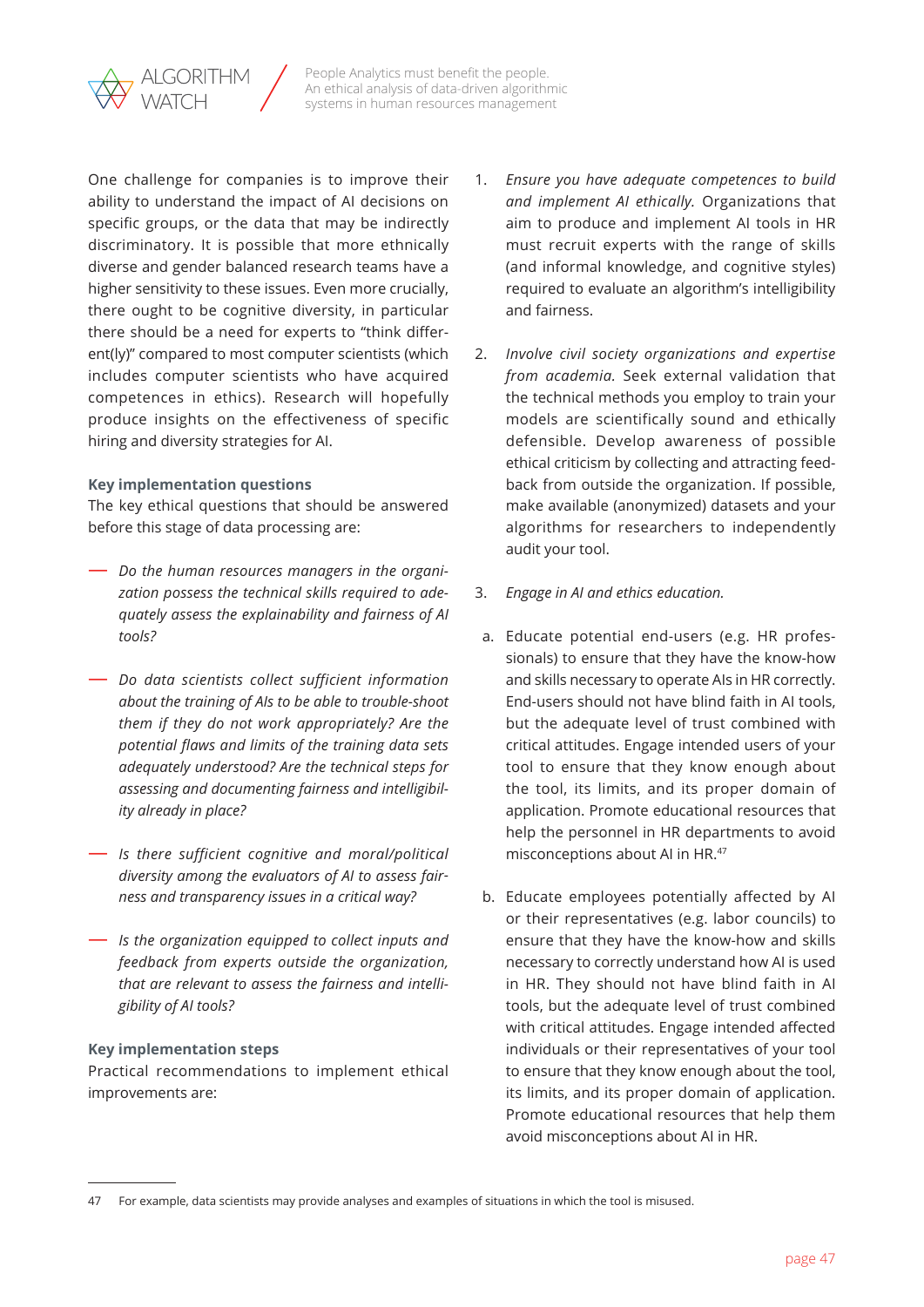One challenge for companies is to improve their ability to understand the impact of AI decisions on specific groups, or the data that may be indirectly discriminatory. It is possible that more ethnically diverse and gender balanced research teams have a higher sensitivity to these issues. Even more crucially, there ought to be cognitive diversity, in particular there should be a need for experts to "think different(ly)" compared to most computer scientists (which includes computer scientists who have acquired competences in ethics). Research will hopefully produce insights on the effectiveness of specific hiring and diversity strategies for AI.

**Key implementation questions**

The key ethical questions that should be answered before this stage of data processing are:

- *Do the human resources managers in the organization possess the technical skills required to adequately assess the explainability and fairness of AI tools?*
- *Do data scientists collect sufficient information about the training of AIs to be able to trouble-shoot them if they do not work appropriately? Are the potential flaws and limits of the training data sets adequately understood? Are the technical steps for assessing and documenting fairness and intelligibility already in place?*
- *Is there sufficient cognitive and moral/political diversity among the evaluators of AI to assess fairness and transparency issues in a critical way?*
- *Is the organization equipped to collect inputs and feedback from experts outside the organization, that are relevant to assess the fairness and intelligibility of AI tools?*

**Key implementation steps**

Practical recommendations to implement ethical improvements are:

1. *Ensure you have adequate competences to build and implement AI ethically.* Organizations that aim to produce and implement AI tools in HR must recruit experts with the range of skills (and informal knowledge, and cognitive styles) required to evaluate an algorithm's intelligibility and fairness.

2. *Involve civil society organizations and expertise from academia.* Seek external validation that the technical methods you employ to train your models are scientifically sound and ethically defensible. Develop awareness of possible ethical criticism by collecting and attracting feedback from outside the organization. If possible, make available (anonymized) datasets and your algorithms for researchers to independently audit your tool.

3. *Engage in AI and ethics education.*

   a. Educate potential end-users (e.g. HR professionals) to ensure that they have the know-how and skills necessary to operate AIs in HR correctly. End-users should not have blind faith in AI tools, but the adequate level of trust combined with critical attitudes. Engage intended users of your tool to ensure that they know enough about the tool, its limits, and its proper domain of application. Promote educational resources that help the personnel in HR departments to avoid misconceptions about AI in HR.[47]

   b. Educate employees potentially affected by AI or their representatives (e.g. labor councils) to ensure that they have the know-how and skills necessary to correctly understand how AI is used in HR. They should not have blind faith in AI tools, but the adequate level of trust combined with critical attitudes. Engage intended affected individuals or their representatives of your tool to ensure that they know enough about the tool, its limits, and its proper domain of application. Promote educational resources that help them avoid misconceptions about AI in HR.

---

47 For example, data scientists may provide analyses and examples of situations in which the tool is misused.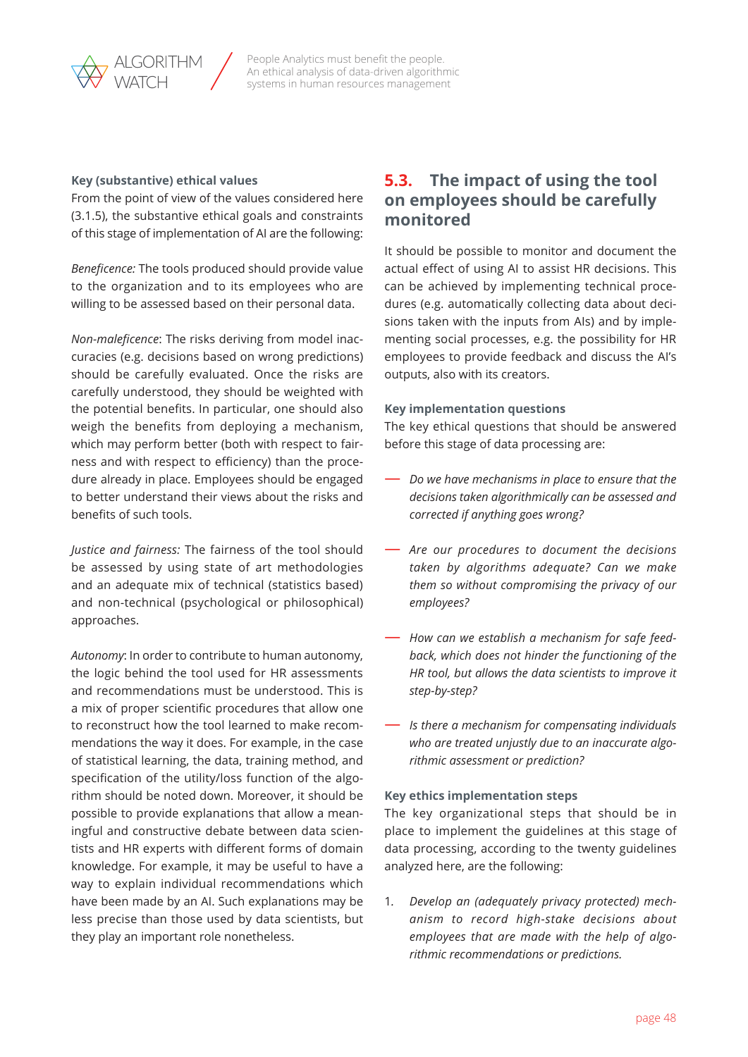**Key (substantive) ethical values**

From the point of view of the values considered here (3.1.5), the substantive ethical goals and constraints of this stage of implementation of AI are the following:

*Beneficence:* The tools produced should provide value to the organization and to its employees who are willing to be assessed based on their personal data.

*Non-maleficence*: The risks deriving from model inaccuracies (e.g. decisions based on wrong predictions) should be carefully evaluated. Once the risks are carefully understood, they should be weighted with the potential benefits. In particular, one should also weigh the benefits from deploying a mechanism, which may perform better (both with respect to fairness and with respect to efficiency) than the procedure already in place. Employees should be engaged to better understand their views about the risks and benefits of such tools.

*Justice and fairness:* The fairness of the tool should be assessed by using state of art methodologies and an adequate mix of technical (statistics based) and non-technical (psychological or philosophical) approaches.

*Autonomy*: In order to contribute to human autonomy, the logic behind the tool used for HR assessments and recommendations must be understood. This is a mix of proper scientific procedures that allow one to reconstruct how the tool learned to make recommendations the way it does. For example, in the case of statistical learning, the data, training method, and specification of the utility/loss function of the algorithm should be noted down. Moreover, it should be possible to provide explanations that allow a meaningful and constructive debate between data scientists and HR experts with different forms of domain knowledge. For example, it may be useful to have a way to explain individual recommendations which have been made by an AI. Such explanations may be less precise than those used by data scientists, but they play an important role nonetheless.

## 5.3. The impact of using the tool on employees should be carefully monitored

It should be possible to monitor and document the actual effect of using AI to assist HR decisions. This can be achieved by implementing technical procedures (e.g. automatically collecting data about decisions taken with the inputs from AIs) and by implementing social processes, e.g. the possibility for HR employees to provide feedback and discuss the AI's outputs, also with its creators.

**Key implementation questions**

The key ethical questions that should be answered before this stage of data processing are:

- *Do we have mechanisms in place to ensure that the decisions taken algorithmically can be assessed and corrected if anything goes wrong?*
- *Are our procedures to document the decisions taken by algorithms adequate? Can we make them so without compromising the privacy of our employees?*
- *How can we establish a mechanism for safe feedback, which does not hinder the functioning of the HR tool, but allows the data scientists to improve it step-by-step?*
- *Is there a mechanism for compensating individuals who are treated unjustly due to an inaccurate algorithmic assessment or prediction?*

**Key ethics implementation steps**

The key organizational steps that should be in place to implement the guidelines at this stage of data processing, according to the twenty guidelines analyzed here, are the following:

1. *Develop an (adequately privacy protected) mechanism to record high-stake decisions about employees that are made with the help of algorithmic recommendations or predictions.*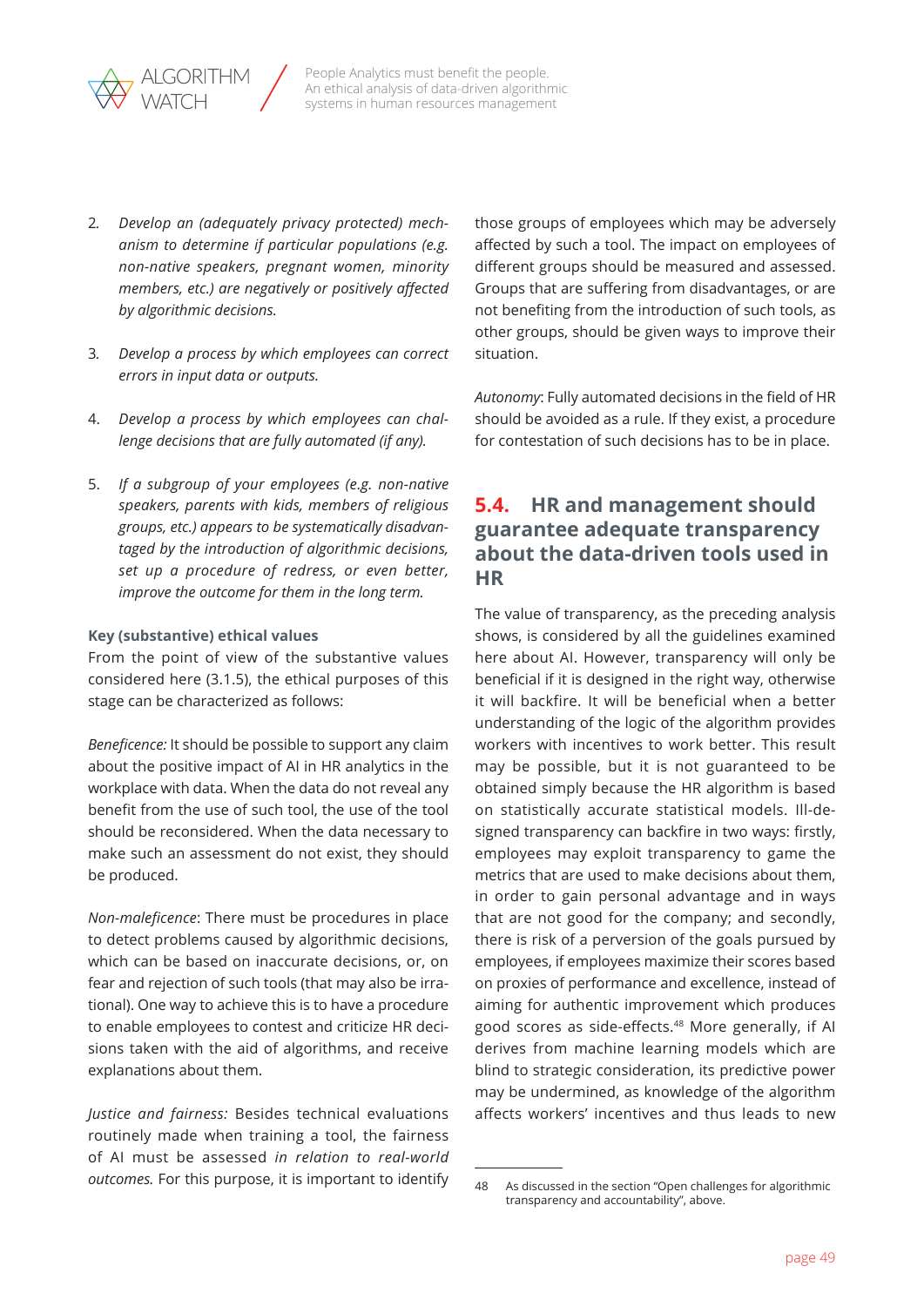2. *Develop an (adequately privacy protected) mechanism to determine if particular populations (e.g. non-native speakers, pregnant women, minority members, etc.) are negatively or positively affected by algorithmic decisions.*

3. *Develop a process by which employees can correct errors in input data or outputs.*

4. *Develop a process by which employees can challenge decisions that are fully automated (if any).*

5. *If a subgroup of your employees (e.g. non-native speakers, parents with kids, members of religious groups, etc.) appears to be systematically disadvantaged by the introduction of algorithmic decisions, set up a procedure of redress, or even better, improve the outcome for them in the long term.*

**Key (substantive) ethical values**
From the point of view of the substantive values considered here (3.1.5), the ethical purposes of this stage can be characterized as follows:

*Beneficence:* It should be possible to support any claim about the positive impact of AI in HR analytics in the workplace with data. When the data do not reveal any benefit from the use of such tool, the use of the tool should be reconsidered. When the data necessary to make such an assessment do not exist, they should be produced.

*Non-maleficence*: There must be procedures in place to detect problems caused by algorithmic decisions, which can be based on inaccurate decisions, or, on fear and rejection of such tools (that may also be irrational). One way to achieve this is to have a procedure to enable employees to contest and criticize HR decisions taken with the aid of algorithms, and receive explanations about them.

*Justice and fairness:* Besides technical evaluations routinely made when training a tool, the fairness of AI must be assessed *in relation to real-world outcomes.* For this purpose, it is important to identify those groups of employees which may be adversely affected by such a tool. The impact on employees of different groups should be measured and assessed. Groups that are suffering from disadvantages, or are not benefiting from the introduction of such tools, as other groups, should be given ways to improve their situation.

*Autonomy*: Fully automated decisions in the field of HR should be avoided as a rule. If they exist, a procedure for contestation of such decisions has to be in place.

## 5.4. HR and management should guarantee adequate transparency about the data-driven tools used in HR

The value of transparency, as the preceding analysis shows, is considered by all the guidelines examined here about AI. However, transparency will only be beneficial if it is designed in the right way, otherwise it will backfire. It will be beneficial when a better understanding of the logic of the algorithm provides workers with incentives to work better. This result may be possible, but it is not guaranteed to be obtained simply because the HR algorithm is based on statistically accurate statistical models. Ill-designed transparency can backfire in two ways: firstly, employees may exploit transparency to game the metrics that are used to make decisions about them, in order to gain personal advantage and in ways that are not good for the company; and secondly, there is risk of a perversion of the goals pursued by employees, if employees maximize their scores based on proxies of performance and excellence, instead of aiming for authentic improvement which produces good scores as side-effects.[48] More generally, if AI derives from machine learning models which are blind to strategic consideration, its predictive power may be undermined, as knowledge of the algorithm affects workers' incentives and thus leads to new

48 As discussed in the section "Open challenges for algorithmic transparency and accountability", above.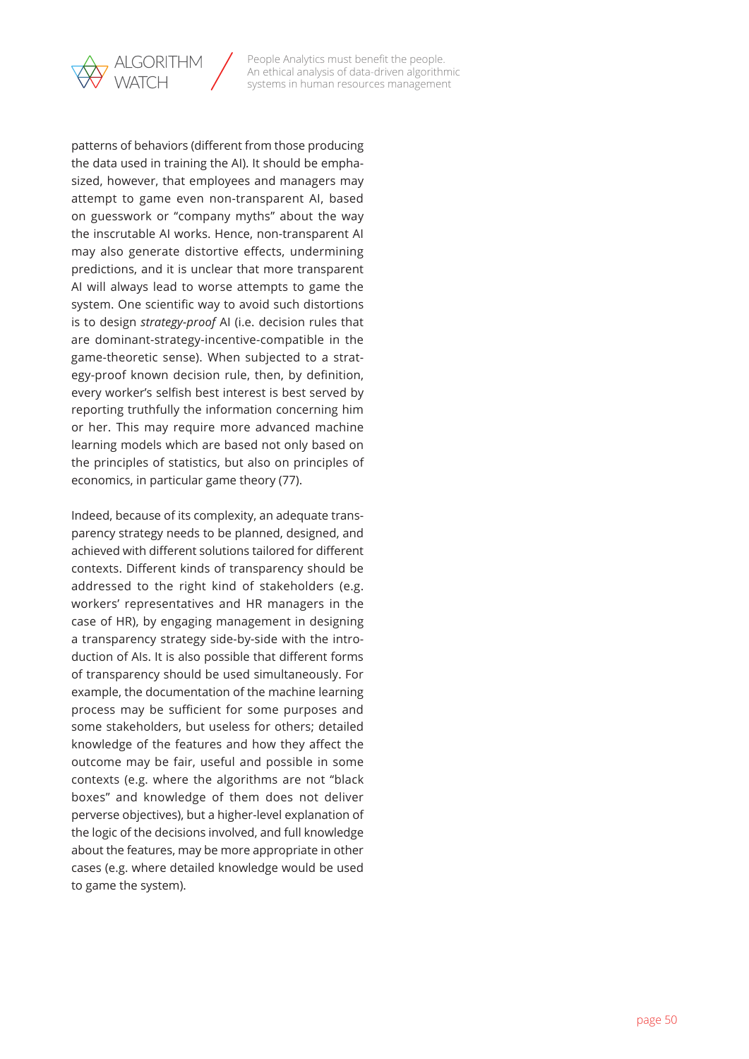patterns of behaviors (different from those producing the data used in training the AI). It should be emphasized, however, that employees and managers may attempt to game even non-transparent AI, based on guesswork or "company myths" about the way the inscrutable AI works. Hence, non-transparent AI may also generate distortive effects, undermining predictions, and it is unclear that more transparent AI will always lead to worse attempts to game the system. One scientific way to avoid such distortions is to design *strategy-proof* AI (i.e. decision rules that are dominant-strategy-incentive-compatible in the game-theoretic sense). When subjected to a strategy-proof known decision rule, then, by definition, every worker's selfish best interest is best served by reporting truthfully the information concerning him or her. This may require more advanced machine learning models which are based not only based on the principles of statistics, but also on principles of economics, in particular game theory (77).

Indeed, because of its complexity, an adequate transparency strategy needs to be planned, designed, and achieved with different solutions tailored for different contexts. Different kinds of transparency should be addressed to the right kind of stakeholders (e.g. workers' representatives and HR managers in the case of HR), by engaging management in designing a transparency strategy side-by-side with the introduction of AIs. It is also possible that different forms of transparency should be used simultaneously. For example, the documentation of the machine learning process may be sufficient for some purposes and some stakeholders, but useless for others; detailed knowledge of the features and how they affect the outcome may be fair, useful and possible in some contexts (e.g. where the algorithms are not "black boxes" and knowledge of them does not deliver perverse objectives), but a higher-level explanation of the logic of the decisions involved, and full knowledge about the features, may be more appropriate in other cases (e.g. where detailed knowledge would be used to game the system).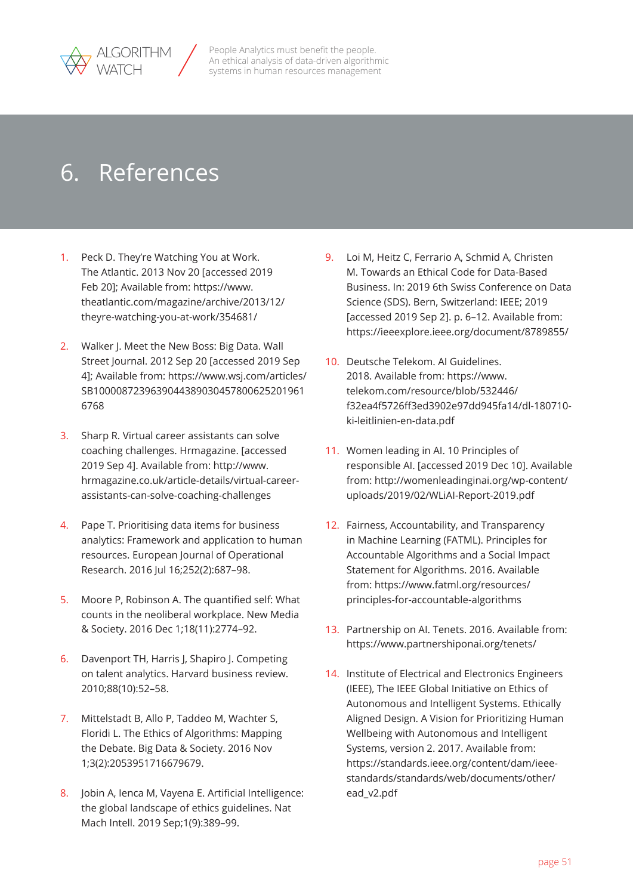# 6. References

1. Peck D. They're Watching You at Work. The Atlantic. 2013 Nov 20 [accessed 2019 Feb 20]; Available from: https://www.theatlantic.com/magazine/archive/2013/12/theyre-watching-you-at-work/354681/

2. Walker J. Meet the New Boss: Big Data. Wall Street Journal. 2012 Sep 20 [accessed 2019 Sep 4]; Available from: https://www.wsj.com/articles/SB10000872396390443890304578006252019616768

3. Sharp R. Virtual career assistants can solve coaching challenges. Hrmagazine. [accessed 2019 Sep 4]. Available from: http://www.hrmagazine.co.uk/article-details/virtual-career-assistants-can-solve-coaching-challenges

4. Pape T. Prioritising data items for business analytics: Framework and application to human resources. European Journal of Operational Research. 2016 Jul 16;252(2):687–98.

5. Moore P, Robinson A. The quantified self: What counts in the neoliberal workplace. New Media & Society. 2016 Dec 1;18(11):2774–92.

6. Davenport TH, Harris J, Shapiro J. Competing on talent analytics. Harvard business review. 2010;88(10):52–58.

7. Mittelstadt B, Allo P, Taddeo M, Wachter S, Floridi L. The Ethics of Algorithms: Mapping the Debate. Big Data & Society. 2016 Nov 1;3(2):2053951716679679.

8. Jobin A, Ienca M, Vayena E. Artificial Intelligence: the global landscape of ethics guidelines. Nat Mach Intell. 2019 Sep;1(9):389–99.

9. Loi M, Heitz C, Ferrario A, Schmid A, Christen M. Towards an Ethical Code for Data-Based Business. In: 2019 6th Swiss Conference on Data Science (SDS). Bern, Switzerland: IEEE; 2019 [accessed 2019 Sep 2]. p. 6–12. Available from: https://ieeexplore.ieee.org/document/8789855/

10. Deutsche Telekom. AI Guidelines. 2018. Available from: https://www.telekom.com/resource/blob/532446/f32ea4f5726ff3ed3902e97dd945fa14/dl-180710-ki-leitlinien-en-data.pdf

11. Women leading in AI. 10 Principles of responsible AI. [accessed 2019 Dec 10]. Available from: http://womenleadinginai.org/wp-content/uploads/2019/02/WLiAI-Report-2019.pdf

12. Fairness, Accountability, and Transparency in Machine Learning (FATML). Principles for Accountable Algorithms and a Social Impact Statement for Algorithms. 2016. Available from: https://www.fatml.org/resources/principles-for-accountable-algorithms

13. Partnership on AI. Tenets. 2016. Available from: https://www.partnershiponai.org/tenets/

14. Institute of Electrical and Electronics Engineers (IEEE), The IEEE Global Initiative on Ethics of Autonomous and Intelligent Systems. Ethically Aligned Design. A Vision for Prioritizing Human Wellbeing with Autonomous and Intelligent Systems, version 2. 2017. Available from: https://standards.ieee.org/content/dam/ieee-standards/standards/web/documents/other/ead_v2.pdf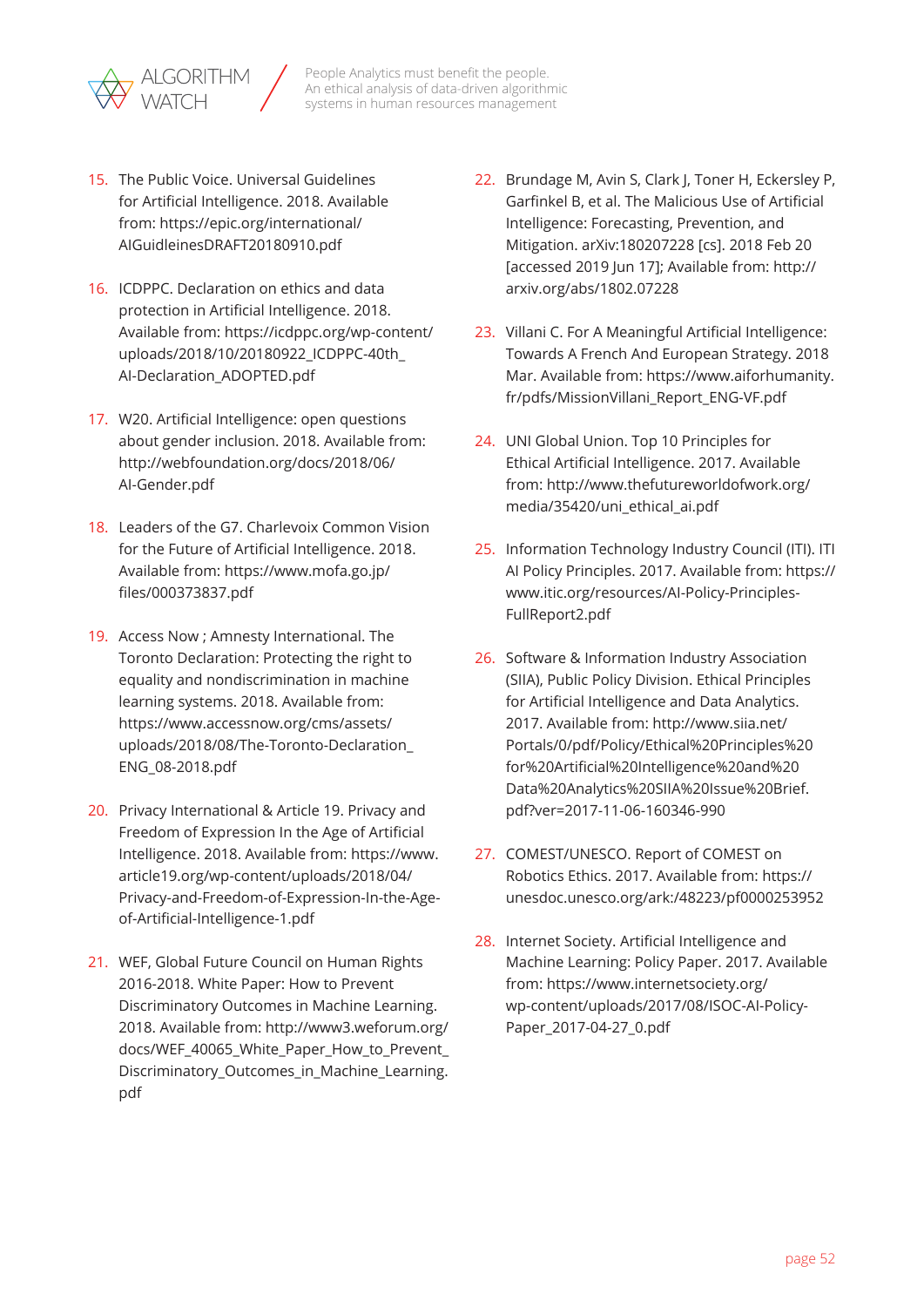15. The Public Voice. Universal Guidelines for Artificial Intelligence. 2018. Available from: https://epic.org/international/AIGuidleinesDRAFT20180910.pdf

16. ICDPPC. Declaration on ethics and data protection in Artificial Intelligence. 2018. Available from: https://icdppc.org/wp-content/uploads/2018/10/20180922_ICDPPC-40th_AI-Declaration_ADOPTED.pdf

17. W20. Artificial Intelligence: open questions about gender inclusion. 2018. Available from: http://webfoundation.org/docs/2018/06/AI-Gender.pdf

18. Leaders of the G7. Charlevoix Common Vision for the Future of Artificial Intelligence. 2018. Available from: https://www.mofa.go.jp/files/000373837.pdf

19. Access Now ; Amnesty International. The Toronto Declaration: Protecting the right to equality and nondiscrimination in machine learning systems. 2018. Available from: https://www.accessnow.org/cms/assets/uploads/2018/08/The-Toronto-Declaration_ENG_08-2018.pdf

20. Privacy International & Article 19. Privacy and Freedom of Expression In the Age of Artificial Intelligence. 2018. Available from: https://www.article19.org/wp-content/uploads/2018/04/Privacy-and-Freedom-of-Expression-In-the-Age-of-Artificial-Intelligence-1.pdf

21. WEF, Global Future Council on Human Rights 2016-2018. White Paper: How to Prevent Discriminatory Outcomes in Machine Learning. 2018. Available from: http://www3.weforum.org/docs/WEF_40065_White_Paper_How_to_Prevent_Discriminatory_Outcomes_in_Machine_Learning.pdf

22. Brundage M, Avin S, Clark J, Toner H, Eckersley P, Garfinkel B, et al. The Malicious Use of Artificial Intelligence: Forecasting, Prevention, and Mitigation. arXiv:180207228 [cs]. 2018 Feb 20 [accessed 2019 Jun 17]; Available from: http://arxiv.org/abs/1802.07228

23. Villani C. For A Meaningful Artificial Intelligence: Towards A French And European Strategy. 2018 Mar. Available from: https://www.aiforhumanity.fr/pdfs/MissionVillani_Report_ENG-VF.pdf

24. UNI Global Union. Top 10 Principles for Ethical Artificial Intelligence. 2017. Available from: http://www.thefutureworldofwork.org/media/35420/uni_ethical_ai.pdf

25. Information Technology Industry Council (ITI). ITI AI Policy Principles. 2017. Available from: https://www.itic.org/resources/AI-Policy-Principles-FullReport2.pdf

26. Software & Information Industry Association (SIIA), Public Policy Division. Ethical Principles for Artificial Intelligence and Data Analytics. 2017. Available from: http://www.siia.net/Portals/0/pdf/Policy/Ethical%20Principles%20for%20Artificial%20Intelligence%20and%20Data%20Analytics%20SIIA%20Issue%20Brief.pdf?ver=2017-11-06-160346-990

27. COMEST/UNESCO. Report of COMEST on Robotics Ethics. 2017. Available from: https://unesdoc.unesco.org/ark:/48223/pf0000253952

28. Internet Society. Artificial Intelligence and Machine Learning: Policy Paper. 2017. Available from: https://www.internetsociety.org/wp-content/uploads/2017/08/ISOC-AI-Policy-Paper_2017-04-27_0.pdf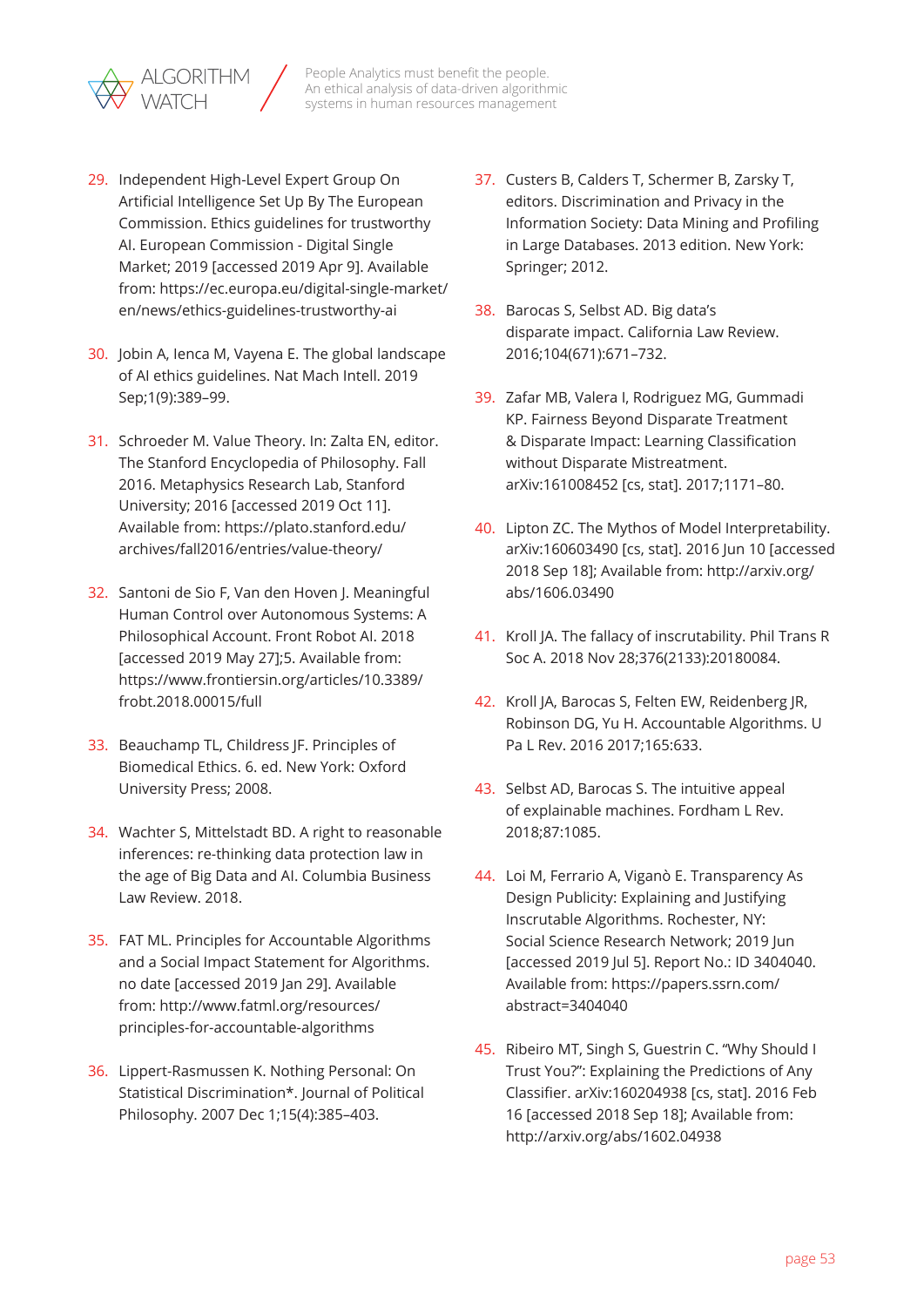29. Independent High-Level Expert Group On Artificial Intelligence Set Up By The European Commission. Ethics guidelines for trustworthy AI. European Commission - Digital Single Market; 2019 [accessed 2019 Apr 9]. Available from: https://ec.europa.eu/digital-single-market/en/news/ethics-guidelines-trustworthy-ai

30. Jobin A, Ienca M, Vayena E. The global landscape of AI ethics guidelines. Nat Mach Intell. 2019 Sep;1(9):389–99.

31. Schroeder M. Value Theory. In: Zalta EN, editor. The Stanford Encyclopedia of Philosophy. Fall 2016. Metaphysics Research Lab, Stanford University; 2016 [accessed 2019 Oct 11]. Available from: https://plato.stanford.edu/archives/fall2016/entries/value-theory/

32. Santoni de Sio F, Van den Hoven J. Meaningful Human Control over Autonomous Systems: A Philosophical Account. Front Robot AI. 2018 [accessed 2019 May 27];5. Available from: https://www.frontiersin.org/articles/10.3389/frobt.2018.00015/full

33. Beauchamp TL, Childress JF. Principles of Biomedical Ethics. 6. ed. New York: Oxford University Press; 2008.

34. Wachter S, Mittelstadt BD. A right to reasonable inferences: re-thinking data protection law in the age of Big Data and AI. Columbia Business Law Review. 2018.

35. FAT ML. Principles for Accountable Algorithms and a Social Impact Statement for Algorithms. no date [accessed 2019 Jan 29]. Available from: http://www.fatml.org/resources/principles-for-accountable-algorithms

36. Lippert-Rasmussen K. Nothing Personal: On Statistical Discrimination*. Journal of Political Philosophy. 2007 Dec 1;15(4):385–403.

37. Custers B, Calders T, Schermer B, Zarsky T, editors. Discrimination and Privacy in the Information Society: Data Mining and Profiling in Large Databases. 2013 edition. New York: Springer; 2012.

38. Barocas S, Selbst AD. Big data's disparate impact. California Law Review. 2016;104(671):671–732.

39. Zafar MB, Valera I, Rodriguez MG, Gummadi KP. Fairness Beyond Disparate Treatment & Disparate Impact: Learning Classification without Disparate Mistreatment. arXiv:161008452 [cs, stat]. 2017;1171–80.

40. Lipton ZC. The Mythos of Model Interpretability. arXiv:160603490 [cs, stat]. 2016 Jun 10 [accessed 2018 Sep 18]; Available from: http://arxiv.org/abs/1606.03490

41. Kroll JA. The fallacy of inscrutability. Phil Trans R Soc A. 2018 Nov 28;376(2133):20180084.

42. Kroll JA, Barocas S, Felten EW, Reidenberg JR, Robinson DG, Yu H. Accountable Algorithms. U Pa L Rev. 2016 2017;165:633.

43. Selbst AD, Barocas S. The intuitive appeal of explainable machines. Fordham L Rev. 2018;87:1085.

44. Loi M, Ferrario A, Viganò E. Transparency As Design Publicity: Explaining and Justifying Inscrutable Algorithms. Rochester, NY: Social Science Research Network; 2019 Jun [accessed 2019 Jul 5]. Report No.: ID 3404040. Available from: https://papers.ssrn.com/abstract=3404040

45. Ribeiro MT, Singh S, Guestrin C. "Why Should I Trust You?": Explaining the Predictions of Any Classifier. arXiv:160204938 [cs, stat]. 2016 Feb 16 [accessed 2018 Sep 18]; Available from: http://arxiv.org/abs/1602.04938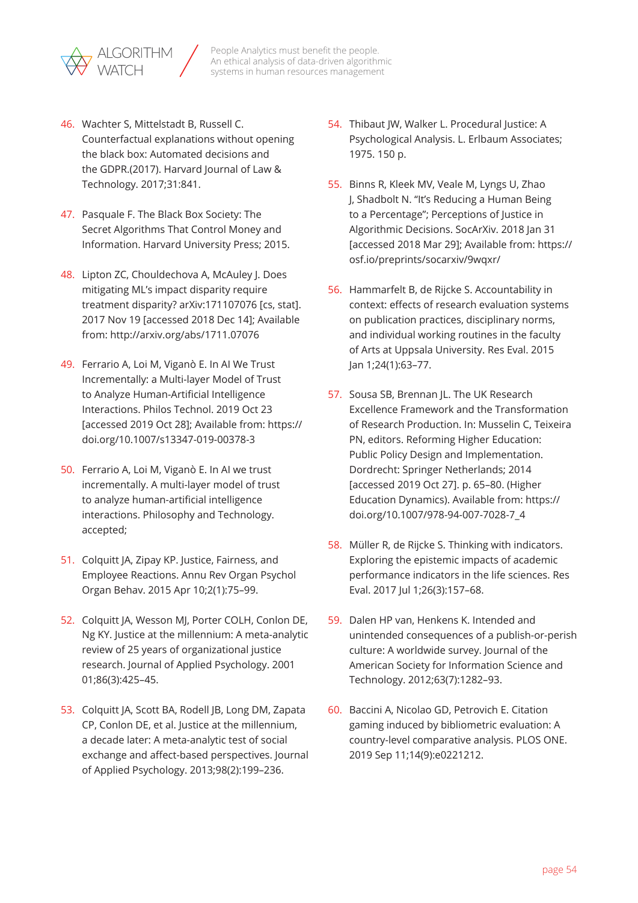46. Wachter S, Mittelstadt B, Russell C. Counterfactual explanations without opening the black box: Automated decisions and the GDPR.(2017). Harvard Journal of Law & Technology. 2017;31:841.

47. Pasquale F. The Black Box Society: The Secret Algorithms That Control Money and Information. Harvard University Press; 2015.

48. Lipton ZC, Chouldechova A, McAuley J. Does mitigating ML's impact disparity require treatment disparity? arXiv:171107076 [cs, stat]. 2017 Nov 19 [accessed 2018 Dec 14]; Available from: http://arxiv.org/abs/1711.07076

49. Ferrario A, Loi M, Viganò E. In AI We Trust Incrementally: a Multi-layer Model of Trust to Analyze Human-Artificial Intelligence Interactions. Philos Technol. 2019 Oct 23 [accessed 2019 Oct 28]; Available from: https://doi.org/10.1007/s13347-019-00378-3

50. Ferrario A, Loi M, Viganò E. In AI we trust incrementally. A multi-layer model of trust to analyze human-artificial intelligence interactions. Philosophy and Technology. accepted;

51. Colquitt JA, Zipay KP. Justice, Fairness, and Employee Reactions. Annu Rev Organ Psychol Organ Behav. 2015 Apr 10;2(1):75–99.

52. Colquitt JA, Wesson MJ, Porter COLH, Conlon DE, Ng KY. Justice at the millennium: A meta-analytic review of 25 years of organizational justice research. Journal of Applied Psychology. 2001 01;86(3):425–45.

53. Colquitt JA, Scott BA, Rodell JB, Long DM, Zapata CP, Conlon DE, et al. Justice at the millennium, a decade later: A meta-analytic test of social exchange and affect-based perspectives. Journal of Applied Psychology. 2013;98(2):199–236.

54. Thibaut JW, Walker L. Procedural Justice: A Psychological Analysis. L. Erlbaum Associates; 1975. 150 p.

55. Binns R, Kleek MV, Veale M, Lyngs U, Zhao J, Shadbolt N. "It's Reducing a Human Being to a Percentage"; Perceptions of Justice in Algorithmic Decisions. SocArXiv. 2018 Jan 31 [accessed 2018 Mar 29]; Available from: https://osf.io/preprints/socarxiv/9wqxr/

56. Hammarfelt B, de Rijcke S. Accountability in context: effects of research evaluation systems on publication practices, disciplinary norms, and individual working routines in the faculty of Arts at Uppsala University. Res Eval. 2015 Jan 1;24(1):63–77.

57. Sousa SB, Brennan JL. The UK Research Excellence Framework and the Transformation of Research Production. In: Musselin C, Teixeira PN, editors. Reforming Higher Education: Public Policy Design and Implementation. Dordrecht: Springer Netherlands; 2014 [accessed 2019 Oct 27]. p. 65–80. (Higher Education Dynamics). Available from: https://doi.org/10.1007/978-94-007-7028-7_4

58. Müller R, de Rijcke S. Thinking with indicators. Exploring the epistemic impacts of academic performance indicators in the life sciences. Res Eval. 2017 Jul 1;26(3):157–68.

59. Dalen HP van, Henkens K. Intended and unintended consequences of a publish-or-perish culture: A worldwide survey. Journal of the American Society for Information Science and Technology. 2012;63(7):1282–93.

60. Baccini A, Nicolao GD, Petrovich E. Citation gaming induced by bibliometric evaluation: A country-level comparative analysis. PLOS ONE. 2019 Sep 11;14(9):e0221212.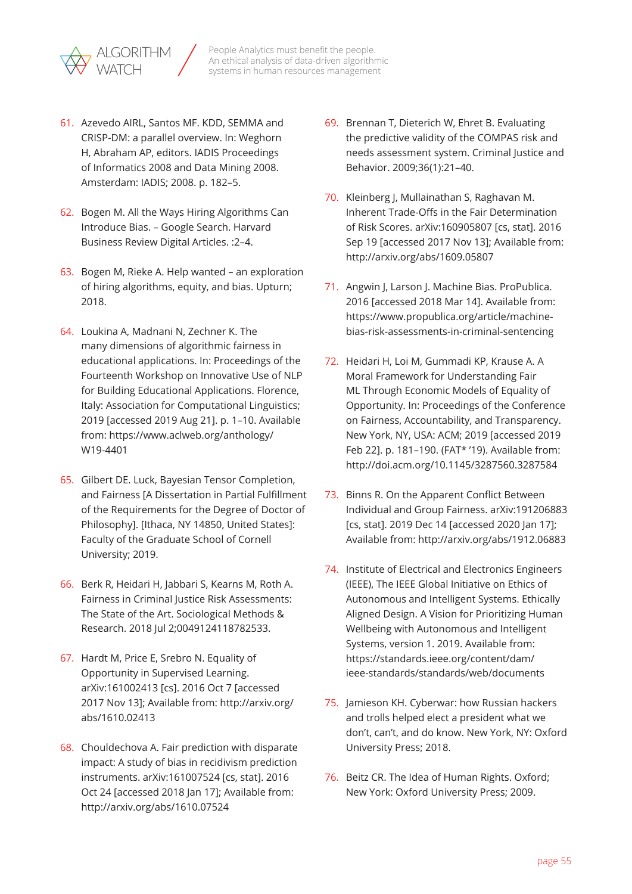61. Azevedo AIRL, Santos MF. KDD, SEMMA and CRISP-DM: a parallel overview. In: Weghorn H, Abraham AP, editors. IADIS Proceedings of Informatics 2008 and Data Mining 2008. Amsterdam: IADIS; 2008. p. 182–5.

62. Bogen M. All the Ways Hiring Algorithms Can Introduce Bias. – Google Search. Harvard Business Review Digital Articles. :2–4.

63. Bogen M, Rieke A. Help wanted – an exploration of hiring algorithms, equity, and bias. Upturn; 2018.

64. Loukina A, Madnani N, Zechner K. The many dimensions of algorithmic fairness in educational applications. In: Proceedings of the Fourteenth Workshop on Innovative Use of NLP for Building Educational Applications. Florence, Italy: Association for Computational Linguistics; 2019 [accessed 2019 Aug 21]. p. 1–10. Available from: https://www.aclweb.org/anthology/W19-4401

65. Gilbert DE. Luck, Bayesian Tensor Completion, and Fairness [A Dissertation in Partial Fulfillment of the Requirements for the Degree of Doctor of Philosophy]. [Ithaca, NY 14850, United States]: Faculty of the Graduate School of Cornell University; 2019.

66. Berk R, Heidari H, Jabbari S, Kearns M, Roth A. Fairness in Criminal Justice Risk Assessments: The State of the Art. Sociological Methods & Research. 2018 Jul 2;0049124118782533.

67. Hardt M, Price E, Srebro N. Equality of Opportunity in Supervised Learning. arXiv:161002413 [cs]. 2016 Oct 7 [accessed 2017 Nov 13]; Available from: http://arxiv.org/abs/1610.02413

68. Chouldechova A. Fair prediction with disparate impact: A study of bias in recidivism prediction instruments. arXiv:161007524 [cs, stat]. 2016 Oct 24 [accessed 2018 Jan 17]; Available from: http://arxiv.org/abs/1610.07524

69. Brennan T, Dieterich W, Ehret B. Evaluating the predictive validity of the COMPAS risk and needs assessment system. Criminal Justice and Behavior. 2009;36(1):21–40.

70. Kleinberg J, Mullainathan S, Raghavan M. Inherent Trade-Offs in the Fair Determination of Risk Scores. arXiv:160905807 [cs, stat]. 2016 Sep 19 [accessed 2017 Nov 13]; Available from: http://arxiv.org/abs/1609.05807

71. Angwin J, Larson J. Machine Bias. ProPublica. 2016 [accessed 2018 Mar 14]. Available from: https://www.propublica.org/article/machine-bias-risk-assessments-in-criminal-sentencing

72. Heidari H, Loi M, Gummadi KP, Krause A. A Moral Framework for Understanding Fair ML Through Economic Models of Equality of Opportunity. In: Proceedings of the Conference on Fairness, Accountability, and Transparency. New York, NY, USA: ACM; 2019 [accessed 2019 Feb 22]. p. 181–190. (FAT* '19). Available from: http://doi.acm.org/10.1145/3287560.3287584

73. Binns R. On the Apparent Conflict Between Individual and Group Fairness. arXiv:191206883 [cs, stat]. 2019 Dec 14 [accessed 2020 Jan 17]; Available from: http://arxiv.org/abs/1912.06883

74. Institute of Electrical and Electronics Engineers (IEEE), The IEEE Global Initiative on Ethics of Autonomous and Intelligent Systems. Ethically Aligned Design. A Vision for Prioritizing Human Wellbeing with Autonomous and Intelligent Systems, version 1. 2019. Available from: https://standards.ieee.org/content/dam/ieee-standards/standards/web/documents

75. Jamieson KH. Cyberwar: how Russian hackers and trolls helped elect a president what we don't, can't, and do know. New York, NY: Oxford University Press; 2018.

76. Beitz CR. The Idea of Human Rights. Oxford; New York: Oxford University Press; 2009.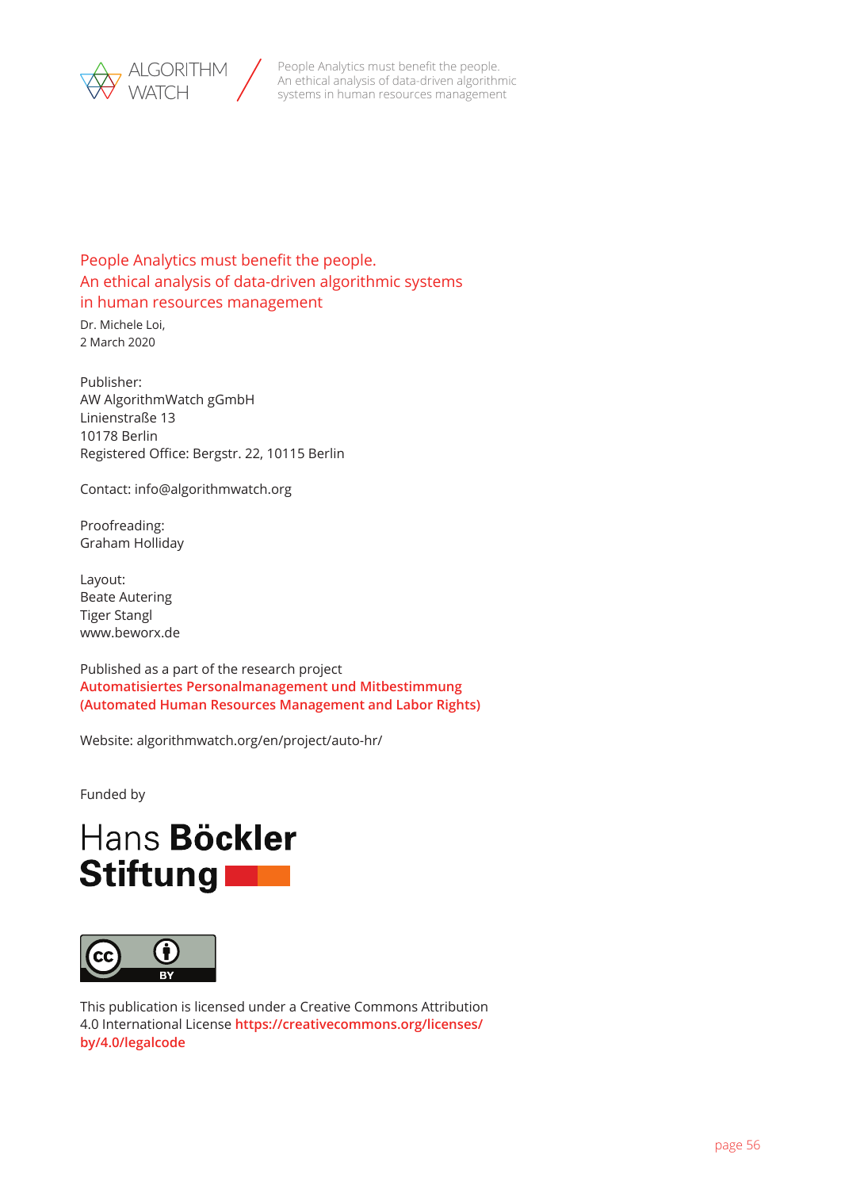People Analytics must benefit the people.
An ethical analysis of data-driven algorithmic systems
in human resources management

Dr. Michele Loi,
2 March 2020

Publisher:
AW AlgorithmWatch gGmbH
Linienstraße 13
10178 Berlin
Registered Office: Bergstr. 22, 10115 Berlin

Contact: info@algorithmwatch.org

Proofreading:
Graham Holliday

Layout:
Beate Autering
Tiger Stangl
www.beworx.de

Published as a part of the research project
**Automatisiertes Personalmanagement und Mitbestimmung (Automated Human Resources Management and Labor Rights)**

Website: algorithmwatch.org/en/project/auto-hr/

Funded by

Hans **Böckler**
**Stiftung**

This publication is licensed under a Creative Commons Attribution 4.0 International License **https://creativecommons.org/licenses/by/4.0/legalcode**